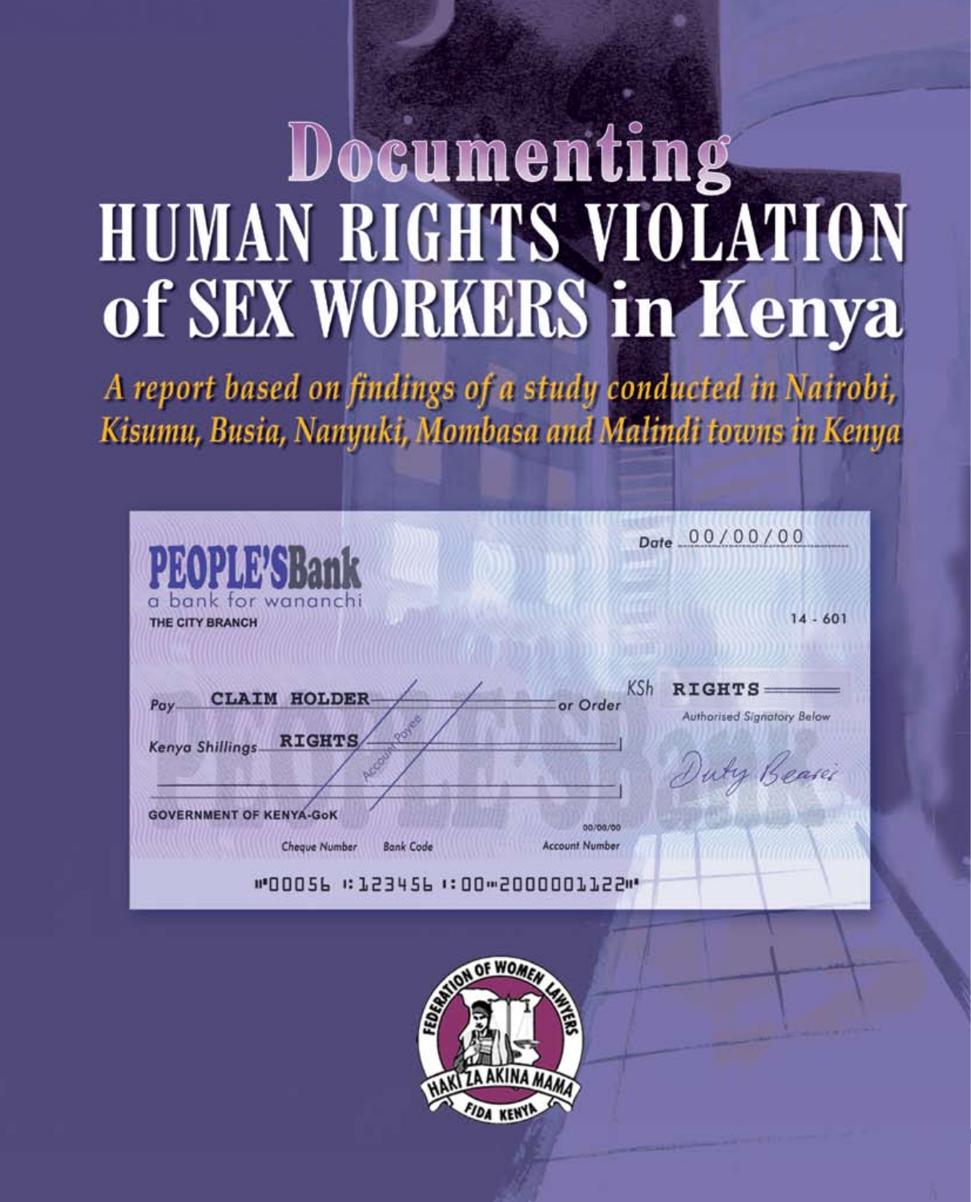# Documenting HUMAN RIGHTS VIOLATION of SEX WORKERS in Kenya

*A report based on findings of a study conducted in Nairobi, Kisumu, Busia, Nanyuki, Mombasa and Malindi towns in Kenya*

PEOPLE'S Bank
a bank for wananchi
THE CITY BRANCH

Date 00/00/00

14 - 601

Pay CLAIM HOLDER or Order

KSh RIGHTS

Kenya Shillings RIGHTS

Account Payee

Authorised Signatory Below

Duty Bearer

GOVERNMENT OF KENYA-GoK

00/00/00

Cheque Number Bank Code Account Number

⑈00056 ⑆123456 ⑆00⑈2000001122⑈

FEDERATION OF WOMEN LAWYERS
HAKI ZA AKINA MAMA
FIDA KENYA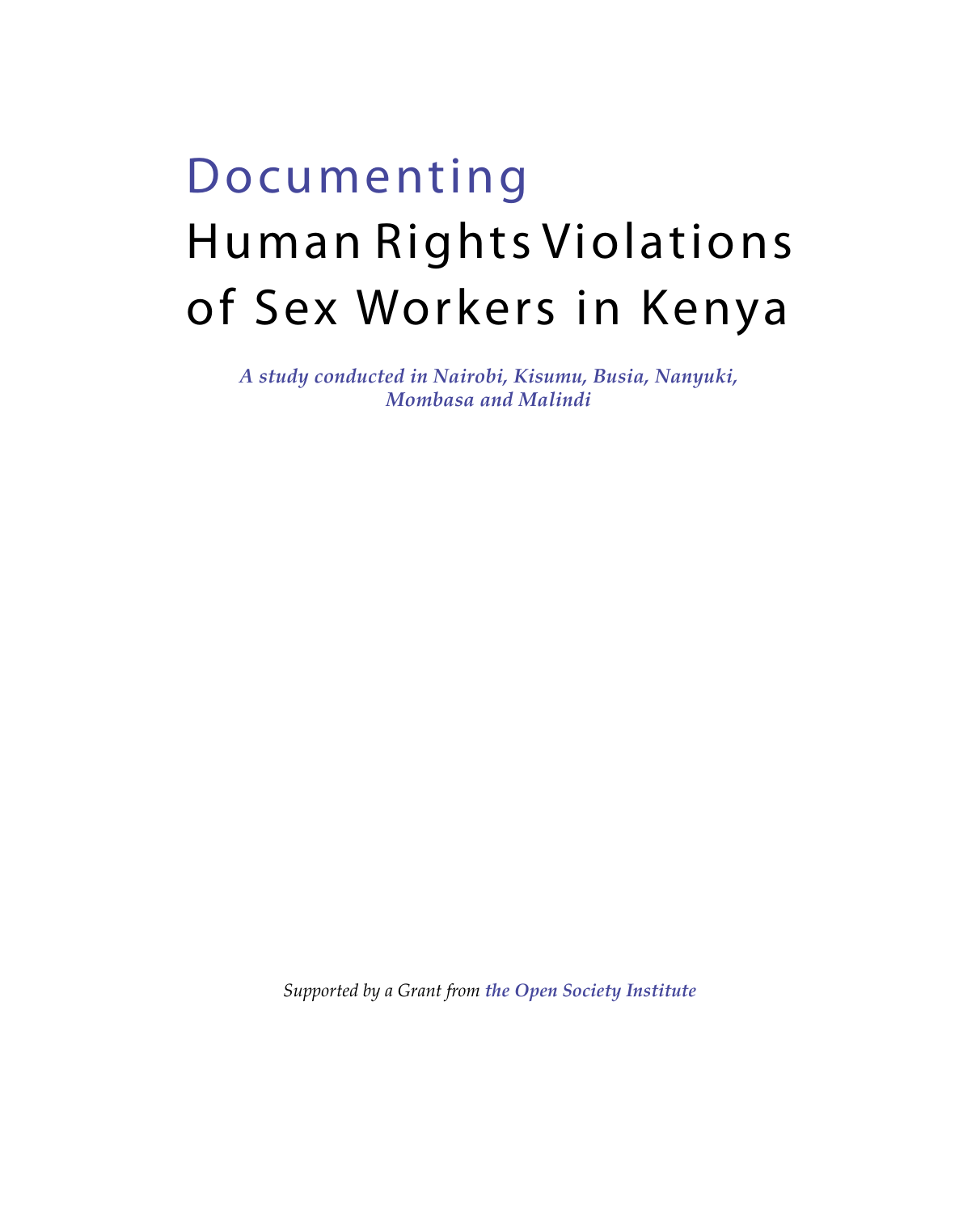# Documenting Human Rights Violations of Sex Workers in Kenya

***A study conducted in Nairobi, Kisumu, Busia, Nanyuki, Mombasa and Malindi***

*Supported by a Grant from* ***the Open Society Institute***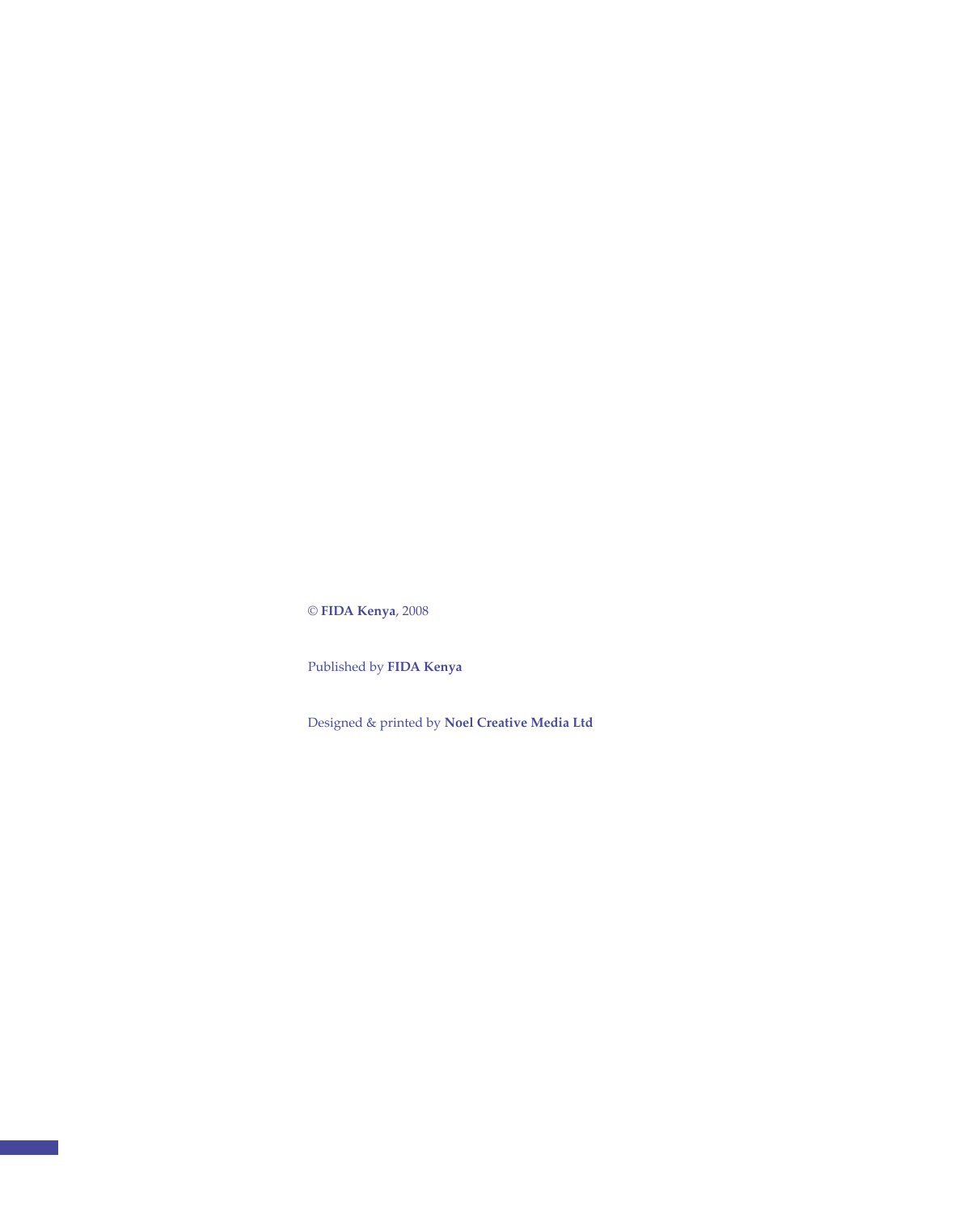© **FIDA Kenya**, 2008

Published by **FIDA Kenya**

Designed & printed by **Noel Creative Media Ltd**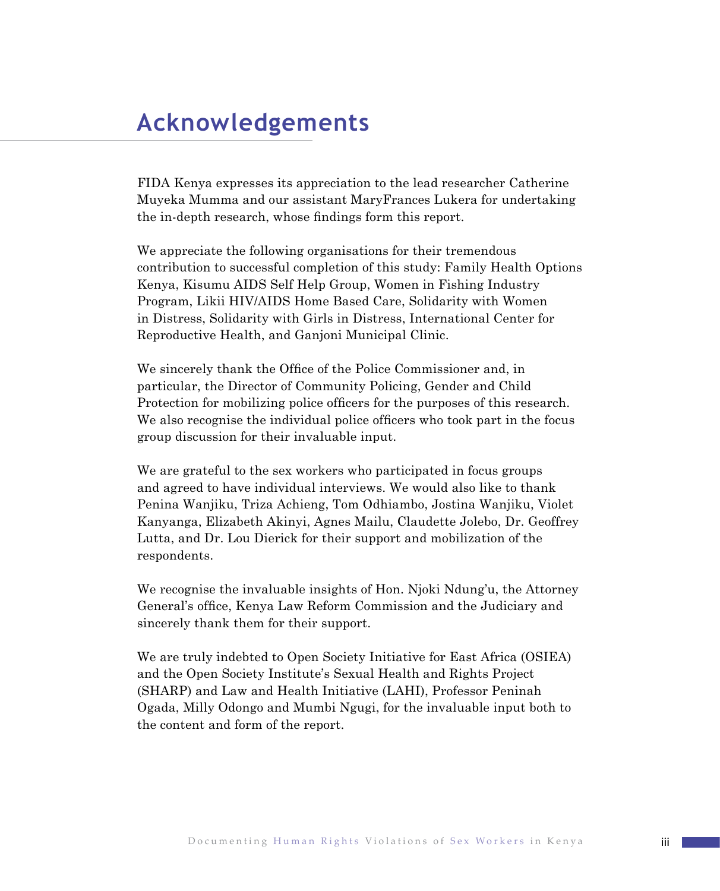# Acknowledgements

FIDA Kenya expresses its appreciation to the lead researcher Catherine Muyeka Mumma and our assistant MaryFrances Lukera for undertaking the in-depth research, whose findings form this report.

We appreciate the following organisations for their tremendous contribution to successful completion of this study: Family Health Options Kenya, Kisumu AIDS Self Help Group, Women in Fishing Industry Program, Likii HIV/AIDS Home Based Care, Solidarity with Women in Distress, Solidarity with Girls in Distress, International Center for Reproductive Health, and Ganjoni Municipal Clinic.

We sincerely thank the Office of the Police Commissioner and, in particular, the Director of Community Policing, Gender and Child Protection for mobilizing police officers for the purposes of this research. We also recognise the individual police officers who took part in the focus group discussion for their invaluable input.

We are grateful to the sex workers who participated in focus groups and agreed to have individual interviews. We would also like to thank Penina Wanjiku, Triza Achieng, Tom Odhiambo, Jostina Wanjiku, Violet Kanyanga, Elizabeth Akinyi, Agnes Mailu, Claudette Jolebo, Dr. Geoffrey Lutta, and Dr. Lou Dierick for their support and mobilization of the respondents.

We recognise the invaluable insights of Hon. Njoki Ndung'u, the Attorney General's office, Kenya Law Reform Commission and the Judiciary and sincerely thank them for their support.

We are truly indebted to Open Society Initiative for East Africa (OSIEA) and the Open Society Institute's Sexual Health and Rights Project (SHARP) and Law and Health Initiative (LAHI), Professor Peninah Ogada, Milly Odongo and Mumbi Ngugi, for the invaluable input both to the content and form of the report.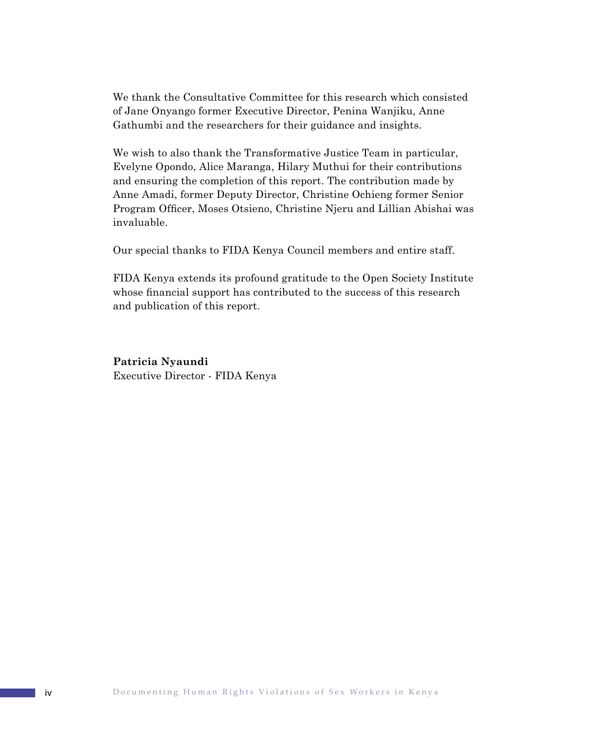We thank the Consultative Committee for this research which consisted of Jane Onyango former Executive Director, Penina Wanjiku, Anne Gathumbi and the researchers for their guidance and insights.

We wish to also thank the Transformative Justice Team in particular, Evelyne Opondo, Alice Maranga, Hilary Muthui for their contributions and ensuring the completion of this report. The contribution made by Anne Amadi, former Deputy Director, Christine Ochieng former Senior Program Officer, Moses Otsieno, Christine Njeru and Lillian Abishai was invaluable.

Our special thanks to FIDA Kenya Council members and entire staff.

FIDA Kenya extends its profound gratitude to the Open Society Institute whose financial support has contributed to the success of this research and publication of this report.

**Patricia Nyaundi**
Executive Director - FIDA Kenya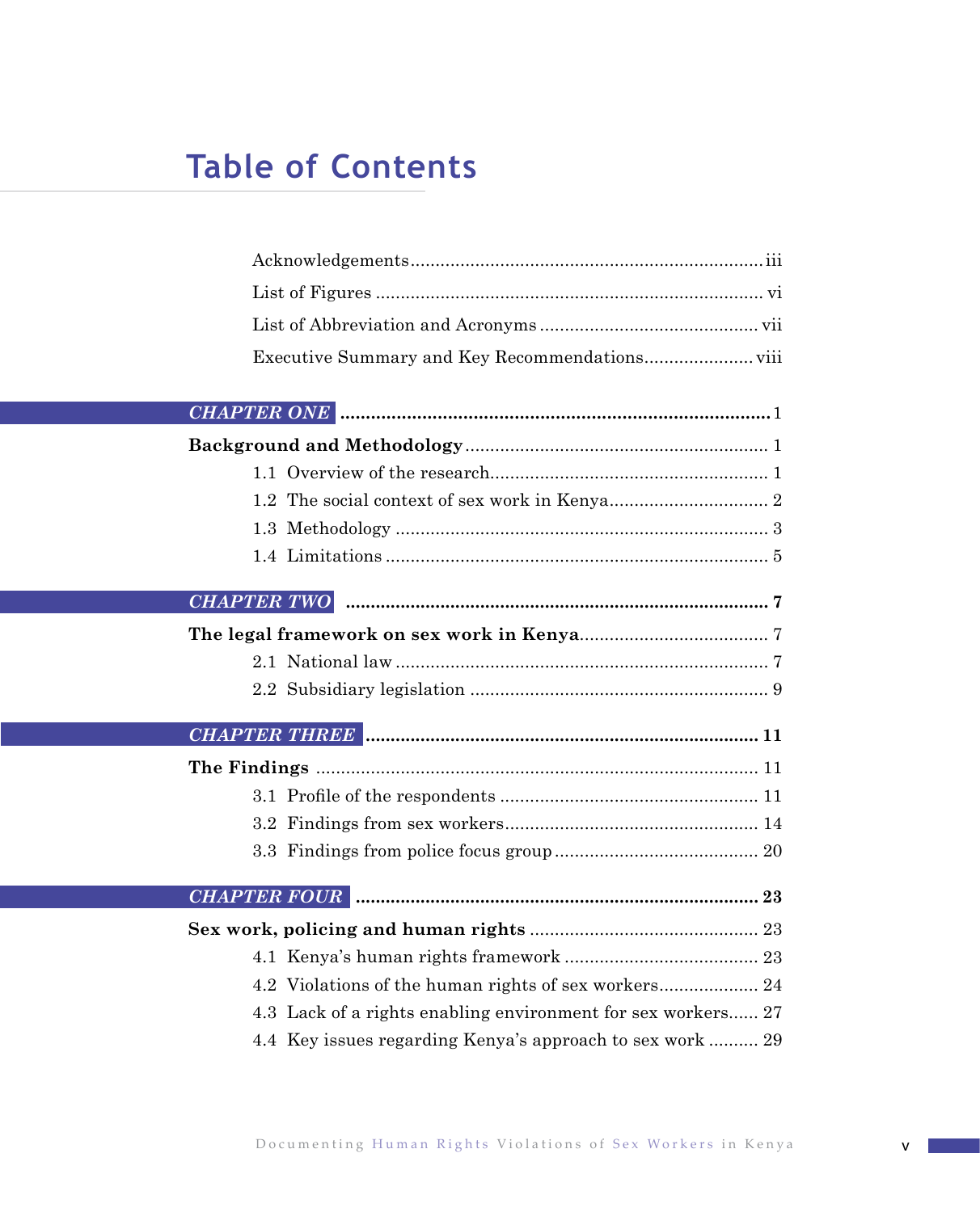# Table of Contents

Acknowledgements...................................................................... iii

List of Figures .............................................................................. vi

List of Abbreviation and Acronyms ............................................ vii

Executive Summary and Key Recommendations...................... viii

***CHAPTER ONE*** ....................................................................... 1

**Background and Methodology** ............................................................ 1

1.1 Overview of the research........................................................ 1

1.2 The social context of sex work in Kenya................................ 2

1.3 Methodology ........................................................................... 3

1.4 Limitations ............................................................................. 5

***CHAPTER TWO*** ...................................................................... **7**

**The legal framework on sex work in Kenya**..................................... 7

2.1 National law ........................................................................... 7

2.2 Subsidiary legislation ............................................................ 9

***CHAPTER THREE*** ................................................................... **11**

**The Findings** ......................................................................................... 11

3.1 Profile of the respondents .................................................... 11

3.2 Findings from sex workers................................................... 14

3.3 Findings from police focus group ......................................... 20

***CHAPTER FOUR*** ...................................................................... **23**

**Sex work, policing and human rights** ............................................. 23

4.1 Kenya's human rights framework ....................................... 23

4.2 Violations of the human rights of sex workers.................... 24

4.3 Lack of a rights enabling environment for sex workers...... 27

4.4 Key issues regarding Kenya's approach to sex work .......... 29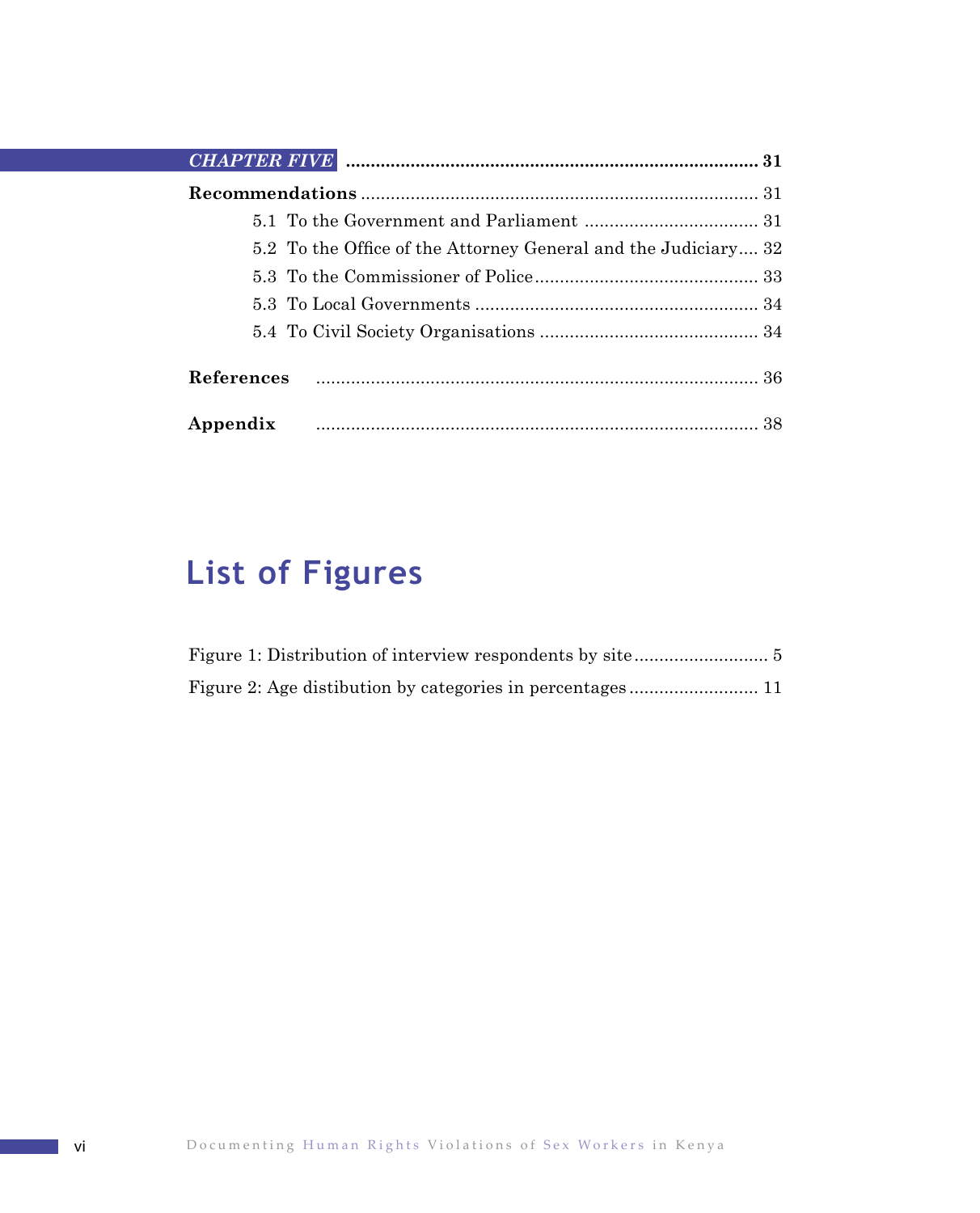*CHAPTER FIVE* .................................................................................... 31

**Recommendations** ................................................................................ 31

5.1 To the Government and Parliament ................................... 31

5.2 To the Office of the Attorney General and the Judiciary.... 32

5.3 To the Commissioner of Police............................................. 33

5.3 To Local Governments ......................................................... 34

5.4 To Civil Society Organisations ............................................ 34

**References** ......................................................................................... 36

**Appendix** ......................................................................................... 38

## List of Figures

Figure 1: Distribution of interview respondents by site........................... 5

Figure 2: Age distibution by categories in percentages.......................... 11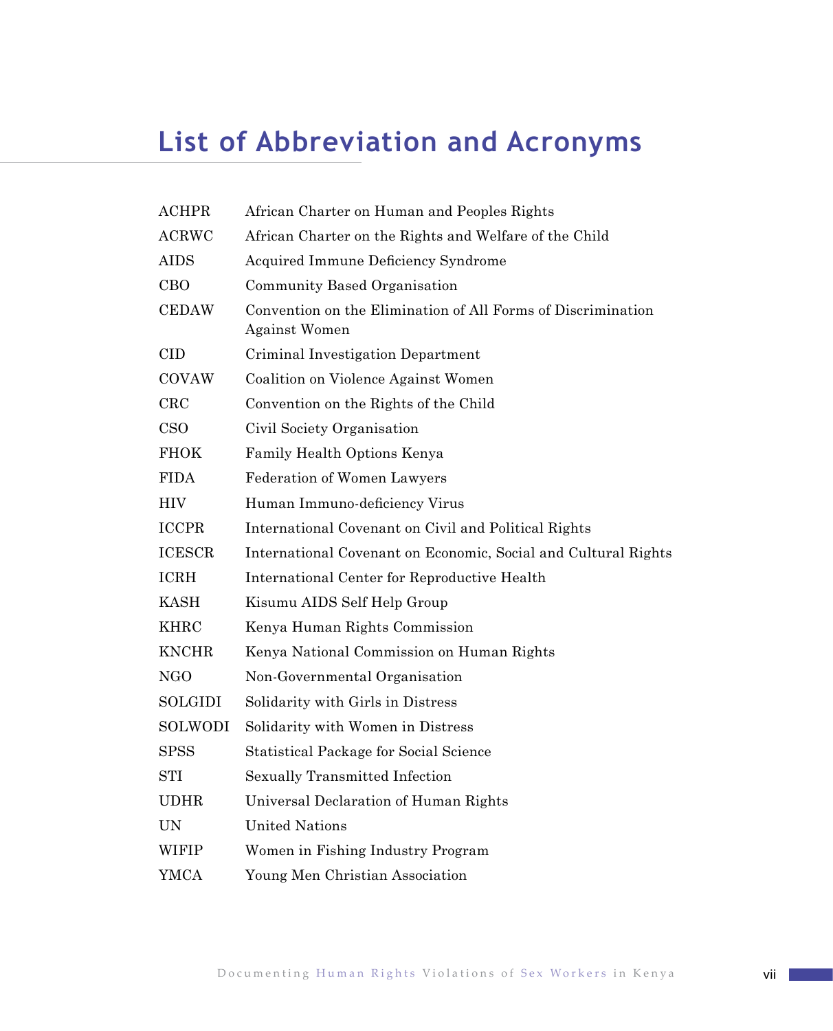# List of Abbreviation and Acronyms

| | |
|---|---|
| ACHPR | African Charter on Human and Peoples Rights |
| ACRWC | African Charter on the Rights and Welfare of the Child |
| AIDS | Acquired Immune Deficiency Syndrome |
| CBO | Community Based Organisation |
| CEDAW | Convention on the Elimination of All Forms of Discrimination Against Women |
| CID | Criminal Investigation Department |
| COVAW | Coalition on Violence Against Women |
| CRC | Convention on the Rights of the Child |
| CSO | Civil Society Organisation |
| FHOK | Family Health Options Kenya |
| FIDA | Federation of Women Lawyers |
| HIV | Human Immuno-deficiency Virus |
| ICCPR | International Covenant on Civil and Political Rights |
| ICESCR | International Covenant on Economic, Social and Cultural Rights |
| ICRH | International Center for Reproductive Health |
| KASH | Kisumu AIDS Self Help Group |
| KHRC | Kenya Human Rights Commission |
| KNCHR | Kenya National Commission on Human Rights |
| NGO | Non-Governmental Organisation |
| SOLGIDI | Solidarity with Girls in Distress |
| SOLWODI | Solidarity with Women in Distress |
| SPSS | Statistical Package for Social Science |
| STI | Sexually Transmitted Infection |
| UDHR | Universal Declaration of Human Rights |
| UN | United Nations |
| WIFIP | Women in Fishing Industry Program |
| YMCA | Young Men Christian Association |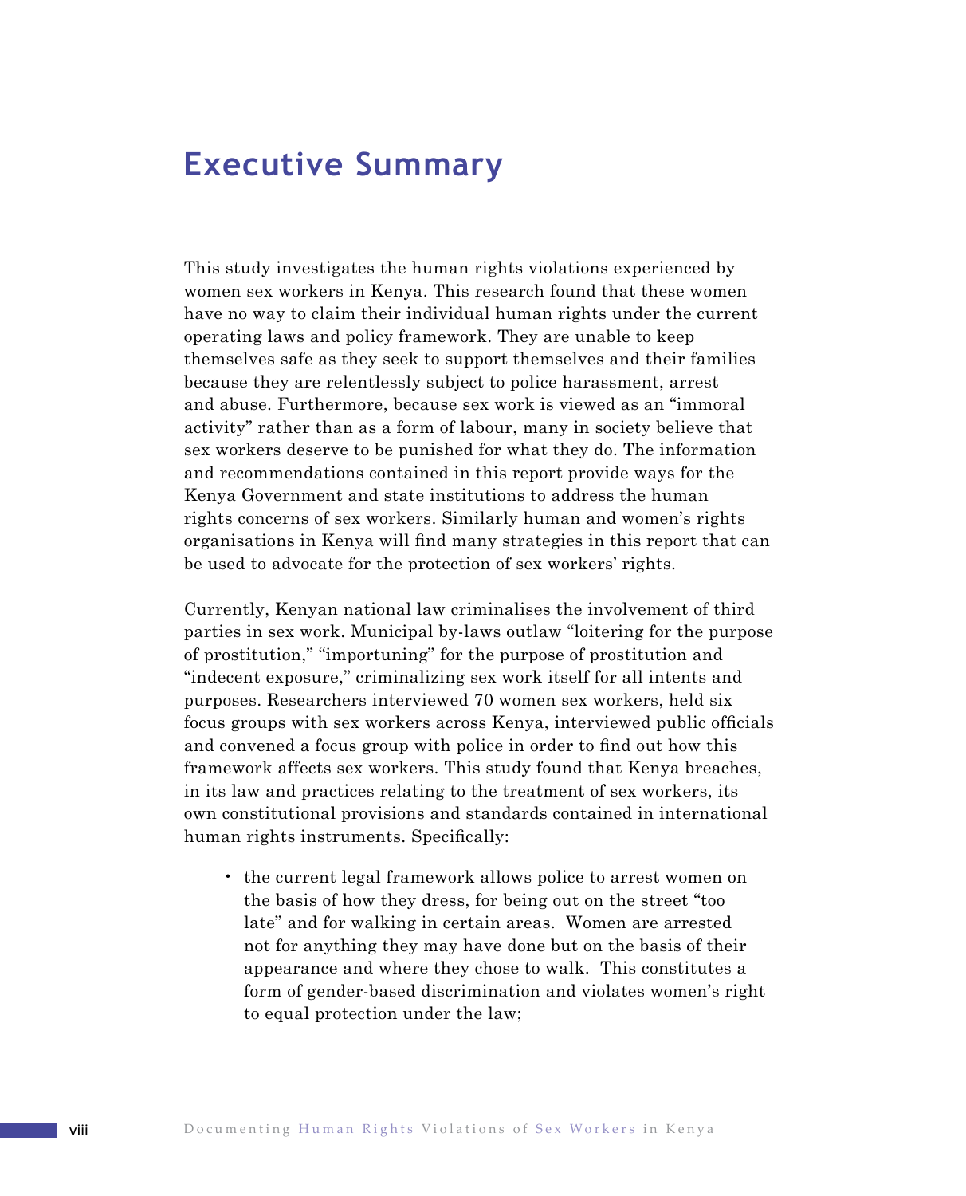# Executive Summary

This study investigates the human rights violations experienced by women sex workers in Kenya. This research found that these women have no way to claim their individual human rights under the current operating laws and policy framework. They are unable to keep themselves safe as they seek to support themselves and their families because they are relentlessly subject to police harassment, arrest and abuse. Furthermore, because sex work is viewed as an "immoral activity" rather than as a form of labour, many in society believe that sex workers deserve to be punished for what they do. The information and recommendations contained in this report provide ways for the Kenya Government and state institutions to address the human rights concerns of sex workers. Similarly human and women's rights organisations in Kenya will find many strategies in this report that can be used to advocate for the protection of sex workers' rights.

Currently, Kenyan national law criminalises the involvement of third parties in sex work. Municipal by-laws outlaw "loitering for the purpose of prostitution," "importuning" for the purpose of prostitution and "indecent exposure," criminalizing sex work itself for all intents and purposes. Researchers interviewed 70 women sex workers, held six focus groups with sex workers across Kenya, interviewed public officials and convened a focus group with police in order to find out how this framework affects sex workers. This study found that Kenya breaches, in its law and practices relating to the treatment of sex workers, its own constitutional provisions and standards contained in international human rights instruments. Specifically:

- the current legal framework allows police to arrest women on the basis of how they dress, for being out on the street "too late" and for walking in certain areas. Women are arrested not for anything they may have done but on the basis of their appearance and where they chose to walk. This constitutes a form of gender-based discrimination and violates women's right to equal protection under the law;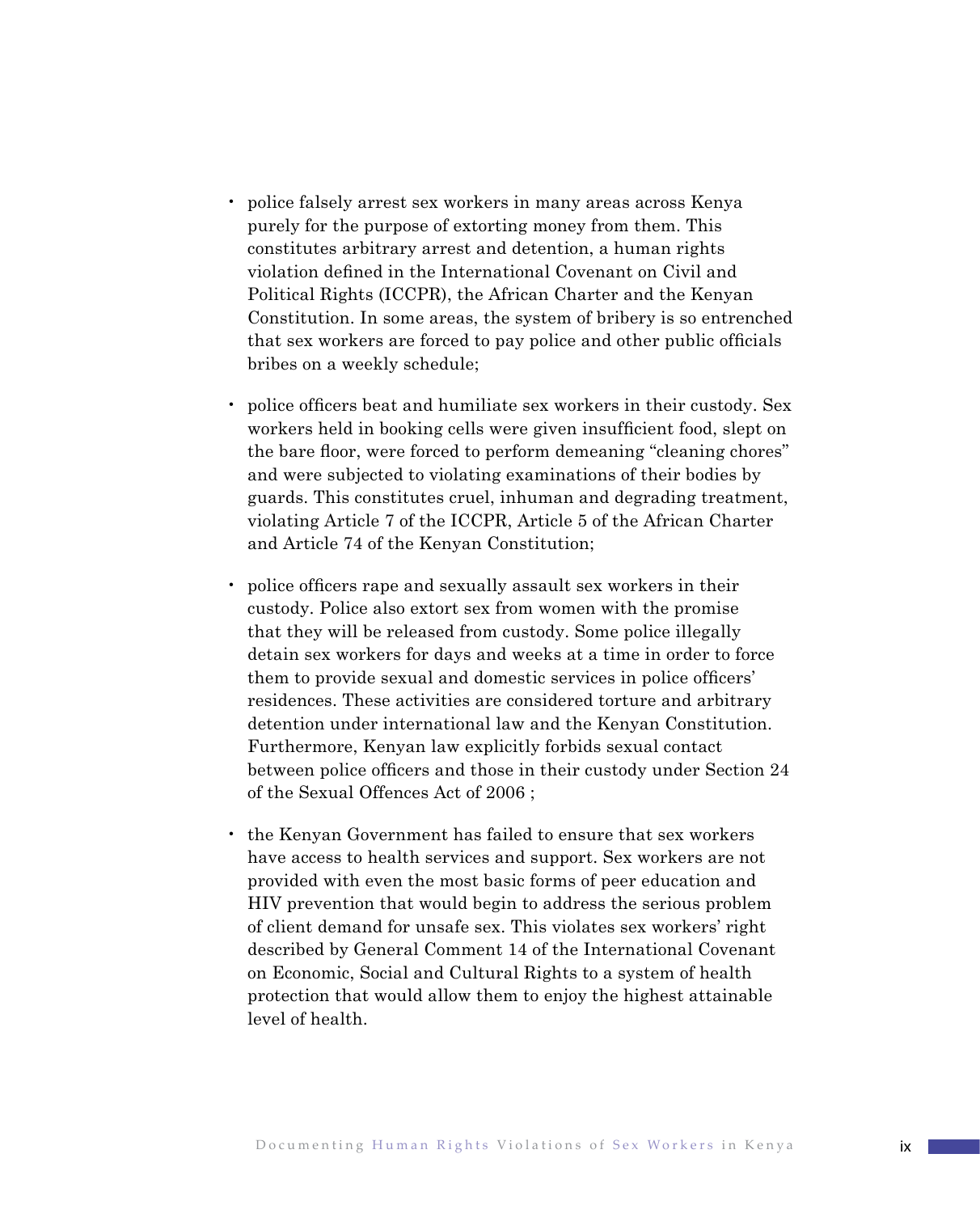- police falsely arrest sex workers in many areas across Kenya purely for the purpose of extorting money from them. This constitutes arbitrary arrest and detention, a human rights violation defined in the International Covenant on Civil and Political Rights (ICCPR), the African Charter and the Kenyan Constitution. In some areas, the system of bribery is so entrenched that sex workers are forced to pay police and other public officials bribes on a weekly schedule;

- police officers beat and humiliate sex workers in their custody. Sex workers held in booking cells were given insufficient food, slept on the bare floor, were forced to perform demeaning "cleaning chores" and were subjected to violating examinations of their bodies by guards. This constitutes cruel, inhuman and degrading treatment, violating Article 7 of the ICCPR, Article 5 of the African Charter and Article 74 of the Kenyan Constitution;

- police officers rape and sexually assault sex workers in their custody. Police also extort sex from women with the promise that they will be released from custody. Some police illegally detain sex workers for days and weeks at a time in order to force them to provide sexual and domestic services in police officers' residences. These activities are considered torture and arbitrary detention under international law and the Kenyan Constitution. Furthermore, Kenyan law explicitly forbids sexual contact between police officers and those in their custody under Section 24 of the Sexual Offences Act of 2006 ;

- the Kenyan Government has failed to ensure that sex workers have access to health services and support. Sex workers are not provided with even the most basic forms of peer education and HIV prevention that would begin to address the serious problem of client demand for unsafe sex. This violates sex workers' right described by General Comment 14 of the International Covenant on Economic, Social and Cultural Rights to a system of health protection that would allow them to enjoy the highest attainable level of health.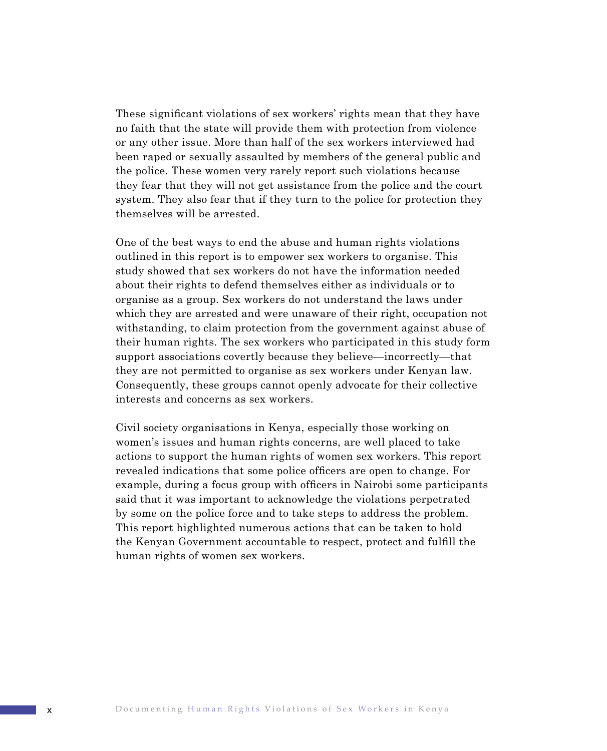These significant violations of sex workers' rights mean that they have no faith that the state will provide them with protection from violence or any other issue. More than half of the sex workers interviewed had been raped or sexually assaulted by members of the general public and the police. These women very rarely report such violations because they fear that they will not get assistance from the police and the court system. They also fear that if they turn to the police for protection they themselves will be arrested.

One of the best ways to end the abuse and human rights violations outlined in this report is to empower sex workers to organise. This study showed that sex workers do not have the information needed about their rights to defend themselves either as individuals or to organise as a group. Sex workers do not understand the laws under which they are arrested and were unaware of their right, occupation not withstanding, to claim protection from the government against abuse of their human rights. The sex workers who participated in this study form support associations covertly because they believe—incorrectly—that they are not permitted to organise as sex workers under Kenyan law. Consequently, these groups cannot openly advocate for their collective interests and concerns as sex workers.

Civil society organisations in Kenya, especially those working on women's issues and human rights concerns, are well placed to take actions to support the human rights of women sex workers. This report revealed indications that some police officers are open to change. For example, during a focus group with officers in Nairobi some participants said that it was important to acknowledge the violations perpetrated by some on the police force and to take steps to address the problem. This report highlighted numerous actions that can be taken to hold the Kenyan Government accountable to respect, protect and fulfill the human rights of women sex workers.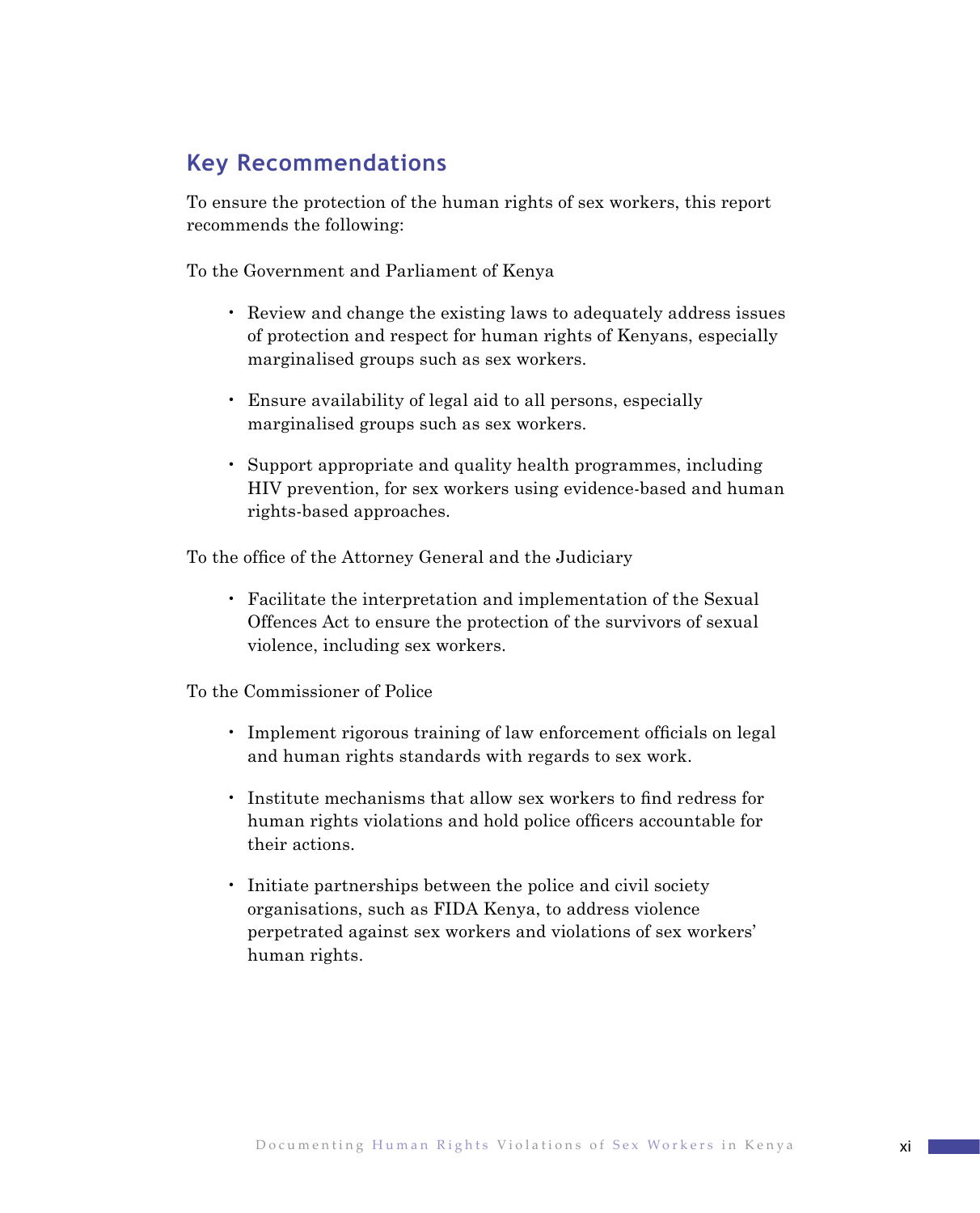## Key Recommendations

To ensure the protection of the human rights of sex workers, this report recommends the following:

To the Government and Parliament of Kenya

- Review and change the existing laws to adequately address issues of protection and respect for human rights of Kenyans, especially marginalised groups such as sex workers.
- Ensure availability of legal aid to all persons, especially marginalised groups such as sex workers.
- Support appropriate and quality health programmes, including HIV prevention, for sex workers using evidence-based and human rights-based approaches.

To the office of the Attorney General and the Judiciary

- Facilitate the interpretation and implementation of the Sexual Offences Act to ensure the protection of the survivors of sexual violence, including sex workers.

To the Commissioner of Police

- Implement rigorous training of law enforcement officials on legal and human rights standards with regards to sex work.
- Institute mechanisms that allow sex workers to find redress for human rights violations and hold police officers accountable for their actions.
- Initiate partnerships between the police and civil society organisations, such as FIDA Kenya, to address violence perpetrated against sex workers and violations of sex workers' human rights.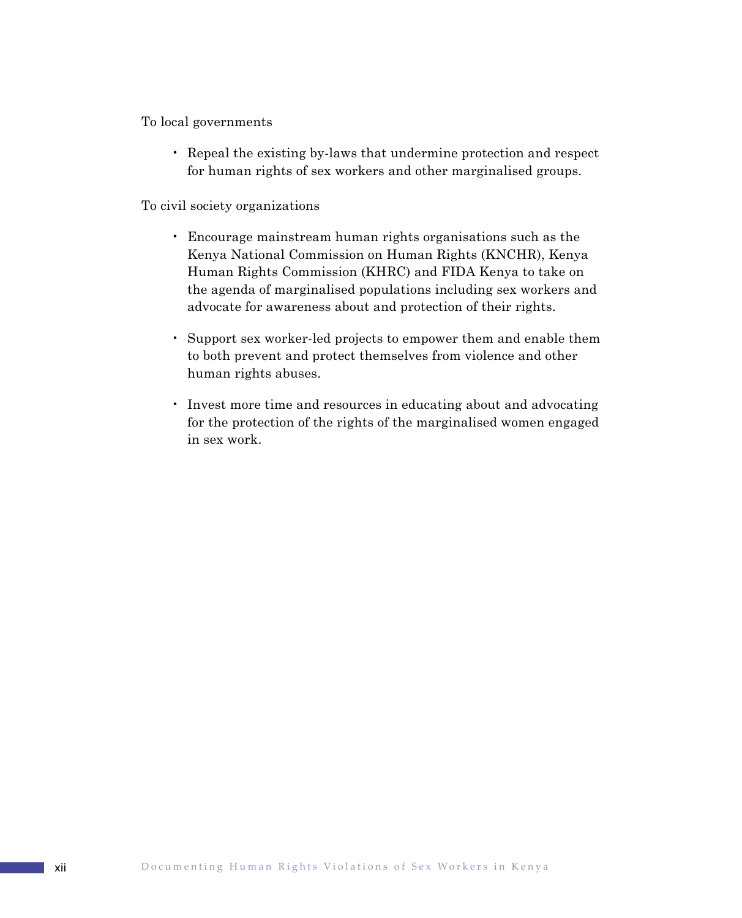To local governments

- Repeal the existing by-laws that undermine protection and respect for human rights of sex workers and other marginalised groups.

To civil society organizations

- Encourage mainstream human rights organisations such as the Kenya National Commission on Human Rights (KNCHR), Kenya Human Rights Commission (KHRC) and FIDA Kenya to take on the agenda of marginalised populations including sex workers and advocate for awareness about and protection of their rights.

- Support sex worker-led projects to empower them and enable them to both prevent and protect themselves from violence and other human rights abuses.

- Invest more time and resources in educating about and advocating for the protection of the rights of the marginalised women engaged in sex work.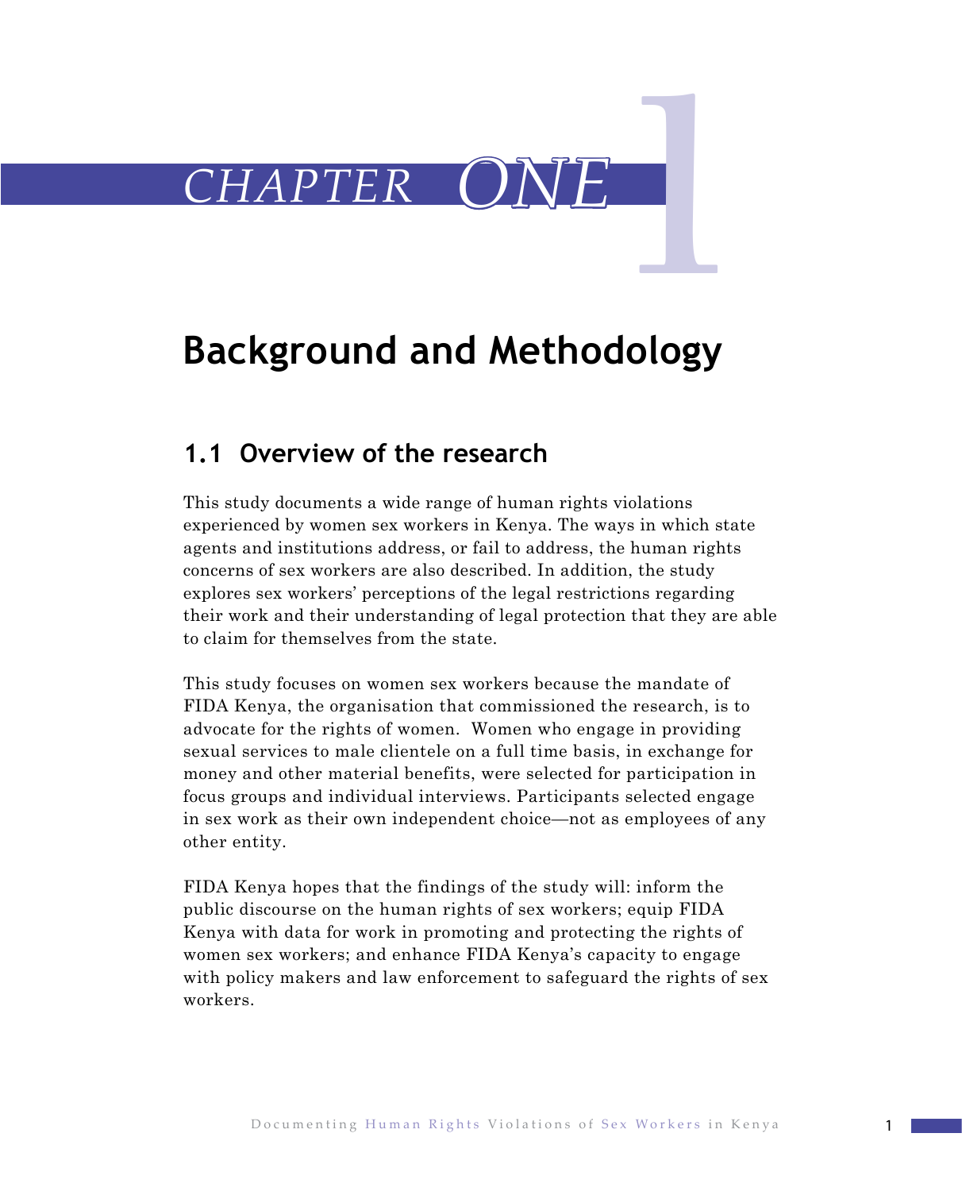# CHAPTER ONE

## Background and Methodology

### 1.1 Overview of the research

This study documents a wide range of human rights violations experienced by women sex workers in Kenya. The ways in which state agents and institutions address, or fail to address, the human rights concerns of sex workers are also described. In addition, the study explores sex workers' perceptions of the legal restrictions regarding their work and their understanding of legal protection that they are able to claim for themselves from the state.

This study focuses on women sex workers because the mandate of FIDA Kenya, the organisation that commissioned the research, is to advocate for the rights of women. Women who engage in providing sexual services to male clientele on a full time basis, in exchange for money and other material benefits, were selected for participation in focus groups and individual interviews. Participants selected engage in sex work as their own independent choice—not as employees of any other entity.

FIDA Kenya hopes that the findings of the study will: inform the public discourse on the human rights of sex workers; equip FIDA Kenya with data for work in promoting and protecting the rights of women sex workers; and enhance FIDA Kenya's capacity to engage with policy makers and law enforcement to safeguard the rights of sex workers.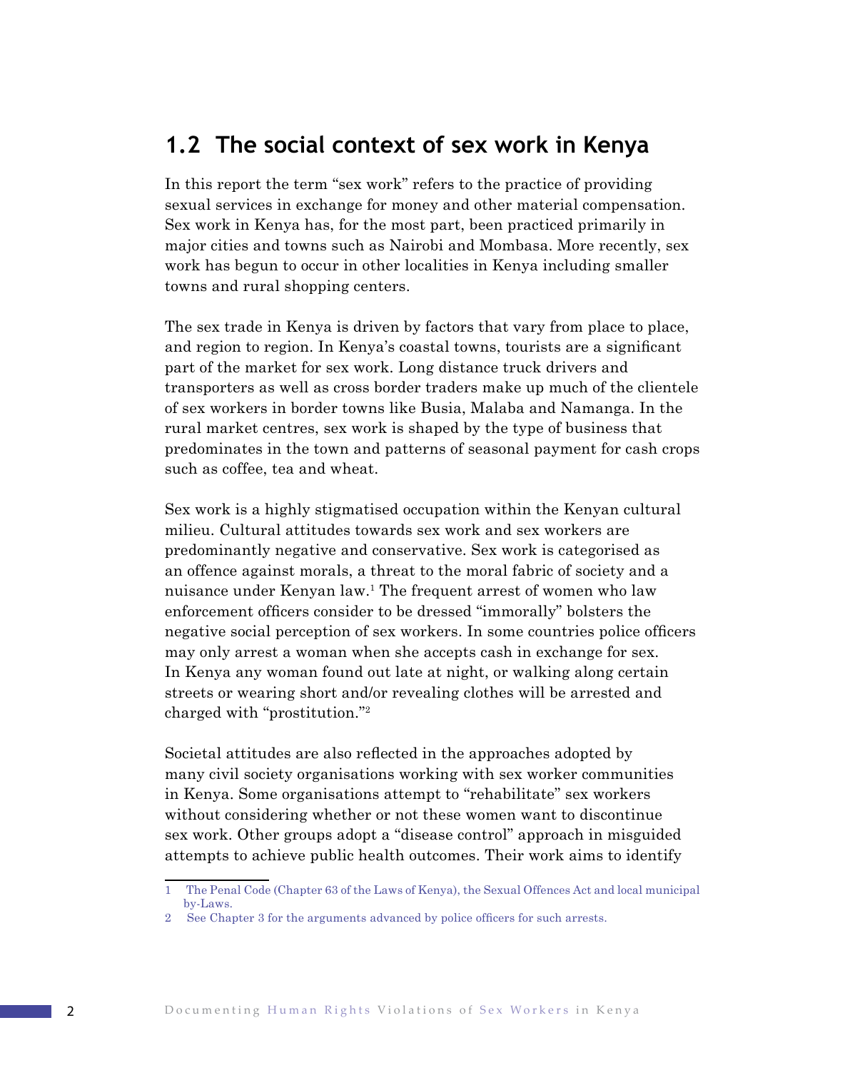## 1.2 The social context of sex work in Kenya

In this report the term "sex work" refers to the practice of providing sexual services in exchange for money and other material compensation. Sex work in Kenya has, for the most part, been practiced primarily in major cities and towns such as Nairobi and Mombasa. More recently, sex work has begun to occur in other localities in Kenya including smaller towns and rural shopping centers.

The sex trade in Kenya is driven by factors that vary from place to place, and region to region. In Kenya's coastal towns, tourists are a significant part of the market for sex work. Long distance truck drivers and transporters as well as cross border traders make up much of the clientele of sex workers in border towns like Busia, Malaba and Namanga. In the rural market centres, sex work is shaped by the type of business that predominates in the town and patterns of seasonal payment for cash crops such as coffee, tea and wheat.

Sex work is a highly stigmatised occupation within the Kenyan cultural milieu. Cultural attitudes towards sex work and sex workers are predominantly negative and conservative. Sex work is categorised as an offence against morals, a threat to the moral fabric of society and a nuisance under Kenyan law.[1] The frequent arrest of women who law enforcement officers consider to be dressed "immorally" bolsters the negative social perception of sex workers. In some countries police officers may only arrest a woman when she accepts cash in exchange for sex. In Kenya any woman found out late at night, or walking along certain streets or wearing short and/or revealing clothes will be arrested and charged with "prostitution."[2]

Societal attitudes are also reflected in the approaches adopted by many civil society organisations working with sex worker communities in Kenya. Some organisations attempt to "rehabilitate" sex workers without considering whether or not these women want to discontinue sex work. Other groups adopt a "disease control" approach in misguided attempts to achieve public health outcomes. Their work aims to identify

---

1 The Penal Code (Chapter 63 of the Laws of Kenya), the Sexual Offences Act and local municipal by-Laws.

2 See Chapter 3 for the arguments advanced by police officers for such arrests.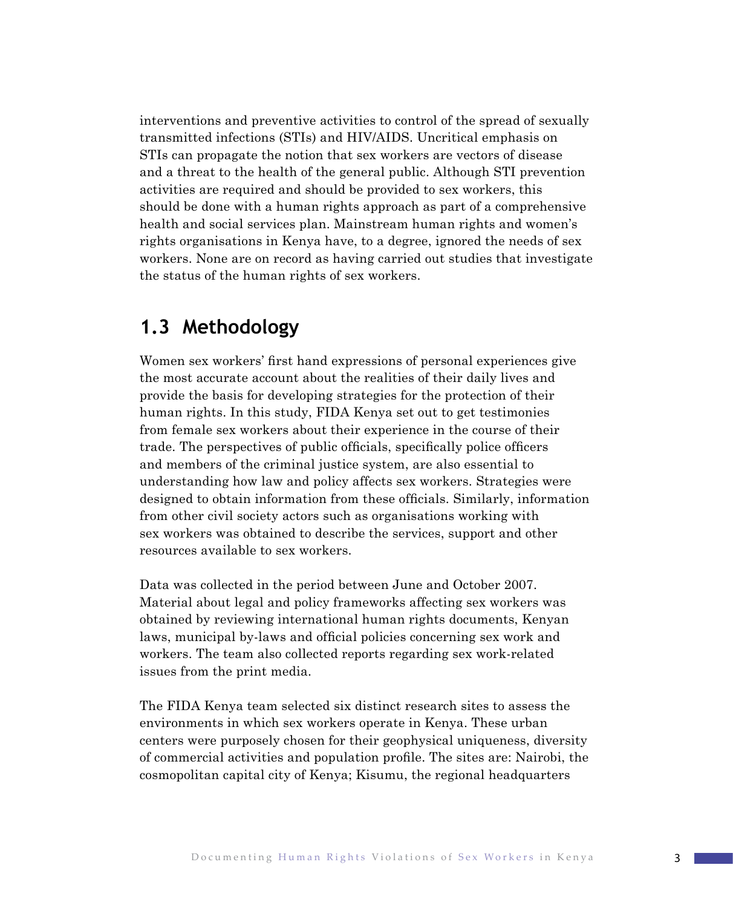interventions and preventive activities to control of the spread of sexually transmitted infections (STIs) and HIV/AIDS. Uncritical emphasis on STIs can propagate the notion that sex workers are vectors of disease and a threat to the health of the general public. Although STI prevention activities are required and should be provided to sex workers, this should be done with a human rights approach as part of a comprehensive health and social services plan. Mainstream human rights and women's rights organisations in Kenya have, to a degree, ignored the needs of sex workers. None are on record as having carried out studies that investigate the status of the human rights of sex workers.

## 1.3 Methodology

Women sex workers' first hand expressions of personal experiences give the most accurate account about the realities of their daily lives and provide the basis for developing strategies for the protection of their human rights. In this study, FIDA Kenya set out to get testimonies from female sex workers about their experience in the course of their trade. The perspectives of public officials, specifically police officers and members of the criminal justice system, are also essential to understanding how law and policy affects sex workers. Strategies were designed to obtain information from these officials. Similarly, information from other civil society actors such as organisations working with sex workers was obtained to describe the services, support and other resources available to sex workers.

Data was collected in the period between June and October 2007. Material about legal and policy frameworks affecting sex workers was obtained by reviewing international human rights documents, Kenyan laws, municipal by-laws and official policies concerning sex work and workers. The team also collected reports regarding sex work-related issues from the print media.

The FIDA Kenya team selected six distinct research sites to assess the environments in which sex workers operate in Kenya. These urban centers were purposely chosen for their geophysical uniqueness, diversity of commercial activities and population profile. The sites are: Nairobi, the cosmopolitan capital city of Kenya; Kisumu, the regional headquarters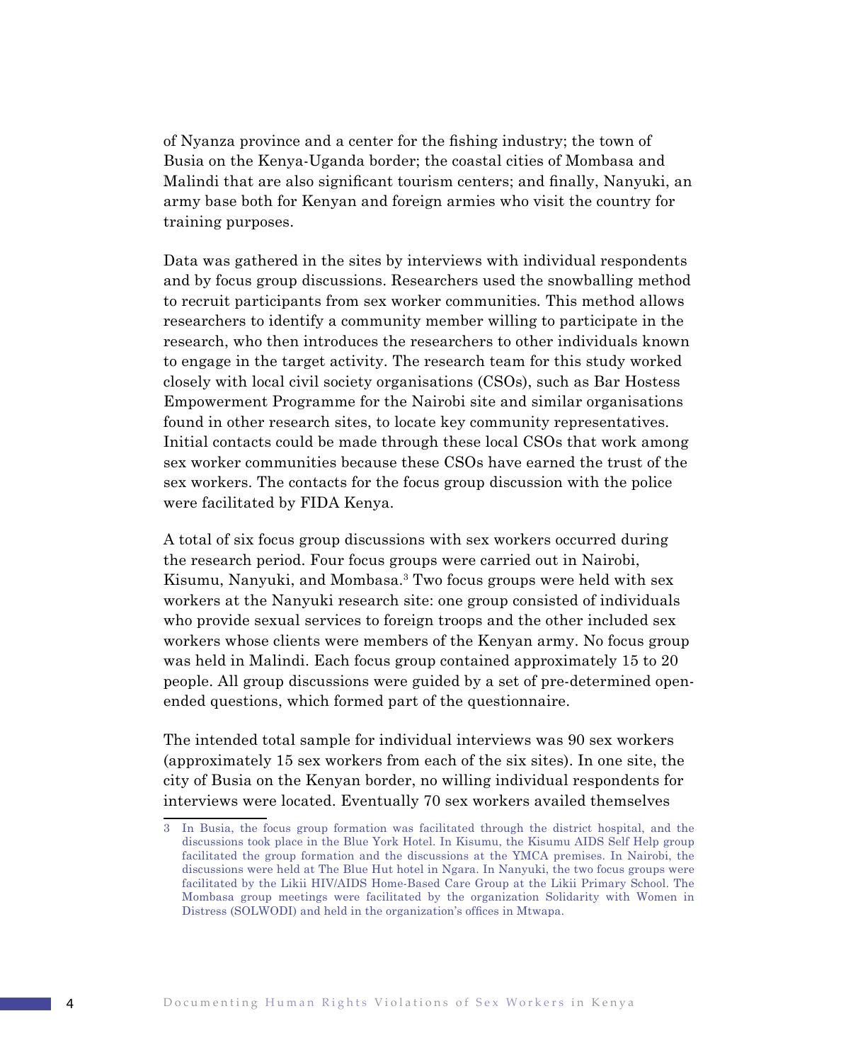of Nyanza province and a center for the fishing industry; the town of Busia on the Kenya-Uganda border; the coastal cities of Mombasa and Malindi that are also significant tourism centers; and finally, Nanyuki, an army base both for Kenyan and foreign armies who visit the country for training purposes.

Data was gathered in the sites by interviews with individual respondents and by focus group discussions. Researchers used the snowballing method to recruit participants from sex worker communities. This method allows researchers to identify a community member willing to participate in the research, who then introduces the researchers to other individuals known to engage in the target activity. The research team for this study worked closely with local civil society organisations (CSOs), such as Bar Hostess Empowerment Programme for the Nairobi site and similar organisations found in other research sites, to locate key community representatives. Initial contacts could be made through these local CSOs that work among sex worker communities because these CSOs have earned the trust of the sex workers. The contacts for the focus group discussion with the police were facilitated by FIDA Kenya.

A total of six focus group discussions with sex workers occurred during the research period. Four focus groups were carried out in Nairobi, Kisumu, Nanyuki, and Mombasa.[3] Two focus groups were held with sex workers at the Nanyuki research site: one group consisted of individuals who provide sexual services to foreign troops and the other included sex workers whose clients were members of the Kenyan army. No focus group was held in Malindi. Each focus group contained approximately 15 to 20 people. All group discussions were guided by a set of pre-determined open-ended questions, which formed part of the questionnaire.

The intended total sample for individual interviews was 90 sex workers (approximately 15 sex workers from each of the six sites). In one site, the city of Busia on the Kenyan border, no willing individual respondents for interviews were located. Eventually 70 sex workers availed themselves

3 In Busia, the focus group formation was facilitated through the district hospital, and the discussions took place in the Blue York Hotel. In Kisumu, the Kisumu AIDS Self Help group facilitated the group formation and the discussions at the YMCA premises. In Nairobi, the discussions were held at The Blue Hut hotel in Ngara. In Nanyuki, the two focus groups were facilitated by the Likii HIV/AIDS Home-Based Care Group at the Likii Primary School. The Mombasa group meetings were facilitated by the organization Solidarity with Women in Distress (SOLWODI) and held in the organization's offices in Mtwapa.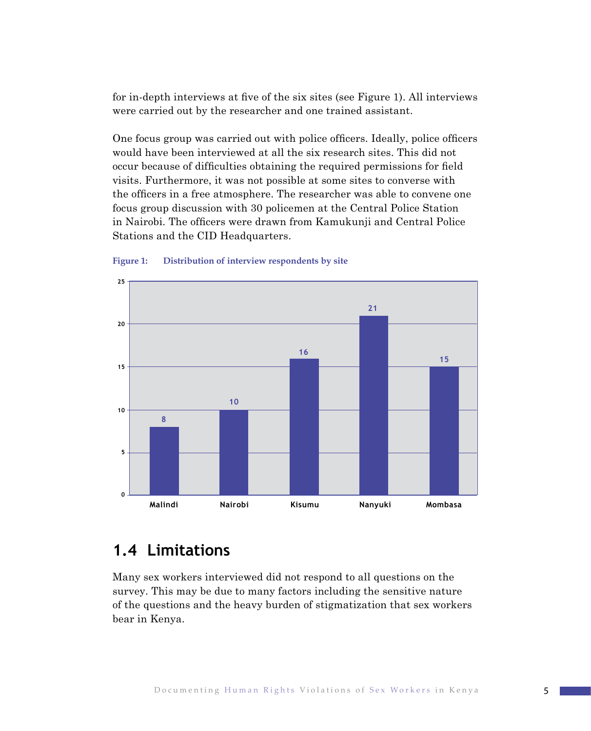for in-depth interviews at five of the six sites (see Figure 1). All interviews were carried out by the researcher and one trained assistant.

One focus group was carried out with police officers. Ideally, police officers would have been interviewed at all the six research sites. This did not occur because of difficulties obtaining the required permissions for field visits. Furthermore, it was not possible at some sites to converse with the officers in a free atmosphere. The researcher was able to convene one focus group discussion with 30 policemen at the Central Police Station in Nairobi. The officers were drawn from Kamukunji and Central Police Stations and the CID Headquarters.

**Figure 1: Distribution of interview respondents by site**

| Site | Respondents |
|---|---|
| Malindi | 8 |
| Nairobi | 10 |
| Kisumu | 16 |
| Nanyuki | 21 |
| Mombasa | 15 |

## 1.4 Limitations

Many sex workers interviewed did not respond to all questions on the survey. This may be due to many factors including the sensitive nature of the questions and the heavy burden of stigmatization that sex workers bear in Kenya.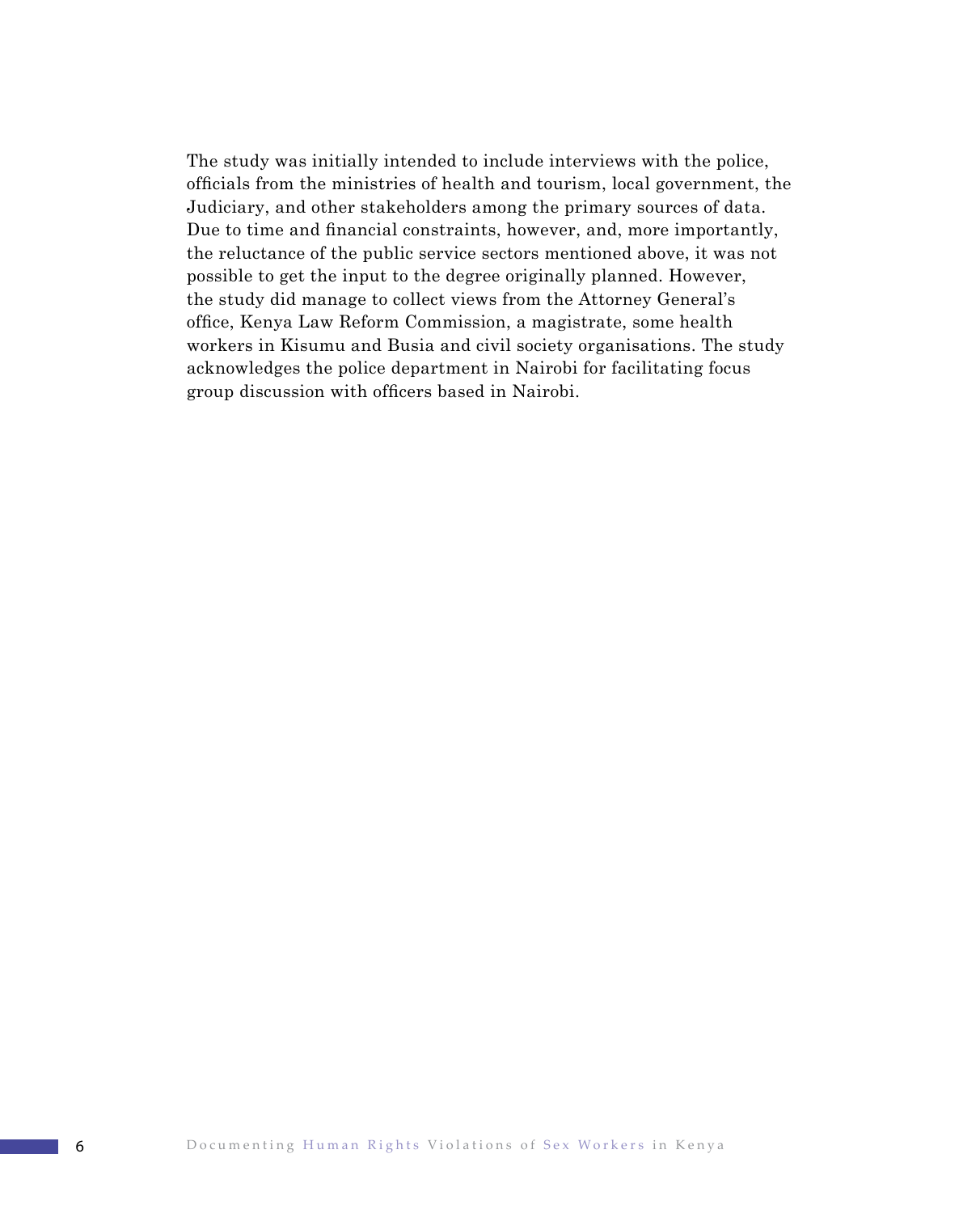The study was initially intended to include interviews with the police, officials from the ministries of health and tourism, local government, the Judiciary, and other stakeholders among the primary sources of data. Due to time and financial constraints, however, and, more importantly, the reluctance of the public service sectors mentioned above, it was not possible to get the input to the degree originally planned. However, the study did manage to collect views from the Attorney General's office, Kenya Law Reform Commission, a magistrate, some health workers in Kisumu and Busia and civil society organisations. The study acknowledges the police department in Nairobi for facilitating focus group discussion with officers based in Nairobi.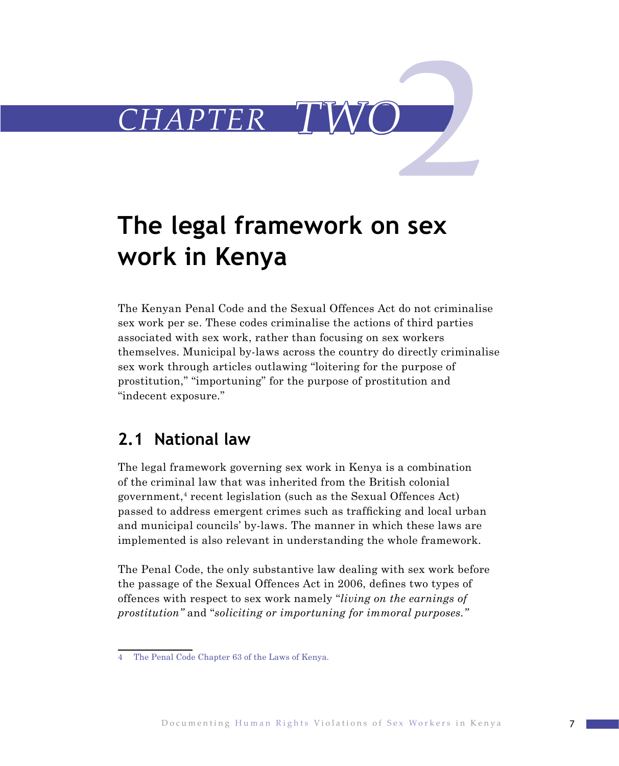# CHAPTER TWO

# The legal framework on sex work in Kenya

The Kenyan Penal Code and the Sexual Offences Act do not criminalise sex work per se. These codes criminalise the actions of third parties associated with sex work, rather than focusing on sex workers themselves. Municipal by-laws across the country do directly criminalise sex work through articles outlawing "loitering for the purpose of prostitution," "importuning" for the purpose of prostitution and "indecent exposure."

## 2.1 National law

The legal framework governing sex work in Kenya is a combination of the criminal law that was inherited from the British colonial government,[4] recent legislation (such as the Sexual Offences Act) passed to address emergent crimes such as trafficking and local urban and municipal councils' by-laws. The manner in which these laws are implemented is also relevant in understanding the whole framework.

The Penal Code, the only substantive law dealing with sex work before the passage of the Sexual Offences Act in 2006, defines two types of offences with respect to sex work namely "*living on the earnings of prostitution"* and "*soliciting or importuning for immoral purposes."*

[4] The Penal Code Chapter 63 of the Laws of Kenya.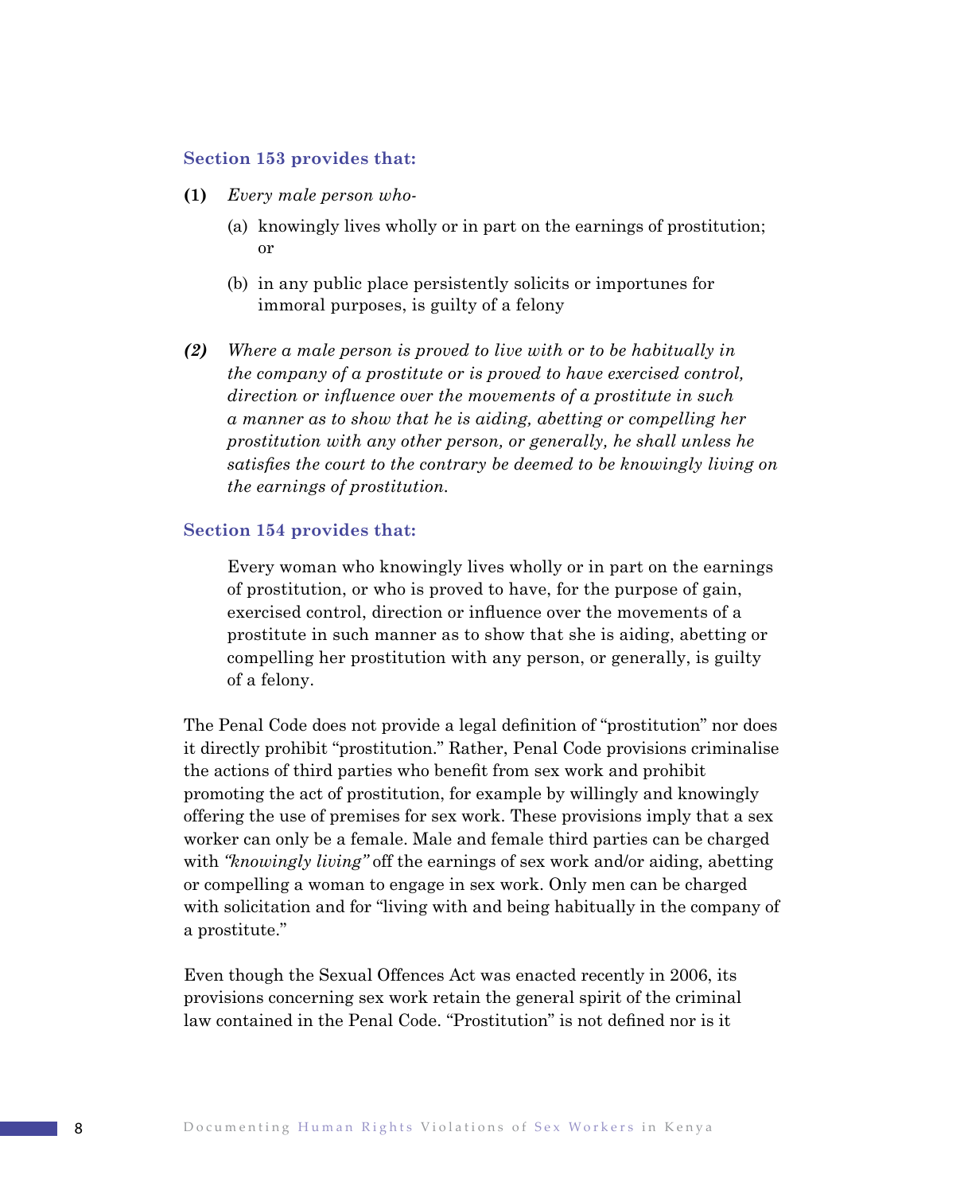**Section 153 provides that:**

**(1)** *Every male person who-*

(a) knowingly lives wholly or in part on the earnings of prostitution; or

(b) in any public place persistently solicits or importunes for immoral purposes, is guilty of a felony

***(2)*** *Where a male person is proved to live with or to be habitually in the company of a prostitute or is proved to have exercised control, direction or influence over the movements of a prostitute in such a manner as to show that he is aiding, abetting or compelling her prostitution with any other person, or generally, he shall unless he satisfies the court to the contrary be deemed to be knowingly living on the earnings of prostitution.*

**Section 154 provides that:**

Every woman who knowingly lives wholly or in part on the earnings of prostitution, or who is proved to have, for the purpose of gain, exercised control, direction or influence over the movements of a prostitute in such manner as to show that she is aiding, abetting or compelling her prostitution with any person, or generally, is guilty of a felony.

The Penal Code does not provide a legal definition of "prostitution" nor does it directly prohibit "prostitution." Rather, Penal Code provisions criminalise the actions of third parties who benefit from sex work and prohibit promoting the act of prostitution, for example by willingly and knowingly offering the use of premises for sex work. These provisions imply that a sex worker can only be a female. Male and female third parties can be charged with *"knowingly living"* off the earnings of sex work and/or aiding, abetting or compelling a woman to engage in sex work. Only men can be charged with solicitation and for "living with and being habitually in the company of a prostitute."

Even though the Sexual Offences Act was enacted recently in 2006, its provisions concerning sex work retain the general spirit of the criminal law contained in the Penal Code. "Prostitution" is not defined nor is it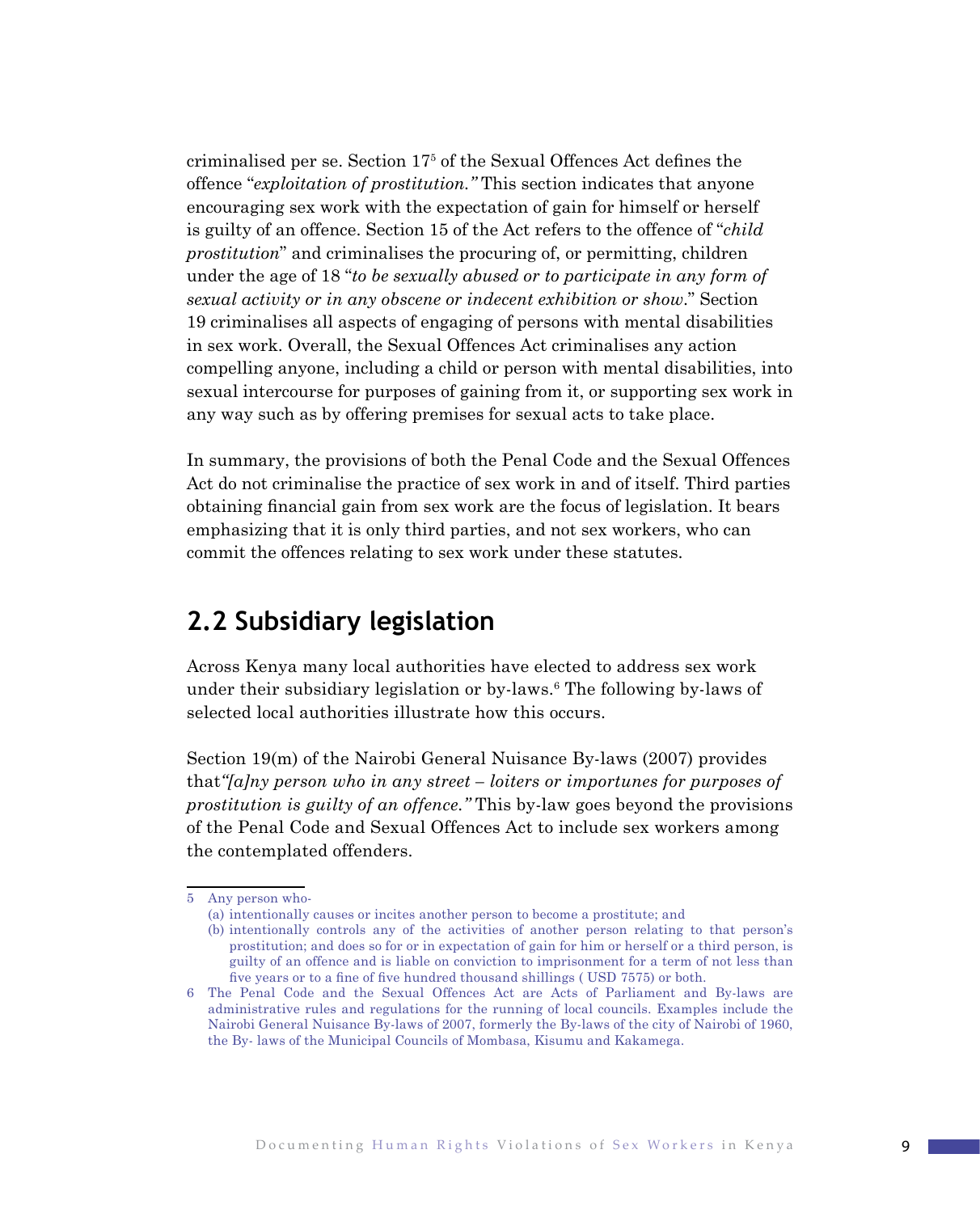criminalised per se. Section 17[5] of the Sexual Offences Act defines the offence "*exploitation of prostitution."* This section indicates that anyone encouraging sex work with the expectation of gain for himself or herself is guilty of an offence. Section 15 of the Act refers to the offence of "*child prostitution*" and criminalises the procuring of, or permitting, children under the age of 18 "*to be sexually abused or to participate in any form of sexual activity or in any obscene or indecent exhibition or show*." Section 19 criminalises all aspects of engaging of persons with mental disabilities in sex work. Overall, the Sexual Offences Act criminalises any action compelling anyone, including a child or person with mental disabilities, into sexual intercourse for purposes of gaining from it, or supporting sex work in any way such as by offering premises for sexual acts to take place.

In summary, the provisions of both the Penal Code and the Sexual Offences Act do not criminalise the practice of sex work in and of itself. Third parties obtaining financial gain from sex work are the focus of legislation. It bears emphasizing that it is only third parties, and not sex workers, who can commit the offences relating to sex work under these statutes.

## 2.2 Subsidiary legislation

Across Kenya many local authorities have elected to address sex work under their subsidiary legislation or by-laws.[6] The following by-laws of selected local authorities illustrate how this occurs.

Section 19(m) of the Nairobi General Nuisance By-laws (2007) provides that*"[a]ny person who in any street – loiters or importunes for purposes of prostitution is guilty of an offence."* This by-law goes beyond the provisions of the Penal Code and Sexual Offences Act to include sex workers among the contemplated offenders.

---

5 Any person who-
(a) intentionally causes or incites another person to become a prostitute; and
(b) intentionally controls any of the activities of another person relating to that person's prostitution; and does so for or in expectation of gain for him or herself or a third person, is guilty of an offence and is liable on conviction to imprisonment for a term of not less than five years or to a fine of five hundred thousand shillings ( USD 7575) or both.

6 The Penal Code and the Sexual Offences Act are Acts of Parliament and By-laws are administrative rules and regulations for the running of local councils. Examples include the Nairobi General Nuisance By-laws of 2007, formerly the By-laws of the city of Nairobi of 1960, the By- laws of the Municipal Councils of Mombasa, Kisumu and Kakamega.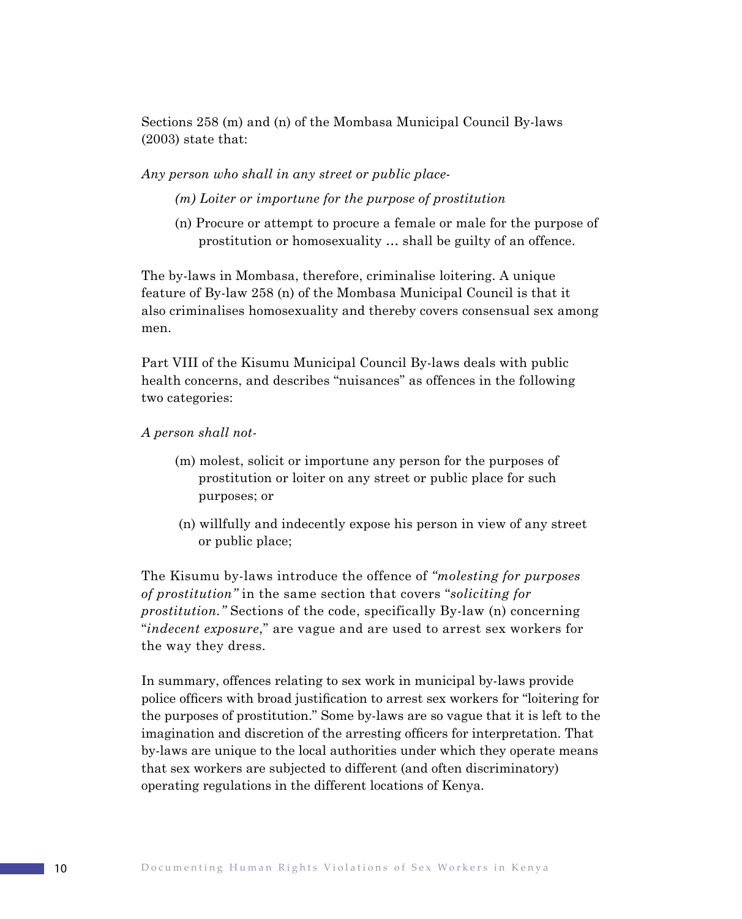Sections 258 (m) and (n) of the Mombasa Municipal Council By-laws (2003) state that:

*Any person who shall in any street or public place-*

> *(m) Loiter or importune for the purpose of prostitution*
>
> (n) Procure or attempt to procure a female or male for the purpose of prostitution or homosexuality … shall be guilty of an offence.

The by-laws in Mombasa, therefore, criminalise loitering. A unique feature of By-law 258 (n) of the Mombasa Municipal Council is that it also criminalises homosexuality and thereby covers consensual sex among men.

Part VIII of the Kisumu Municipal Council By-laws deals with public health concerns, and describes "nuisances" as offences in the following two categories:

*A person shall not-*

> (m) molest, solicit or importune any person for the purposes of prostitution or loiter on any street or public place for such purposes; or
>
> (n) willfully and indecently expose his person in view of any street or public place;

The Kisumu by-laws introduce the offence of *"molesting for purposes of prostitution"* in the same section that covers "*soliciting for prostitution."* Sections of the code, specifically By-law (n) concerning "*indecent exposure*," are vague and are used to arrest sex workers for the way they dress.

In summary, offences relating to sex work in municipal by-laws provide police officers with broad justification to arrest sex workers for "loitering for the purposes of prostitution." Some by-laws are so vague that it is left to the imagination and discretion of the arresting officers for interpretation. That by-laws are unique to the local authorities under which they operate means that sex workers are subjected to different (and often discriminatory) operating regulations in the different locations of Kenya.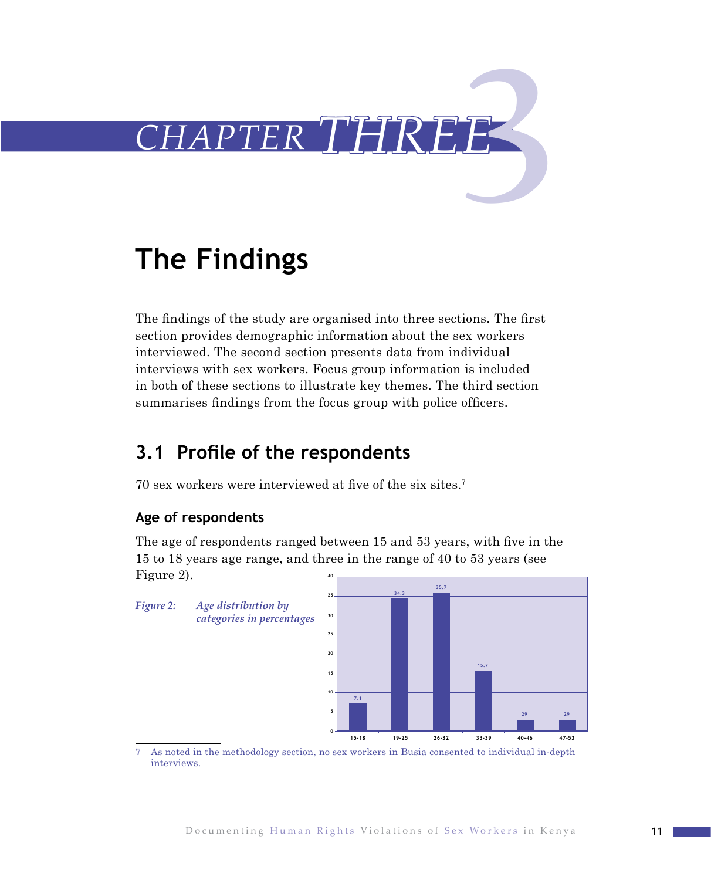# CHAPTER THREE

## The Findings

The findings of the study are organised into three sections. The first section provides demographic information about the sex workers interviewed. The second section presents data from individual interviews with sex workers. Focus group information is included in both of these sections to illustrate key themes. The third section summarises findings from the focus group with police officers.

## 3.1 Profile of the respondents

70 sex workers were interviewed at five of the six sites.[7]

### Age of respondents

The age of respondents ranged between 15 and 53 years, with five in the 15 to 18 years age range, and three in the range of 40 to 53 years (see Figure 2).

*Figure 2: Age distribution by categories in percentages*

| Age | Percentage |
|---|---|
| 15-18 | 7.1 |
| 19-25 | 34.3 |
| 26-32 | 35.7 |
| 33-39 | 15.7 |
| 40-46 | 29 |
| 47-53 | 29 |

7 As noted in the methodology section, no sex workers in Busia consented to individual in-depth interviews.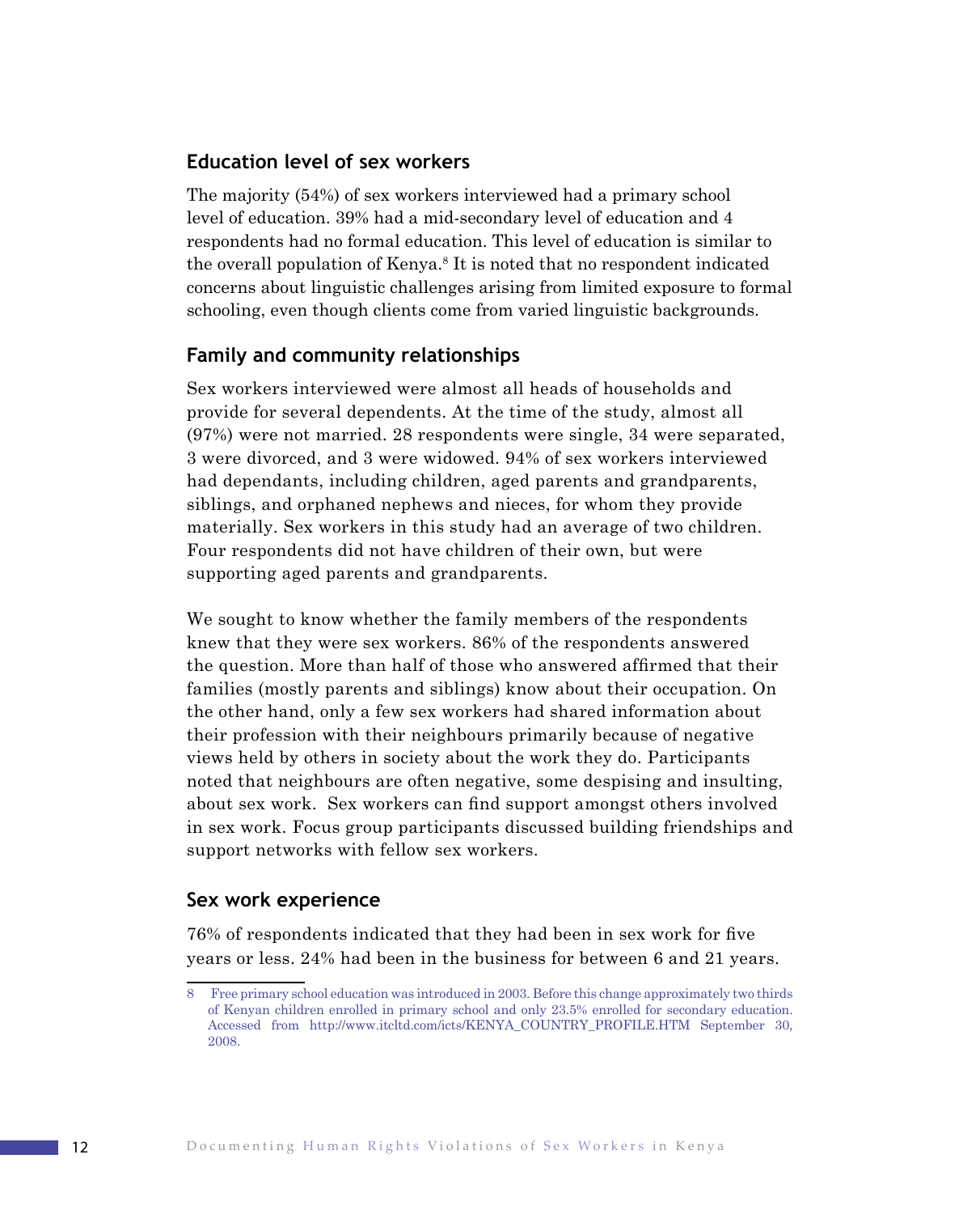## Education level of sex workers

The majority (54%) of sex workers interviewed had a primary school level of education. 39% had a mid-secondary level of education and 4 respondents had no formal education. This level of education is similar to the overall population of Kenya.[8] It is noted that no respondent indicated concerns about linguistic challenges arising from limited exposure to formal schooling, even though clients come from varied linguistic backgrounds.

## Family and community relationships

Sex workers interviewed were almost all heads of households and provide for several dependents. At the time of the study, almost all (97%) were not married. 28 respondents were single, 34 were separated, 3 were divorced, and 3 were widowed. 94% of sex workers interviewed had dependants, including children, aged parents and grandparents, siblings, and orphaned nephews and nieces, for whom they provide materially. Sex workers in this study had an average of two children. Four respondents did not have children of their own, but were supporting aged parents and grandparents.

We sought to know whether the family members of the respondents knew that they were sex workers. 86% of the respondents answered the question. More than half of those who answered affirmed that their families (mostly parents and siblings) know about their occupation. On the other hand, only a few sex workers had shared information about their profession with their neighbours primarily because of negative views held by others in society about the work they do. Participants noted that neighbours are often negative, some despising and insulting, about sex work. Sex workers can find support amongst others involved in sex work. Focus group participants discussed building friendships and support networks with fellow sex workers.

## Sex work experience

76% of respondents indicated that they had been in sex work for five years or less. 24% had been in the business for between 6 and 21 years.

---

8 Free primary school education was introduced in 2003. Before this change approximately two thirds of Kenyan children enrolled in primary school and only 23.5% enrolled for secondary education. Accessed from http://www.itcltd.com/icts/KENYA_COUNTRY_PROFILE.HTM September 30, 2008.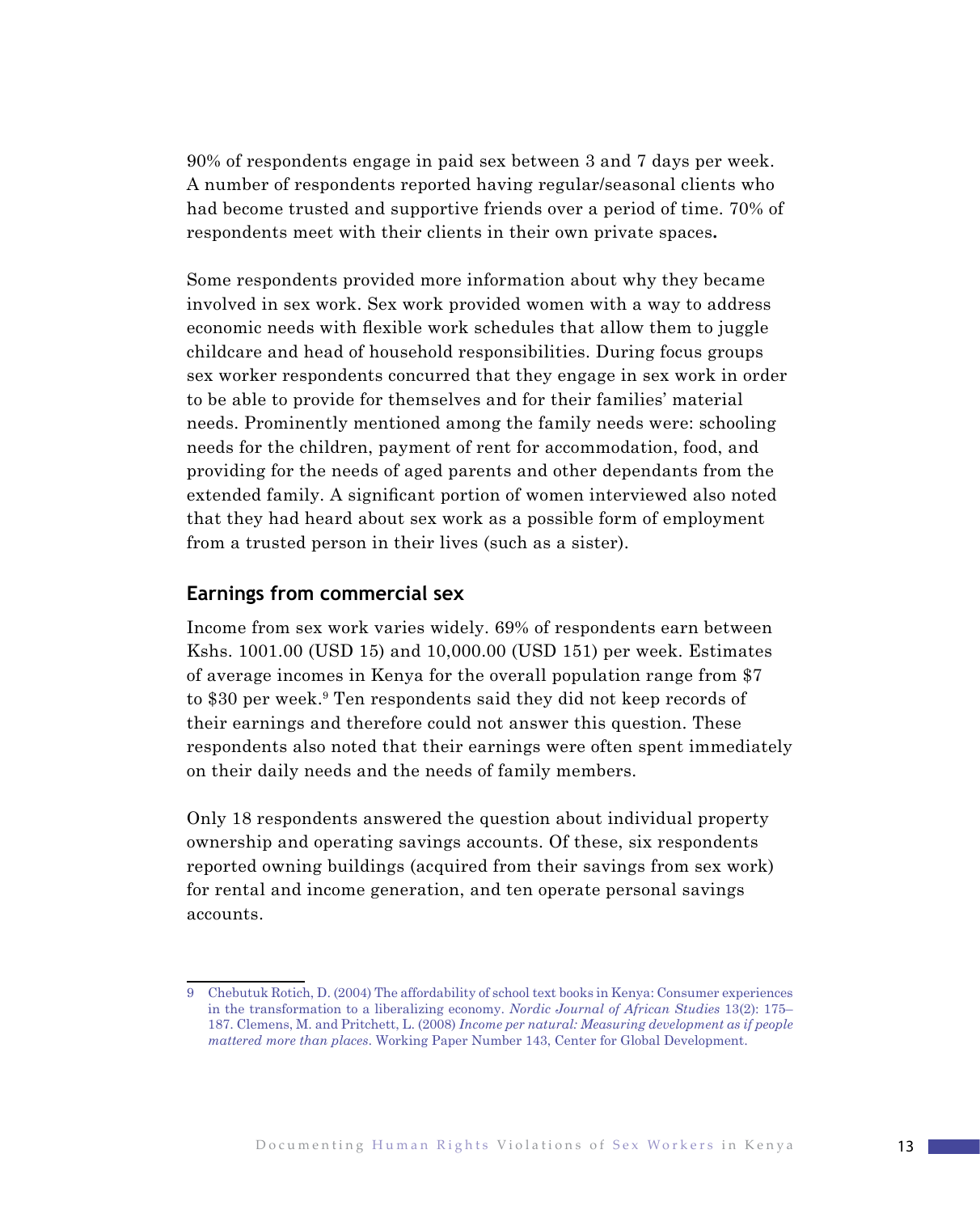90% of respondents engage in paid sex between 3 and 7 days per week. A number of respondents reported having regular/seasonal clients who had become trusted and supportive friends over a period of time. 70% of respondents meet with their clients in their own private spaces**.**

Some respondents provided more information about why they became involved in sex work. Sex work provided women with a way to address economic needs with flexible work schedules that allow them to juggle childcare and head of household responsibilities. During focus groups sex worker respondents concurred that they engage in sex work in order to be able to provide for themselves and for their families' material needs. Prominently mentioned among the family needs were: schooling needs for the children, payment of rent for accommodation, food, and providing for the needs of aged parents and other dependants from the extended family. A significant portion of women interviewed also noted that they had heard about sex work as a possible form of employment from a trusted person in their lives (such as a sister).

## Earnings from commercial sex

Income from sex work varies widely. 69% of respondents earn between Kshs. 1001.00 (USD 15) and 10,000.00 (USD 151) per week. Estimates of average incomes in Kenya for the overall population range from $7 to $30 per week.[9] Ten respondents said they did not keep records of their earnings and therefore could not answer this question. These respondents also noted that their earnings were often spent immediately on their daily needs and the needs of family members.

Only 18 respondents answered the question about individual property ownership and operating savings accounts. Of these, six respondents reported owning buildings (acquired from their savings from sex work) for rental and income generation, and ten operate personal savings accounts.

---

9 Chebutuk Rotich, D. (2004) The affordability of school text books in Kenya: Consumer experiences in the transformation to a liberalizing economy. *Nordic Journal of African Studies* 13(2): 175–187. Clemens, M. and Pritchett, L. (2008) *Income per natural: Measuring development as if people mattered more than places.* Working Paper Number 143, Center for Global Development.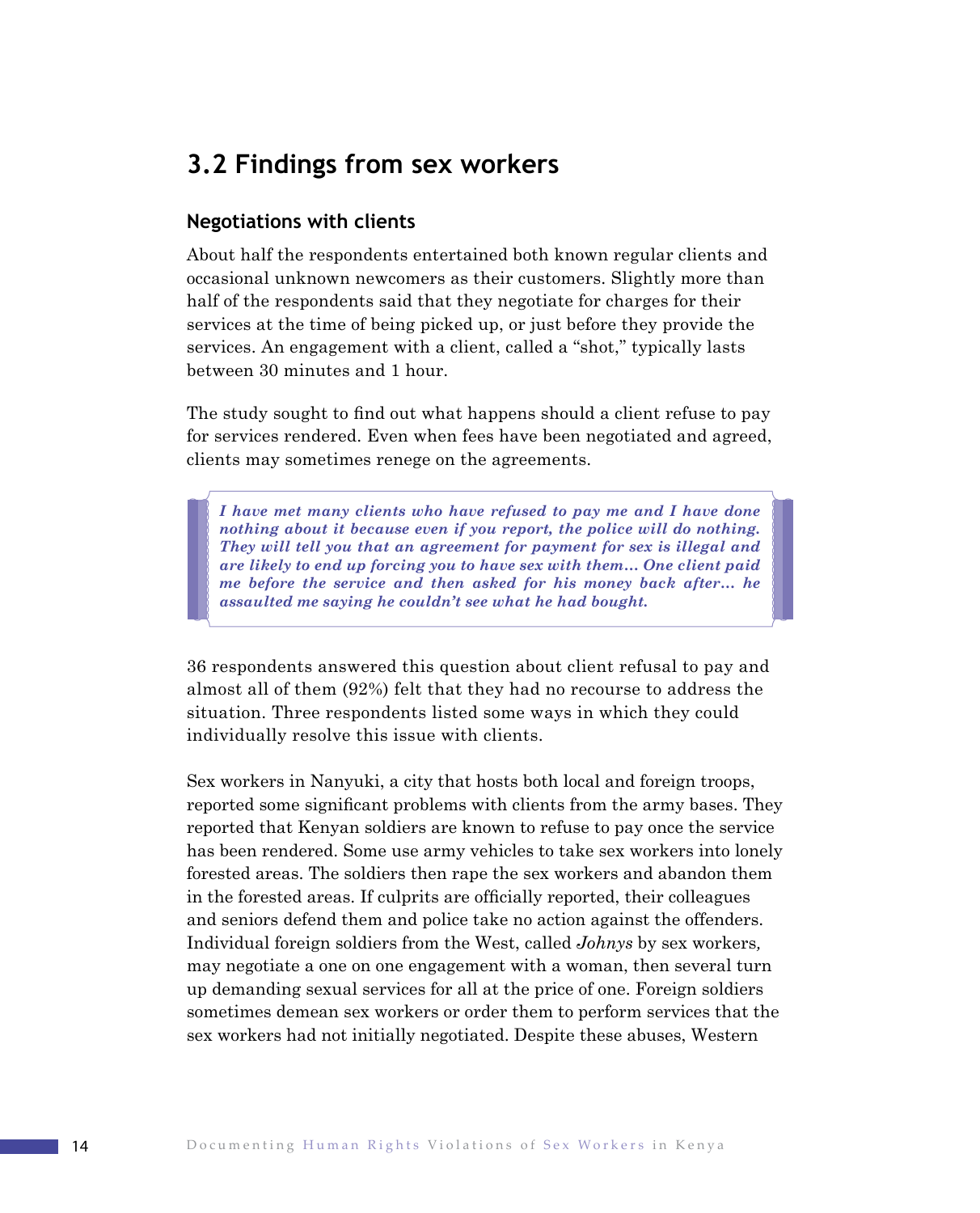## 3.2 Findings from sex workers

### Negotiations with clients

About half the respondents entertained both known regular clients and occasional unknown newcomers as their customers. Slightly more than half of the respondents said that they negotiate for charges for their services at the time of being picked up, or just before they provide the services. An engagement with a client, called a "shot," typically lasts between 30 minutes and 1 hour.

The study sought to find out what happens should a client refuse to pay for services rendered. Even when fees have been negotiated and agreed, clients may sometimes renege on the agreements.

> ***I have met many clients who have refused to pay me and I have done nothing about it because even if you report, the police will do nothing. They will tell you that an agreement for payment for sex is illegal and are likely to end up forcing you to have sex with them… One client paid me before the service and then asked for his money back after… he assaulted me saying he couldn't see what he had bought.***

36 respondents answered this question about client refusal to pay and almost all of them (92%) felt that they had no recourse to address the situation. Three respondents listed some ways in which they could individually resolve this issue with clients.

Sex workers in Nanyuki, a city that hosts both local and foreign troops, reported some significant problems with clients from the army bases. They reported that Kenyan soldiers are known to refuse to pay once the service has been rendered. Some use army vehicles to take sex workers into lonely forested areas. The soldiers then rape the sex workers and abandon them in the forested areas. If culprits are officially reported, their colleagues and seniors defend them and police take no action against the offenders. Individual foreign soldiers from the West, called *Johnys* by sex workers, may negotiate a one on one engagement with a woman, then several turn up demanding sexual services for all at the price of one. Foreign soldiers sometimes demean sex workers or order them to perform services that the sex workers had not initially negotiated. Despite these abuses, Western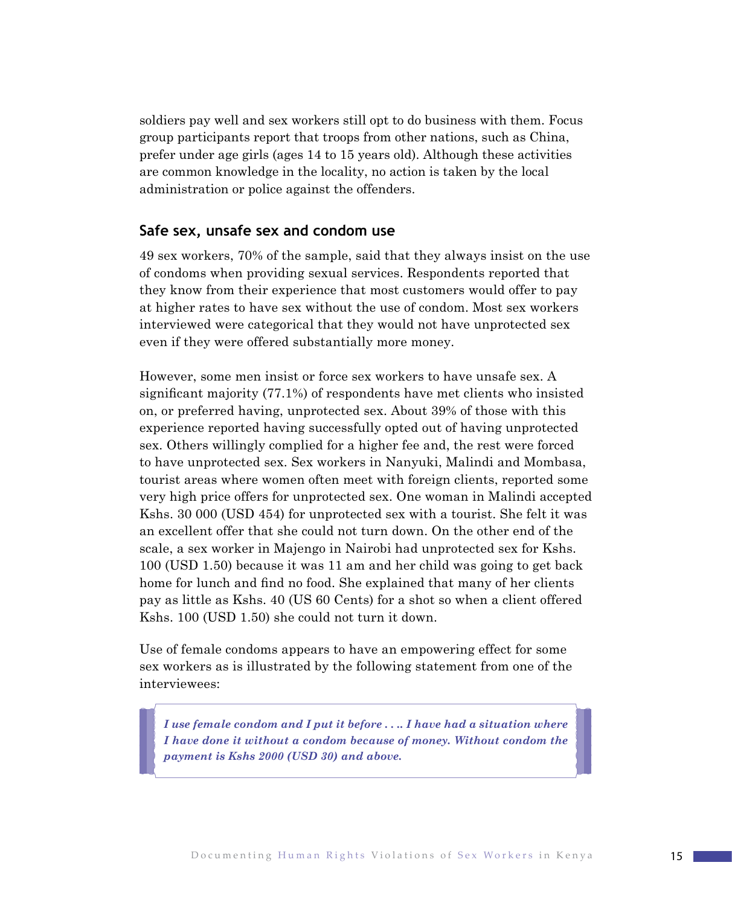soldiers pay well and sex workers still opt to do business with them. Focus group participants report that troops from other nations, such as China, prefer under age girls (ages 14 to 15 years old). Although these activities are common knowledge in the locality, no action is taken by the local administration or police against the offenders.

## Safe sex, unsafe sex and condom use

49 sex workers, 70% of the sample, said that they always insist on the use of condoms when providing sexual services. Respondents reported that they know from their experience that most customers would offer to pay at higher rates to have sex without the use of condom. Most sex workers interviewed were categorical that they would not have unprotected sex even if they were offered substantially more money.

However, some men insist or force sex workers to have unsafe sex. A significant majority (77.1%) of respondents have met clients who insisted on, or preferred having, unprotected sex. About 39% of those with this experience reported having successfully opted out of having unprotected sex. Others willingly complied for a higher fee and, the rest were forced to have unprotected sex. Sex workers in Nanyuki, Malindi and Mombasa, tourist areas where women often meet with foreign clients, reported some very high price offers for unprotected sex. One woman in Malindi accepted Kshs. 30 000 (USD 454) for unprotected sex with a tourist. She felt it was an excellent offer that she could not turn down. On the other end of the scale, a sex worker in Majengo in Nairobi had unprotected sex for Kshs. 100 (USD 1.50) because it was 11 am and her child was going to get back home for lunch and find no food. She explained that many of her clients pay as little as Kshs. 40 (US 60 Cents) for a shot so when a client offered Kshs. 100 (USD 1.50) she could not turn it down.

Use of female condoms appears to have an empowering effect for some sex workers as is illustrated by the following statement from one of the interviewees:

> ***I use female condom and I put it before . . .. I have had a situation where I have done it without a condom because of money. Without condom the payment is Kshs 2000 (USD 30) and above.***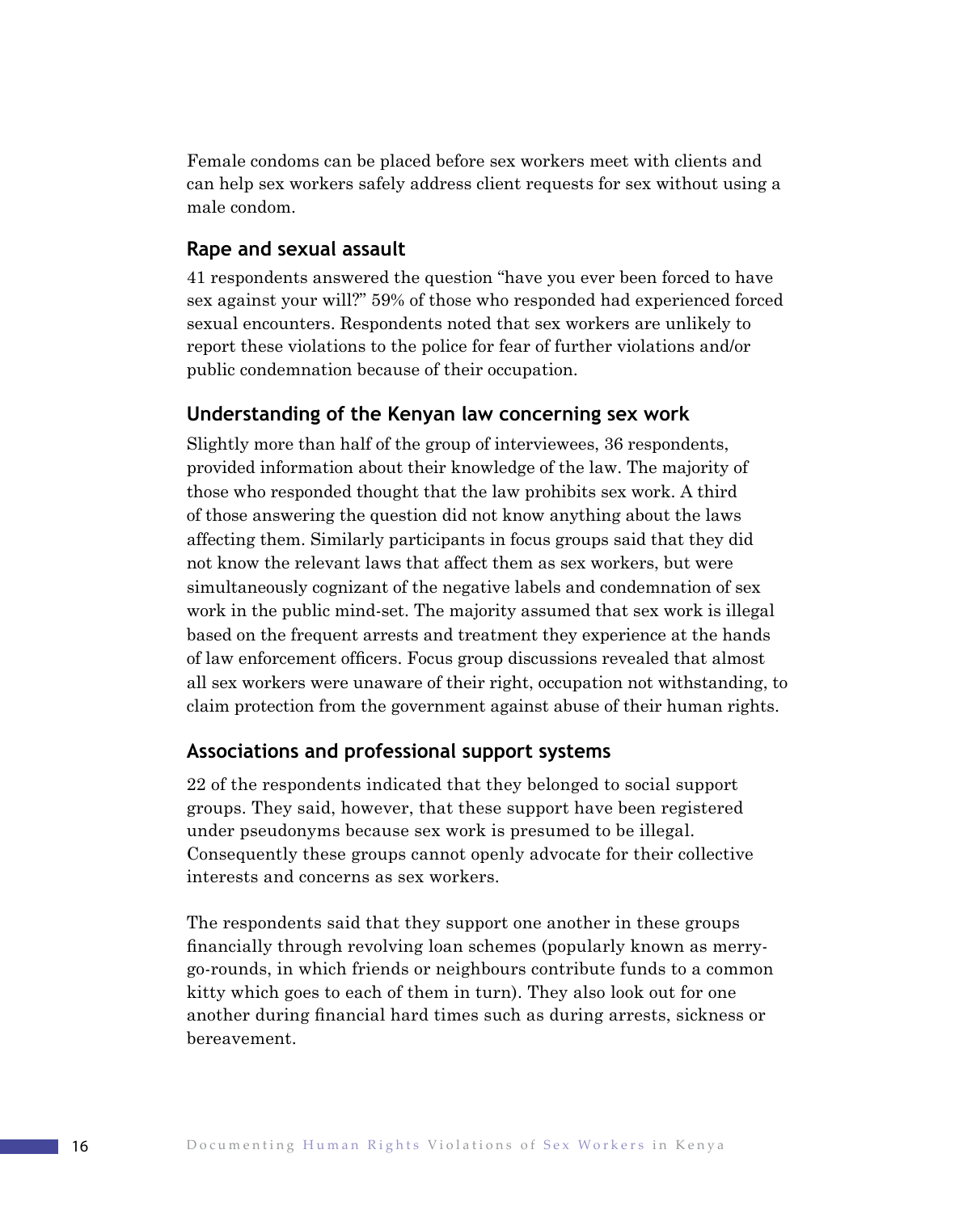Female condoms can be placed before sex workers meet with clients and can help sex workers safely address client requests for sex without using a male condom.

### Rape and sexual assault

41 respondents answered the question "have you ever been forced to have sex against your will?" 59% of those who responded had experienced forced sexual encounters. Respondents noted that sex workers are unlikely to report these violations to the police for fear of further violations and/or public condemnation because of their occupation.

### Understanding of the Kenyan law concerning sex work

Slightly more than half of the group of interviewees, 36 respondents, provided information about their knowledge of the law. The majority of those who responded thought that the law prohibits sex work. A third of those answering the question did not know anything about the laws affecting them. Similarly participants in focus groups said that they did not know the relevant laws that affect them as sex workers, but were simultaneously cognizant of the negative labels and condemnation of sex work in the public mind-set. The majority assumed that sex work is illegal based on the frequent arrests and treatment they experience at the hands of law enforcement officers. Focus group discussions revealed that almost all sex workers were unaware of their right, occupation not withstanding, to claim protection from the government against abuse of their human rights.

### Associations and professional support systems

22 of the respondents indicated that they belonged to social support groups. They said, however, that these support have been registered under pseudonyms because sex work is presumed to be illegal. Consequently these groups cannot openly advocate for their collective interests and concerns as sex workers.

The respondents said that they support one another in these groups financially through revolving loan schemes (popularly known as merry-go-rounds, in which friends or neighbours contribute funds to a common kitty which goes to each of them in turn). They also look out for one another during financial hard times such as during arrests, sickness or bereavement.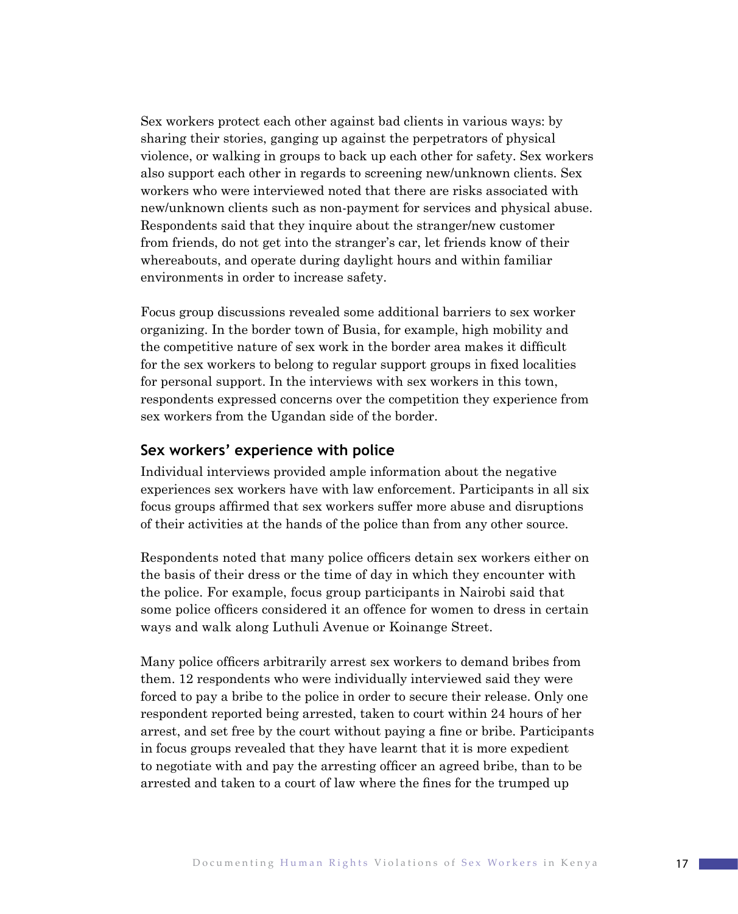Sex workers protect each other against bad clients in various ways: by sharing their stories, ganging up against the perpetrators of physical violence, or walking in groups to back up each other for safety. Sex workers also support each other in regards to screening new/unknown clients. Sex workers who were interviewed noted that there are risks associated with new/unknown clients such as non-payment for services and physical abuse. Respondents said that they inquire about the stranger/new customer from friends, do not get into the stranger's car, let friends know of their whereabouts, and operate during daylight hours and within familiar environments in order to increase safety.

Focus group discussions revealed some additional barriers to sex worker organizing. In the border town of Busia, for example, high mobility and the competitive nature of sex work in the border area makes it difficult for the sex workers to belong to regular support groups in fixed localities for personal support. In the interviews with sex workers in this town, respondents expressed concerns over the competition they experience from sex workers from the Ugandan side of the border.

## Sex workers' experience with police

Individual interviews provided ample information about the negative experiences sex workers have with law enforcement. Participants in all six focus groups affirmed that sex workers suffer more abuse and disruptions of their activities at the hands of the police than from any other source.

Respondents noted that many police officers detain sex workers either on the basis of their dress or the time of day in which they encounter with the police. For example, focus group participants in Nairobi said that some police officers considered it an offence for women to dress in certain ways and walk along Luthuli Avenue or Koinange Street.

Many police officers arbitrarily arrest sex workers to demand bribes from them. 12 respondents who were individually interviewed said they were forced to pay a bribe to the police in order to secure their release. Only one respondent reported being arrested, taken to court within 24 hours of her arrest, and set free by the court without paying a fine or bribe. Participants in focus groups revealed that they have learnt that it is more expedient to negotiate with and pay the arresting officer an agreed bribe, than to be arrested and taken to a court of law where the fines for the trumped up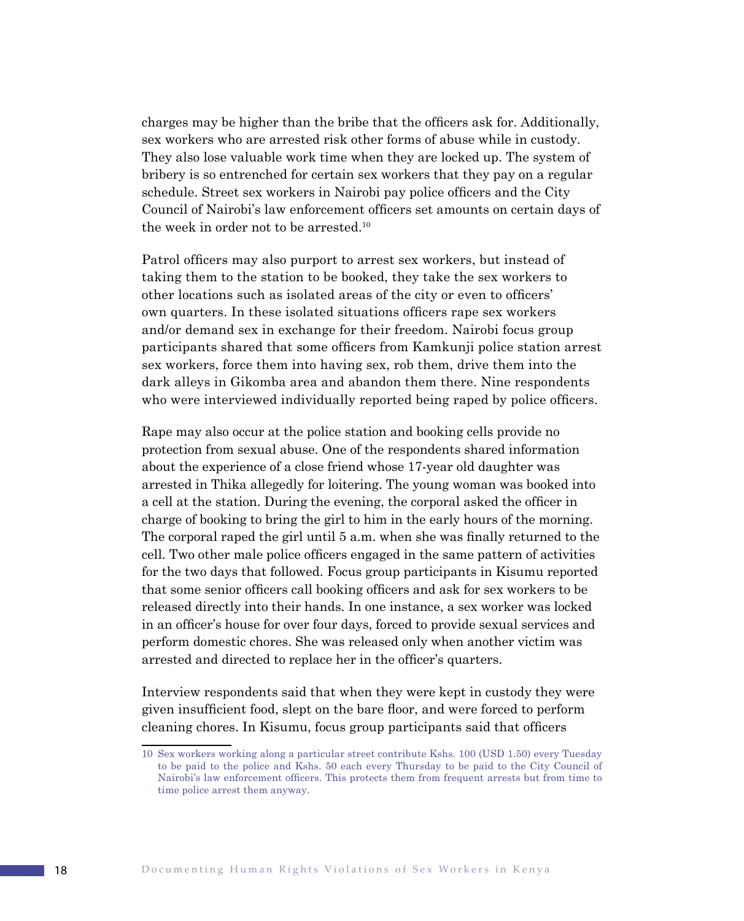charges may be higher than the bribe that the officers ask for. Additionally, sex workers who are arrested risk other forms of abuse while in custody. They also lose valuable work time when they are locked up. The system of bribery is so entrenched for certain sex workers that they pay on a regular schedule. Street sex workers in Nairobi pay police officers and the City Council of Nairobi's law enforcement officers set amounts on certain days of the week in order not to be arrested.[10]

Patrol officers may also purport to arrest sex workers, but instead of taking them to the station to be booked, they take the sex workers to other locations such as isolated areas of the city or even to officers' own quarters. In these isolated situations officers rape sex workers and/or demand sex in exchange for their freedom. Nairobi focus group participants shared that some officers from Kamkunji police station arrest sex workers, force them into having sex, rob them, drive them into the dark alleys in Gikomba area and abandon them there. Nine respondents who were interviewed individually reported being raped by police officers.

Rape may also occur at the police station and booking cells provide no protection from sexual abuse. One of the respondents shared information about the experience of a close friend whose 17-year old daughter was arrested in Thika allegedly for loitering. The young woman was booked into a cell at the station. During the evening, the corporal asked the officer in charge of booking to bring the girl to him in the early hours of the morning. The corporal raped the girl until 5 a.m. when she was finally returned to the cell. Two other male police officers engaged in the same pattern of activities for the two days that followed. Focus group participants in Kisumu reported that some senior officers call booking officers and ask for sex workers to be released directly into their hands. In one instance, a sex worker was locked in an officer's house for over four days, forced to provide sexual services and perform domestic chores. She was released only when another victim was arrested and directed to replace her in the officer's quarters.

Interview respondents said that when they were kept in custody they were given insufficient food, slept on the bare floor, and were forced to perform cleaning chores. In Kisumu, focus group participants said that officers

---

[10] Sex workers working along a particular street contribute Kshs. 100 (USD 1.50) every Tuesday to be paid to the police and Kshs. 50 each every Thursday to be paid to the City Council of Nairobi's law enforcement officers. This protects them from frequent arrests but from time to time police arrest them anyway.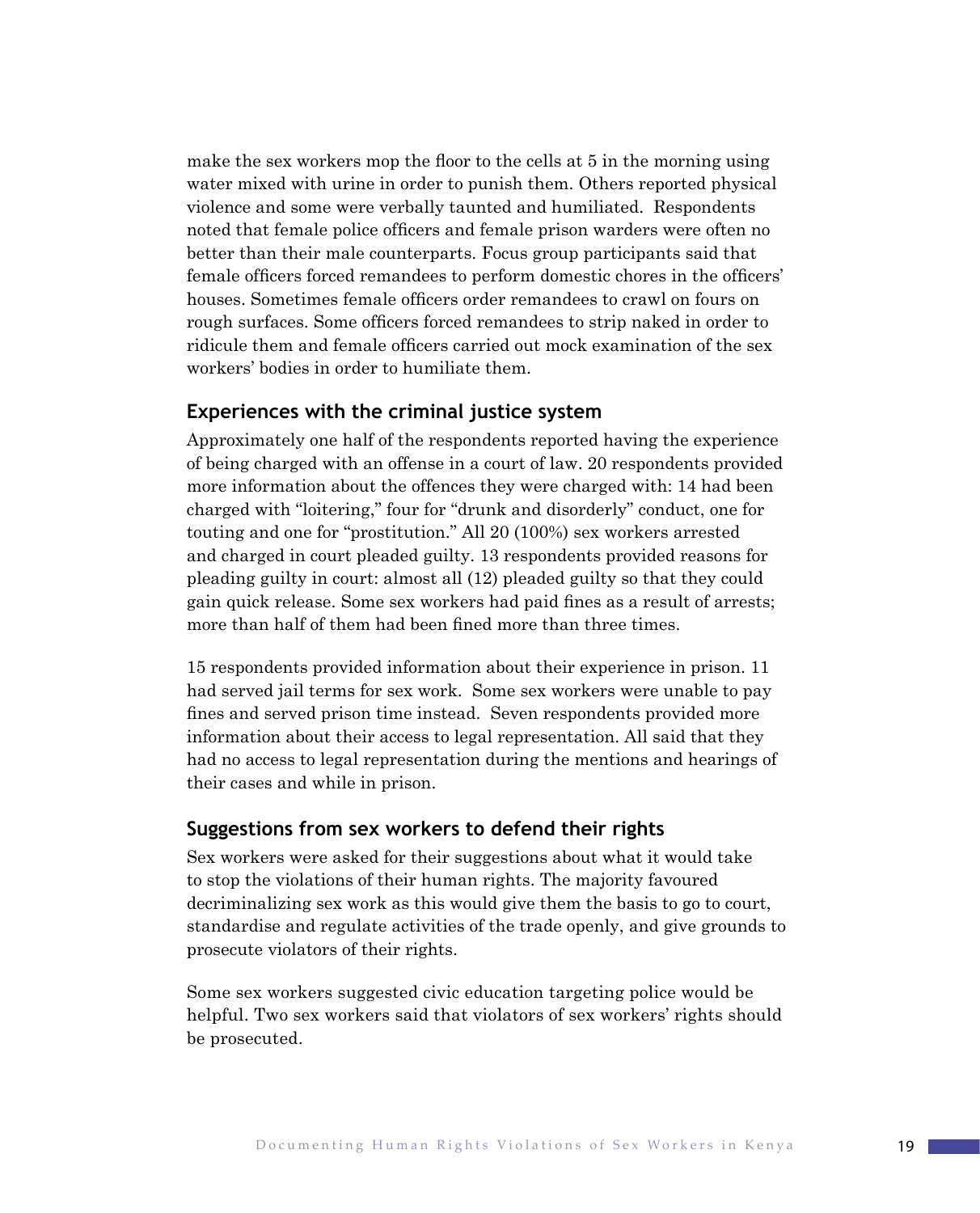make the sex workers mop the floor to the cells at 5 in the morning using water mixed with urine in order to punish them. Others reported physical violence and some were verbally taunted and humiliated. Respondents noted that female police officers and female prison warders were often no better than their male counterparts. Focus group participants said that female officers forced remandees to perform domestic chores in the officers' houses. Sometimes female officers order remandees to crawl on fours on rough surfaces. Some officers forced remandees to strip naked in order to ridicule them and female officers carried out mock examination of the sex workers' bodies in order to humiliate them.

## Experiences with the criminal justice system

Approximately one half of the respondents reported having the experience of being charged with an offense in a court of law. 20 respondents provided more information about the offences they were charged with: 14 had been charged with "loitering," four for "drunk and disorderly" conduct, one for touting and one for "prostitution." All 20 (100%) sex workers arrested and charged in court pleaded guilty. 13 respondents provided reasons for pleading guilty in court: almost all (12) pleaded guilty so that they could gain quick release. Some sex workers had paid fines as a result of arrests; more than half of them had been fined more than three times.

15 respondents provided information about their experience in prison. 11 had served jail terms for sex work. Some sex workers were unable to pay fines and served prison time instead. Seven respondents provided more information about their access to legal representation. All said that they had no access to legal representation during the mentions and hearings of their cases and while in prison.

## Suggestions from sex workers to defend their rights

Sex workers were asked for their suggestions about what it would take to stop the violations of their human rights. The majority favoured decriminalizing sex work as this would give them the basis to go to court, standardise and regulate activities of the trade openly, and give grounds to prosecute violators of their rights.

Some sex workers suggested civic education targeting police would be helpful. Two sex workers said that violators of sex workers' rights should be prosecuted.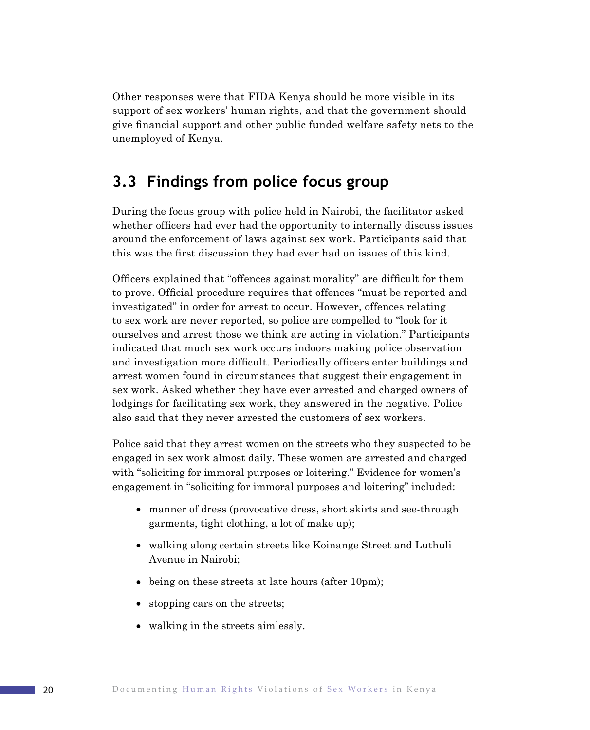Other responses were that FIDA Kenya should be more visible in its support of sex workers' human rights, and that the government should give financial support and other public funded welfare safety nets to the unemployed of Kenya.

## 3.3 Findings from police focus group

During the focus group with police held in Nairobi, the facilitator asked whether officers had ever had the opportunity to internally discuss issues around the enforcement of laws against sex work. Participants said that this was the first discussion they had ever had on issues of this kind.

Officers explained that "offences against morality" are difficult for them to prove. Official procedure requires that offences "must be reported and investigated" in order for arrest to occur. However, offences relating to sex work are never reported, so police are compelled to "look for it ourselves and arrest those we think are acting in violation." Participants indicated that much sex work occurs indoors making police observation and investigation more difficult. Periodically officers enter buildings and arrest women found in circumstances that suggest their engagement in sex work. Asked whether they have ever arrested and charged owners of lodgings for facilitating sex work, they answered in the negative. Police also said that they never arrested the customers of sex workers.

Police said that they arrest women on the streets who they suspected to be engaged in sex work almost daily. These women are arrested and charged with "soliciting for immoral purposes or loitering." Evidence for women's engagement in "soliciting for immoral purposes and loitering" included:

- manner of dress (provocative dress, short skirts and see-through garments, tight clothing, a lot of make up);
- walking along certain streets like Koinange Street and Luthuli Avenue in Nairobi;
- being on these streets at late hours (after 10pm);
- stopping cars on the streets;
- walking in the streets aimlessly.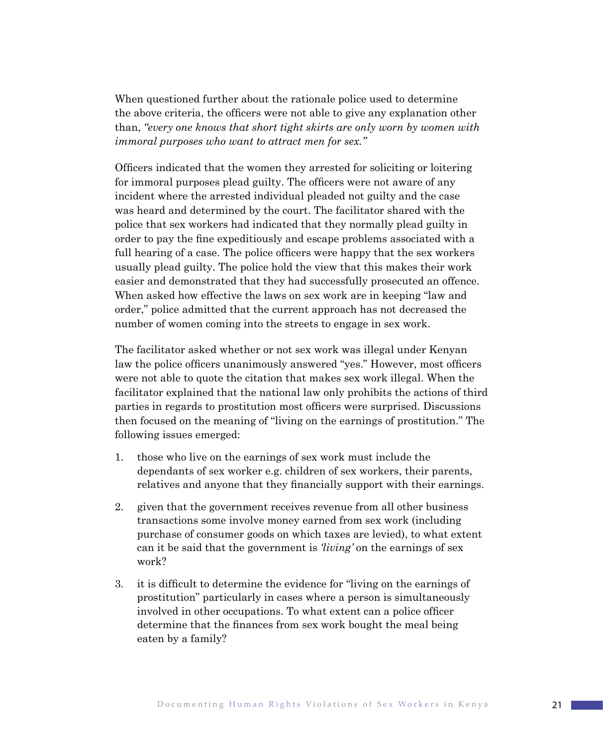When questioned further about the rationale police used to determine the above criteria, the officers were not able to give any explanation other than, *"every one knows that short tight skirts are only worn by women with immoral purposes who want to attract men for sex."*

Officers indicated that the women they arrested for soliciting or loitering for immoral purposes plead guilty. The officers were not aware of any incident where the arrested individual pleaded not guilty and the case was heard and determined by the court. The facilitator shared with the police that sex workers had indicated that they normally plead guilty in order to pay the fine expeditiously and escape problems associated with a full hearing of a case. The police officers were happy that the sex workers usually plead guilty. The police hold the view that this makes their work easier and demonstrated that they had successfully prosecuted an offence. When asked how effective the laws on sex work are in keeping "law and order," police admitted that the current approach has not decreased the number of women coming into the streets to engage in sex work.

The facilitator asked whether or not sex work was illegal under Kenyan law the police officers unanimously answered "yes." However, most officers were not able to quote the citation that makes sex work illegal. When the facilitator explained that the national law only prohibits the actions of third parties in regards to prostitution most officers were surprised. Discussions then focused on the meaning of "living on the earnings of prostitution." The following issues emerged:

1. those who live on the earnings of sex work must include the dependants of sex worker e.g. children of sex workers, their parents, relatives and anyone that they financially support with their earnings.
2. given that the government receives revenue from all other business transactions some involve money earned from sex work (including purchase of consumer goods on which taxes are levied), to what extent can it be said that the government is *'living'* on the earnings of sex work?
3. it is difficult to determine the evidence for "living on the earnings of prostitution" particularly in cases where a person is simultaneously involved in other occupations. To what extent can a police officer determine that the finances from sex work bought the meal being eaten by a family?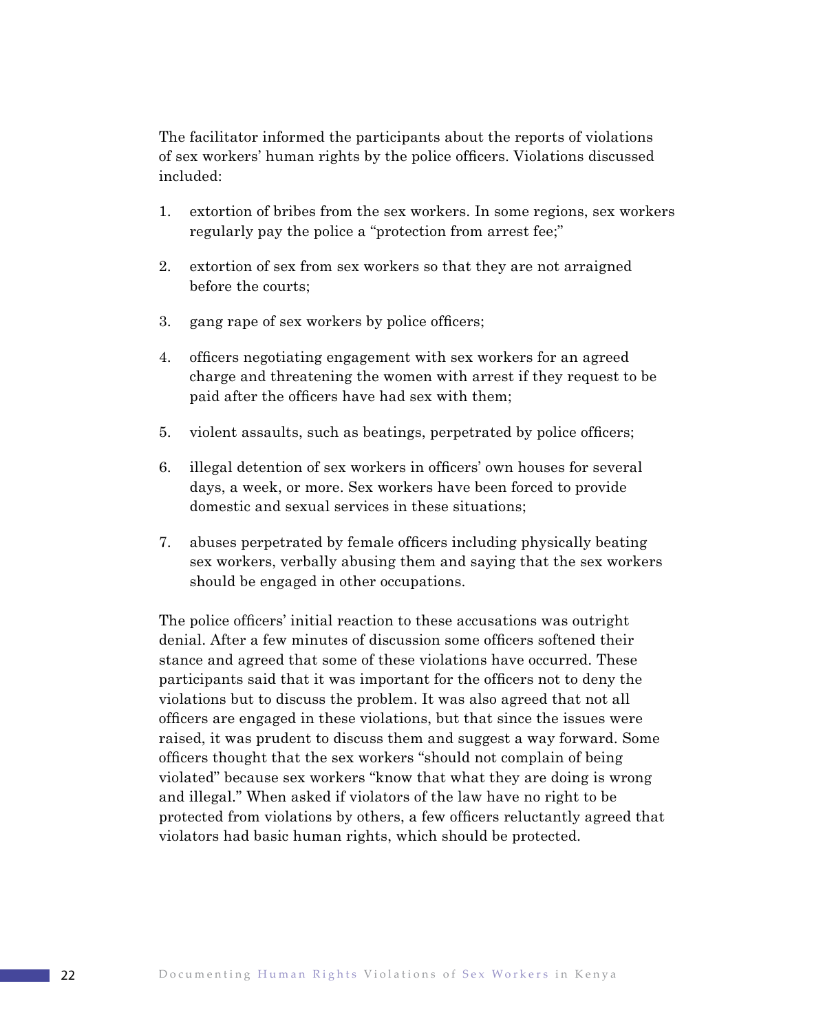The facilitator informed the participants about the reports of violations of sex workers' human rights by the police officers. Violations discussed included:

1. extortion of bribes from the sex workers. In some regions, sex workers regularly pay the police a "protection from arrest fee;"

2. extortion of sex from sex workers so that they are not arraigned before the courts;

3. gang rape of sex workers by police officers;

4. officers negotiating engagement with sex workers for an agreed charge and threatening the women with arrest if they request to be paid after the officers have had sex with them;

5. violent assaults, such as beatings, perpetrated by police officers;

6. illegal detention of sex workers in officers' own houses for several days, a week, or more. Sex workers have been forced to provide domestic and sexual services in these situations;

7. abuses perpetrated by female officers including physically beating sex workers, verbally abusing them and saying that the sex workers should be engaged in other occupations.

The police officers' initial reaction to these accusations was outright denial. After a few minutes of discussion some officers softened their stance and agreed that some of these violations have occurred. These participants said that it was important for the officers not to deny the violations but to discuss the problem. It was also agreed that not all officers are engaged in these violations, but that since the issues were raised, it was prudent to discuss them and suggest a way forward. Some officers thought that the sex workers "should not complain of being violated" because sex workers "know that what they are doing is wrong and illegal." When asked if violators of the law have no right to be protected from violations by others, a few officers reluctantly agreed that violators had basic human rights, which should be protected.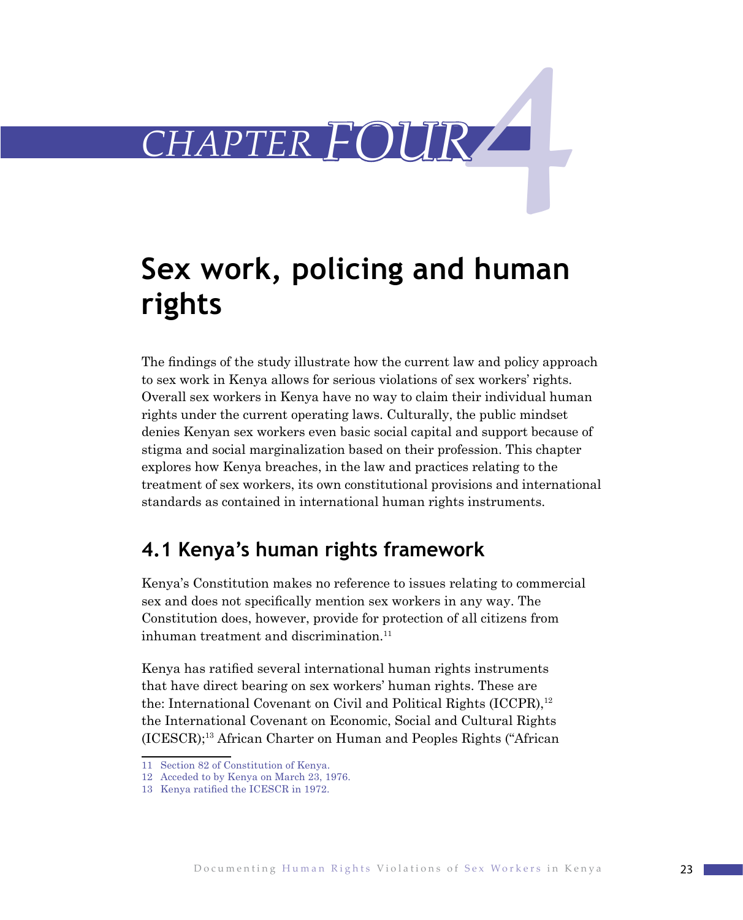# CHAPTER FOUR

# Sex work, policing and human rights

The findings of the study illustrate how the current law and policy approach to sex work in Kenya allows for serious violations of sex workers' rights. Overall sex workers in Kenya have no way to claim their individual human rights under the current operating laws. Culturally, the public mindset denies Kenyan sex workers even basic social capital and support because of stigma and social marginalization based on their profession. This chapter explores how Kenya breaches, in the law and practices relating to the treatment of sex workers, its own constitutional provisions and international standards as contained in international human rights instruments.

## 4.1 Kenya's human rights framework

Kenya's Constitution makes no reference to issues relating to commercial sex and does not specifically mention sex workers in any way. The Constitution does, however, provide for protection of all citizens from inhuman treatment and discrimination.[11]

Kenya has ratified several international human rights instruments that have direct bearing on sex workers' human rights. These are the: International Covenant on Civil and Political Rights (ICCPR),[12] the International Covenant on Economic, Social and Cultural Rights (ICESCR);[13] African Charter on Human and Peoples Rights ("African

---

11 Section 82 of Constitution of Kenya.

12 Acceded to by Kenya on March 23, 1976.

13 Kenya ratified the ICESCR in 1972.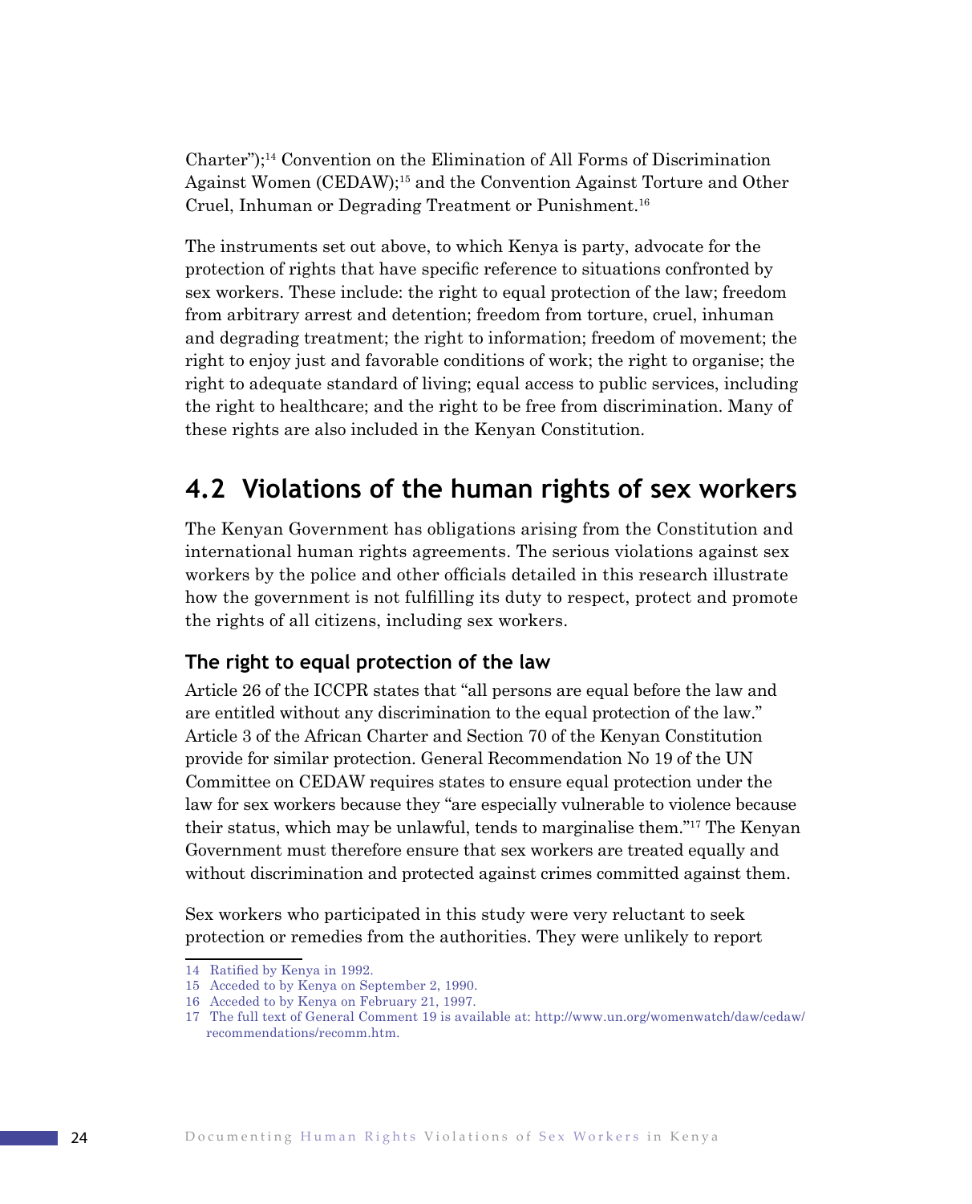Charter");[14] Convention on the Elimination of All Forms of Discrimination Against Women (CEDAW);[15] and the Convention Against Torture and Other Cruel, Inhuman or Degrading Treatment or Punishment.[16]

The instruments set out above, to which Kenya is party, advocate for the protection of rights that have specific reference to situations confronted by sex workers. These include: the right to equal protection of the law; freedom from arbitrary arrest and detention; freedom from torture, cruel, inhuman and degrading treatment; the right to information; freedom of movement; the right to enjoy just and favorable conditions of work; the right to organise; the right to adequate standard of living; equal access to public services, including the right to healthcare; and the right to be free from discrimination. Many of these rights are also included in the Kenyan Constitution.

## 4.2 Violations of the human rights of sex workers

The Kenyan Government has obligations arising from the Constitution and international human rights agreements. The serious violations against sex workers by the police and other officials detailed in this research illustrate how the government is not fulfilling its duty to respect, protect and promote the rights of all citizens, including sex workers.

### The right to equal protection of the law

Article 26 of the ICCPR states that "all persons are equal before the law and are entitled without any discrimination to the equal protection of the law." Article 3 of the African Charter and Section 70 of the Kenyan Constitution provide for similar protection. General Recommendation No 19 of the UN Committee on CEDAW requires states to ensure equal protection under the law for sex workers because they "are especially vulnerable to violence because their status, which may be unlawful, tends to marginalise them."[17] The Kenyan Government must therefore ensure that sex workers are treated equally and without discrimination and protected against crimes committed against them.

Sex workers who participated in this study were very reluctant to seek protection or remedies from the authorities. They were unlikely to report

---

14 Ratified by Kenya in 1992.

15 Acceded to by Kenya on September 2, 1990.

16 Acceded to by Kenya on February 21, 1997.

17 The full text of General Comment 19 is available at: http://www.un.org/womenwatch/daw/cedaw/recommendations/recomm.htm.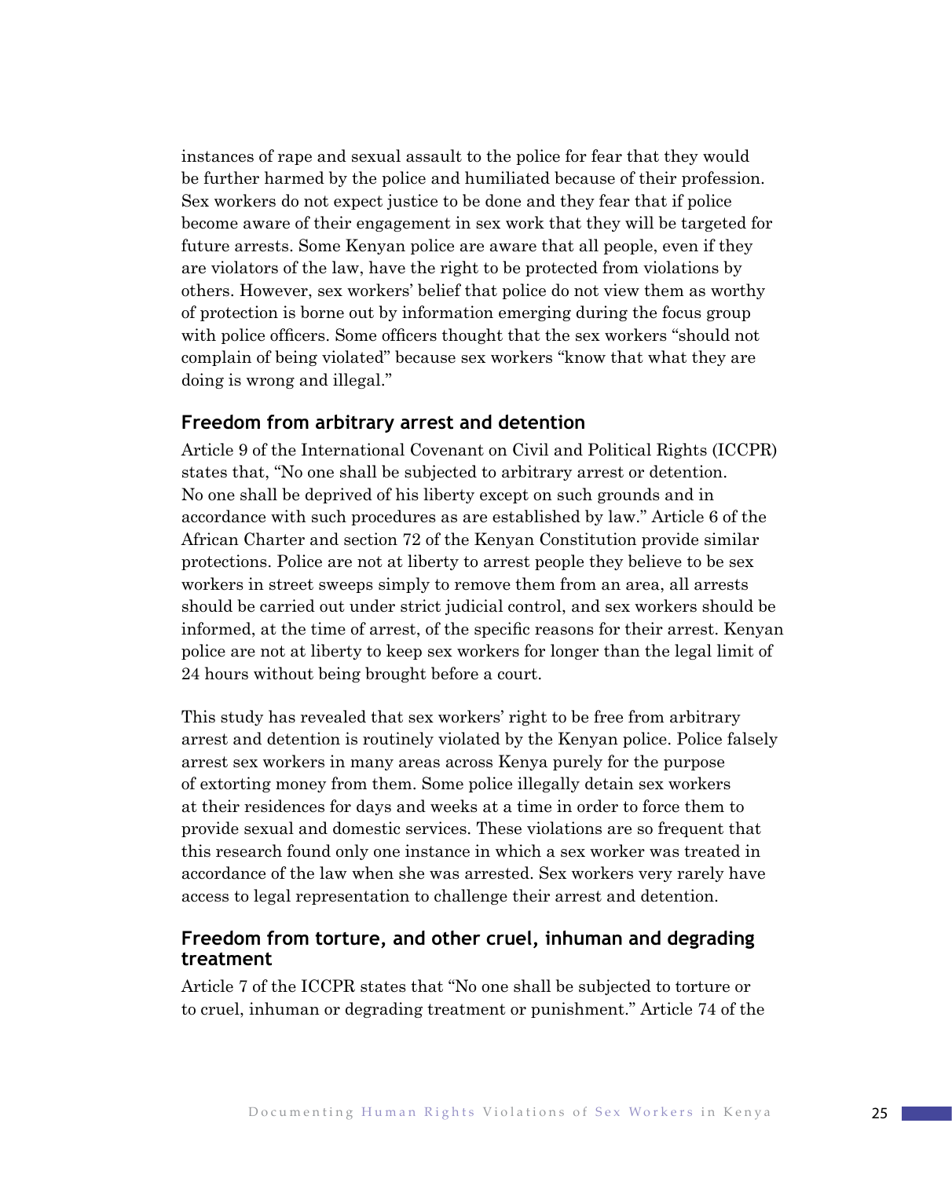instances of rape and sexual assault to the police for fear that they would be further harmed by the police and humiliated because of their profession. Sex workers do not expect justice to be done and they fear that if police become aware of their engagement in sex work that they will be targeted for future arrests. Some Kenyan police are aware that all people, even if they are violators of the law, have the right to be protected from violations by others. However, sex workers' belief that police do not view them as worthy of protection is borne out by information emerging during the focus group with police officers. Some officers thought that the sex workers "should not complain of being violated" because sex workers "know that what they are doing is wrong and illegal."

## Freedom from arbitrary arrest and detention

Article 9 of the International Covenant on Civil and Political Rights (ICCPR) states that, "No one shall be subjected to arbitrary arrest or detention. No one shall be deprived of his liberty except on such grounds and in accordance with such procedures as are established by law." Article 6 of the African Charter and section 72 of the Kenyan Constitution provide similar protections. Police are not at liberty to arrest people they believe to be sex workers in street sweeps simply to remove them from an area, all arrests should be carried out under strict judicial control, and sex workers should be informed, at the time of arrest, of the specific reasons for their arrest. Kenyan police are not at liberty to keep sex workers for longer than the legal limit of 24 hours without being brought before a court.

This study has revealed that sex workers' right to be free from arbitrary arrest and detention is routinely violated by the Kenyan police. Police falsely arrest sex workers in many areas across Kenya purely for the purpose of extorting money from them. Some police illegally detain sex workers at their residences for days and weeks at a time in order to force them to provide sexual and domestic services. These violations are so frequent that this research found only one instance in which a sex worker was treated in accordance of the law when she was arrested. Sex workers very rarely have access to legal representation to challenge their arrest and detention.

## Freedom from torture, and other cruel, inhuman and degrading treatment

Article 7 of the ICCPR states that "No one shall be subjected to torture or to cruel, inhuman or degrading treatment or punishment." Article 74 of the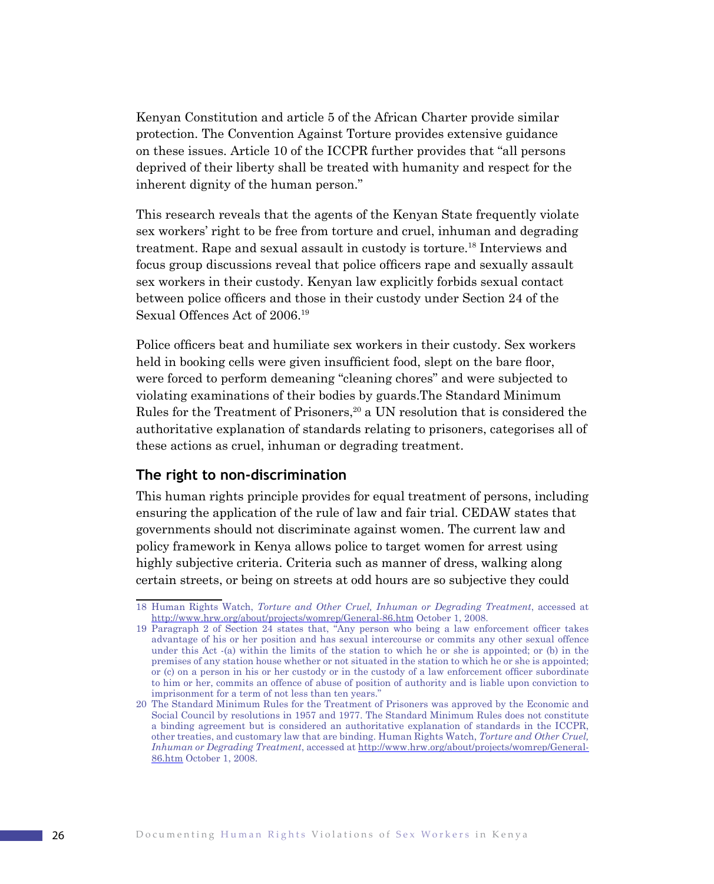Kenyan Constitution and article 5 of the African Charter provide similar protection. The Convention Against Torture provides extensive guidance on these issues. Article 10 of the ICCPR further provides that "all persons deprived of their liberty shall be treated with humanity and respect for the inherent dignity of the human person."

This research reveals that the agents of the Kenyan State frequently violate sex workers' right to be free from torture and cruel, inhuman and degrading treatment. Rape and sexual assault in custody is torture.[18] Interviews and focus group discussions reveal that police officers rape and sexually assault sex workers in their custody. Kenyan law explicitly forbids sexual contact between police officers and those in their custody under Section 24 of the Sexual Offences Act of 2006.[19]

Police officers beat and humiliate sex workers in their custody. Sex workers held in booking cells were given insufficient food, slept on the bare floor, were forced to perform demeaning "cleaning chores" and were subjected to violating examinations of their bodies by guards.The Standard Minimum Rules for the Treatment of Prisoners,[20] a UN resolution that is considered the authoritative explanation of standards relating to prisoners, categorises all of these actions as cruel, inhuman or degrading treatment.

### The right to non-discrimination

This human rights principle provides for equal treatment of persons, including ensuring the application of the rule of law and fair trial. CEDAW states that governments should not discriminate against women. The current law and policy framework in Kenya allows police to target women for arrest using highly subjective criteria. Criteria such as manner of dress, walking along certain streets, or being on streets at odd hours are so subjective they could

---

18 Human Rights Watch, *Torture and Other Cruel, Inhuman or Degrading Treatment*, accessed at http://www.hrw.org/about/projects/womrep/General-86.htm October 1, 2008.

19 Paragraph 2 of Section 24 states that, "Any person who being a law enforcement officer takes advantage of his or her position and has sexual intercourse or commits any other sexual offence under this Act -(a) within the limits of the station to which he or she is appointed; or (b) in the premises of any station house whether or not situated in the station to which he or she is appointed; or (c) on a person in his or her custody or in the custody of a law enforcement officer subordinate to him or her, commits an offence of abuse of position of authority and is liable upon conviction to imprisonment for a term of not less than ten years."

20 The Standard Minimum Rules for the Treatment of Prisoners was approved by the Economic and Social Council by resolutions in 1957 and 1977. The Standard Minimum Rules does not constitute a binding agreement but is considered an authoritative explanation of standards in the ICCPR, other treaties, and customary law that are binding. Human Rights Watch, *Torture and Other Cruel, Inhuman or Degrading Treatment*, accessed at http://www.hrw.org/about/projects/womrep/General-86.htm October 1, 2008.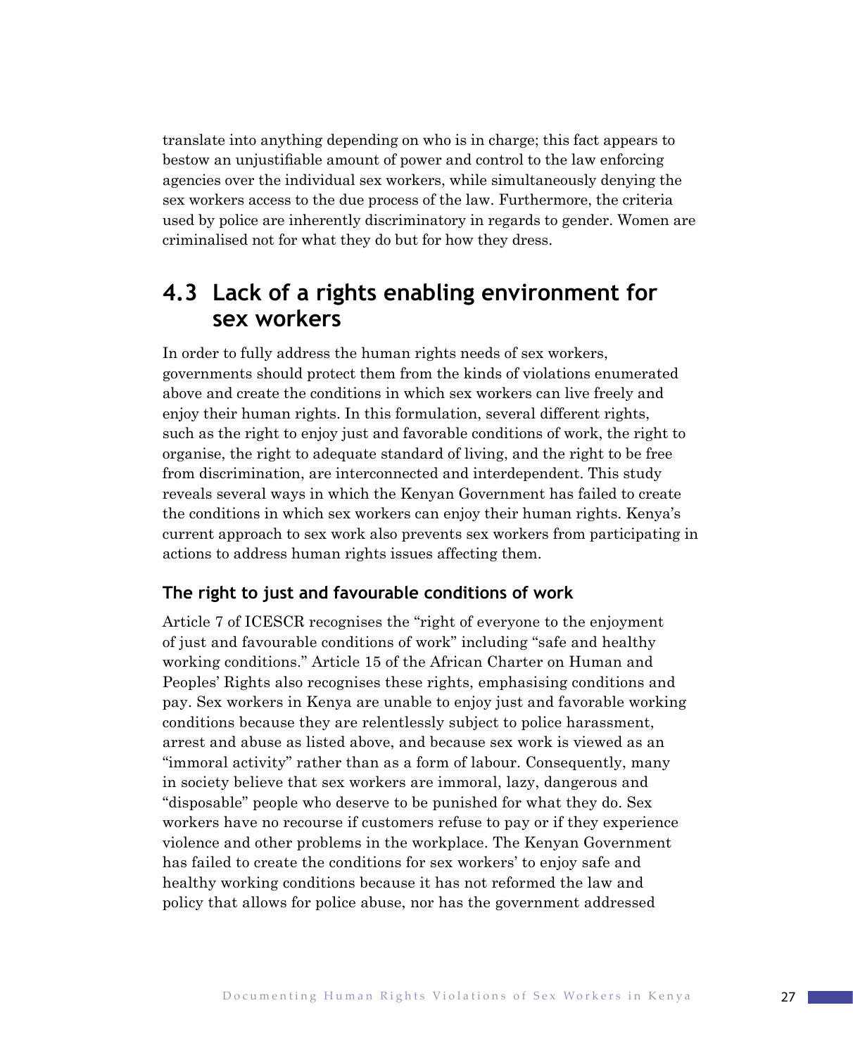translate into anything depending on who is in charge; this fact appears to bestow an unjustifiable amount of power and control to the law enforcing agencies over the individual sex workers, while simultaneously denying the sex workers access to the due process of the law. Furthermore, the criteria used by police are inherently discriminatory in regards to gender. Women are criminalised not for what they do but for how they dress.

## 4.3 Lack of a rights enabling environment for sex workers

In order to fully address the human rights needs of sex workers, governments should protect them from the kinds of violations enumerated above and create the conditions in which sex workers can live freely and enjoy their human rights. In this formulation, several different rights, such as the right to enjoy just and favorable conditions of work, the right to organise, the right to adequate standard of living, and the right to be free from discrimination, are interconnected and interdependent. This study reveals several ways in which the Kenyan Government has failed to create the conditions in which sex workers can enjoy their human rights. Kenya's current approach to sex work also prevents sex workers from participating in actions to address human rights issues affecting them.

### The right to just and favourable conditions of work

Article 7 of ICESCR recognises the "right of everyone to the enjoyment of just and favourable conditions of work" including "safe and healthy working conditions." Article 15 of the African Charter on Human and Peoples' Rights also recognises these rights, emphasising conditions and pay. Sex workers in Kenya are unable to enjoy just and favorable working conditions because they are relentlessly subject to police harassment, arrest and abuse as listed above, and because sex work is viewed as an "immoral activity" rather than as a form of labour. Consequently, many in society believe that sex workers are immoral, lazy, dangerous and "disposable" people who deserve to be punished for what they do. Sex workers have no recourse if customers refuse to pay or if they experience violence and other problems in the workplace. The Kenyan Government has failed to create the conditions for sex workers' to enjoy safe and healthy working conditions because it has not reformed the law and policy that allows for police abuse, nor has the government addressed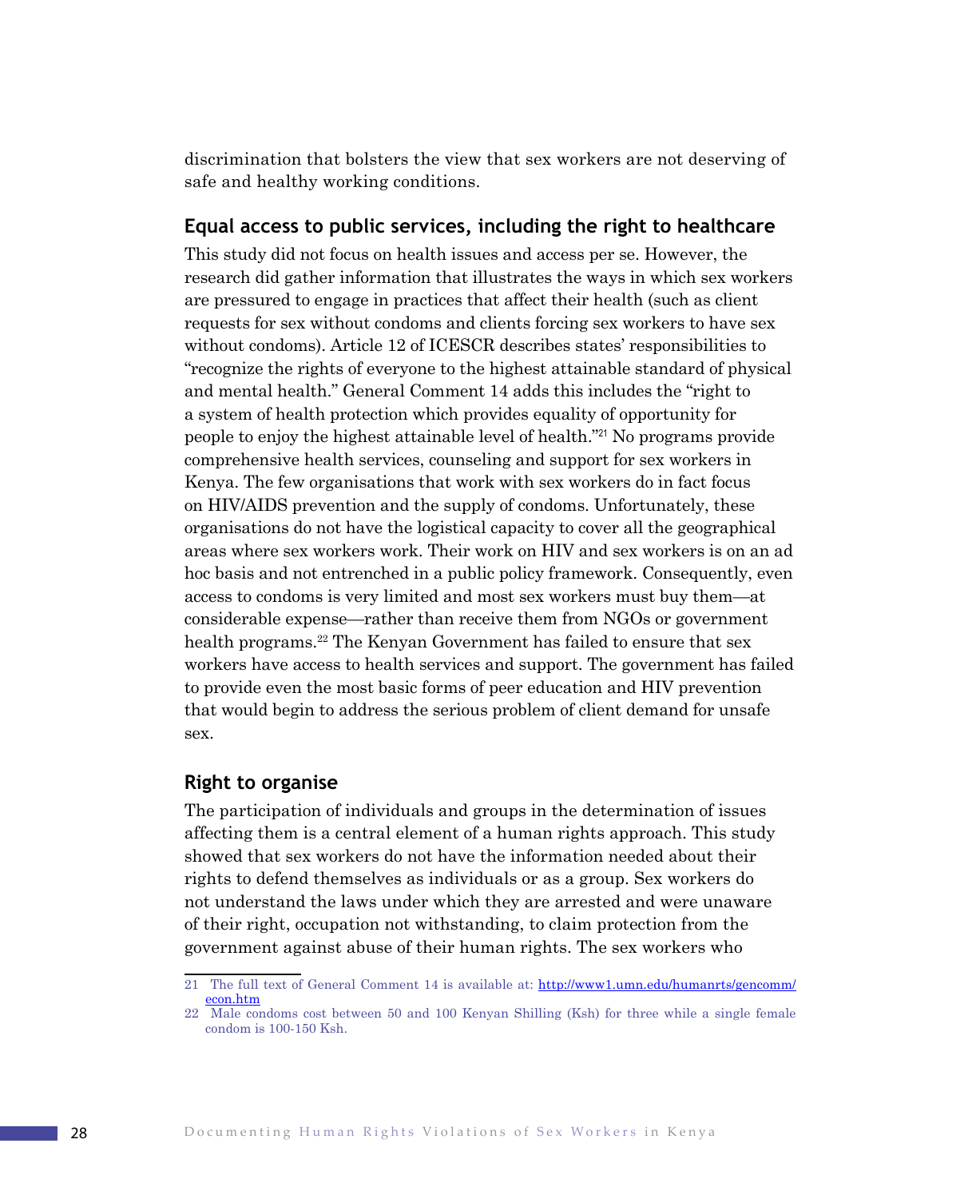discrimination that bolsters the view that sex workers are not deserving of safe and healthy working conditions.

### Equal access to public services, including the right to healthcare

This study did not focus on health issues and access per se. However, the research did gather information that illustrates the ways in which sex workers are pressured to engage in practices that affect their health (such as client requests for sex without condoms and clients forcing sex workers to have sex without condoms). Article 12 of ICESCR describes states' responsibilities to "recognize the rights of everyone to the highest attainable standard of physical and mental health." General Comment 14 adds this includes the "right to a system of health protection which provides equality of opportunity for people to enjoy the highest attainable level of health."[21] No programs provide comprehensive health services, counseling and support for sex workers in Kenya. The few organisations that work with sex workers do in fact focus on HIV/AIDS prevention and the supply of condoms. Unfortunately, these organisations do not have the logistical capacity to cover all the geographical areas where sex workers work. Their work on HIV and sex workers is on an ad hoc basis and not entrenched in a public policy framework. Consequently, even access to condoms is very limited and most sex workers must buy them—at considerable expense—rather than receive them from NGOs or government health programs.[22] The Kenyan Government has failed to ensure that sex workers have access to health services and support. The government has failed to provide even the most basic forms of peer education and HIV prevention that would begin to address the serious problem of client demand for unsafe sex.

### Right to organise

The participation of individuals and groups in the determination of issues affecting them is a central element of a human rights approach. This study showed that sex workers do not have the information needed about their rights to defend themselves as individuals or as a group. Sex workers do not understand the laws under which they are arrested and were unaware of their right, occupation not withstanding, to claim protection from the government against abuse of their human rights. The sex workers who

---

21 The full text of General Comment 14 is available at: http://www1.umn.edu/humanrts/gencomm/econ.htm

22 Male condoms cost between 50 and 100 Kenyan Shilling (Ksh) for three while a single female condom is 100-150 Ksh.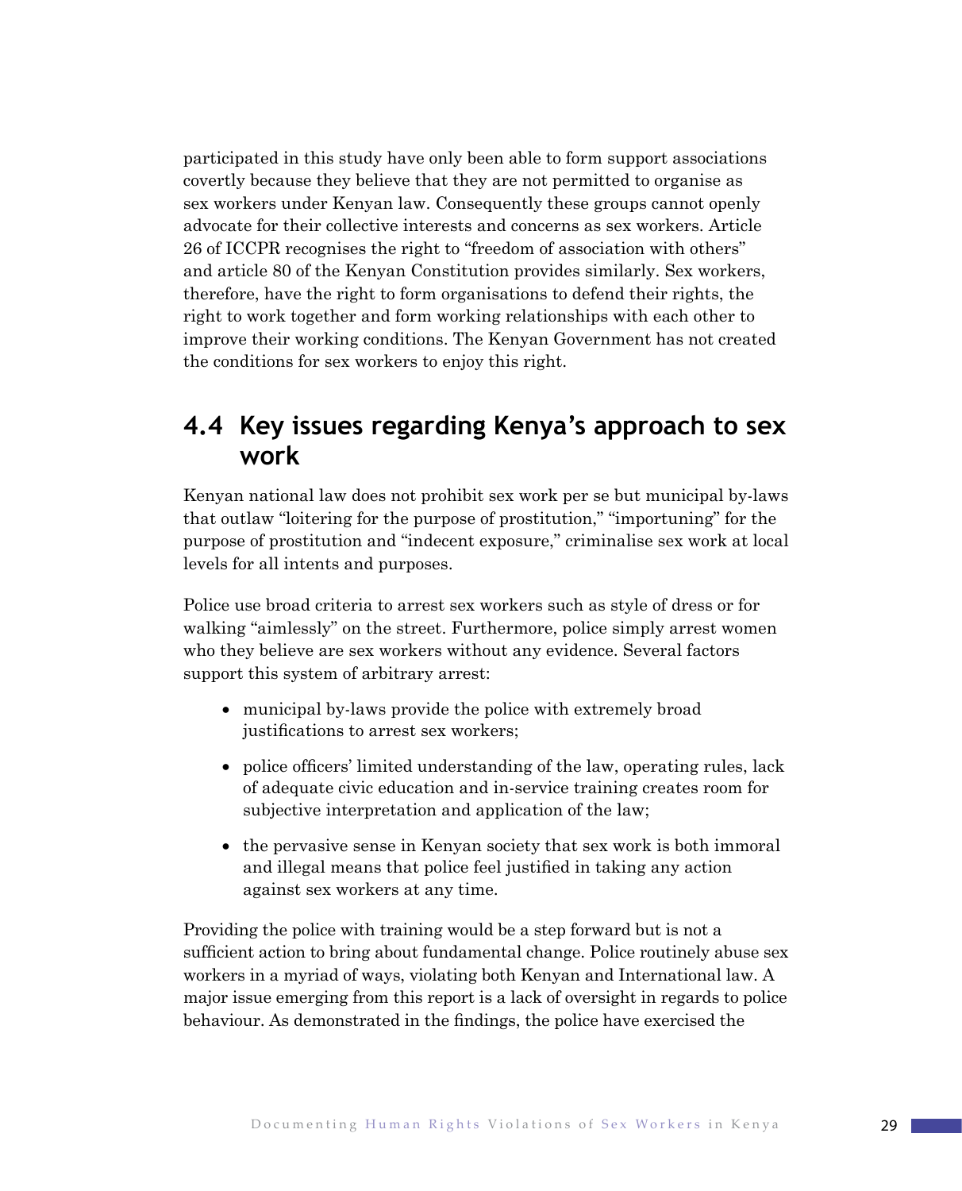participated in this study have only been able to form support associations covertly because they believe that they are not permitted to organise as sex workers under Kenyan law. Consequently these groups cannot openly advocate for their collective interests and concerns as sex workers. Article 26 of ICCPR recognises the right to "freedom of association with others" and article 80 of the Kenyan Constitution provides similarly. Sex workers, therefore, have the right to form organisations to defend their rights, the right to work together and form working relationships with each other to improve their working conditions. The Kenyan Government has not created the conditions for sex workers to enjoy this right.

## 4.4 Key issues regarding Kenya's approach to sex work

Kenyan national law does not prohibit sex work per se but municipal by-laws that outlaw "loitering for the purpose of prostitution," "importuning" for the purpose of prostitution and "indecent exposure," criminalise sex work at local levels for all intents and purposes.

Police use broad criteria to arrest sex workers such as style of dress or for walking "aimlessly" on the street. Furthermore, police simply arrest women who they believe are sex workers without any evidence. Several factors support this system of arbitrary arrest:

- municipal by-laws provide the police with extremely broad justifications to arrest sex workers;
- police officers' limited understanding of the law, operating rules, lack of adequate civic education and in-service training creates room for subjective interpretation and application of the law;
- the pervasive sense in Kenyan society that sex work is both immoral and illegal means that police feel justified in taking any action against sex workers at any time.

Providing the police with training would be a step forward but is not a sufficient action to bring about fundamental change. Police routinely abuse sex workers in a myriad of ways, violating both Kenyan and International law. A major issue emerging from this report is a lack of oversight in regards to police behaviour. As demonstrated in the findings, the police have exercised the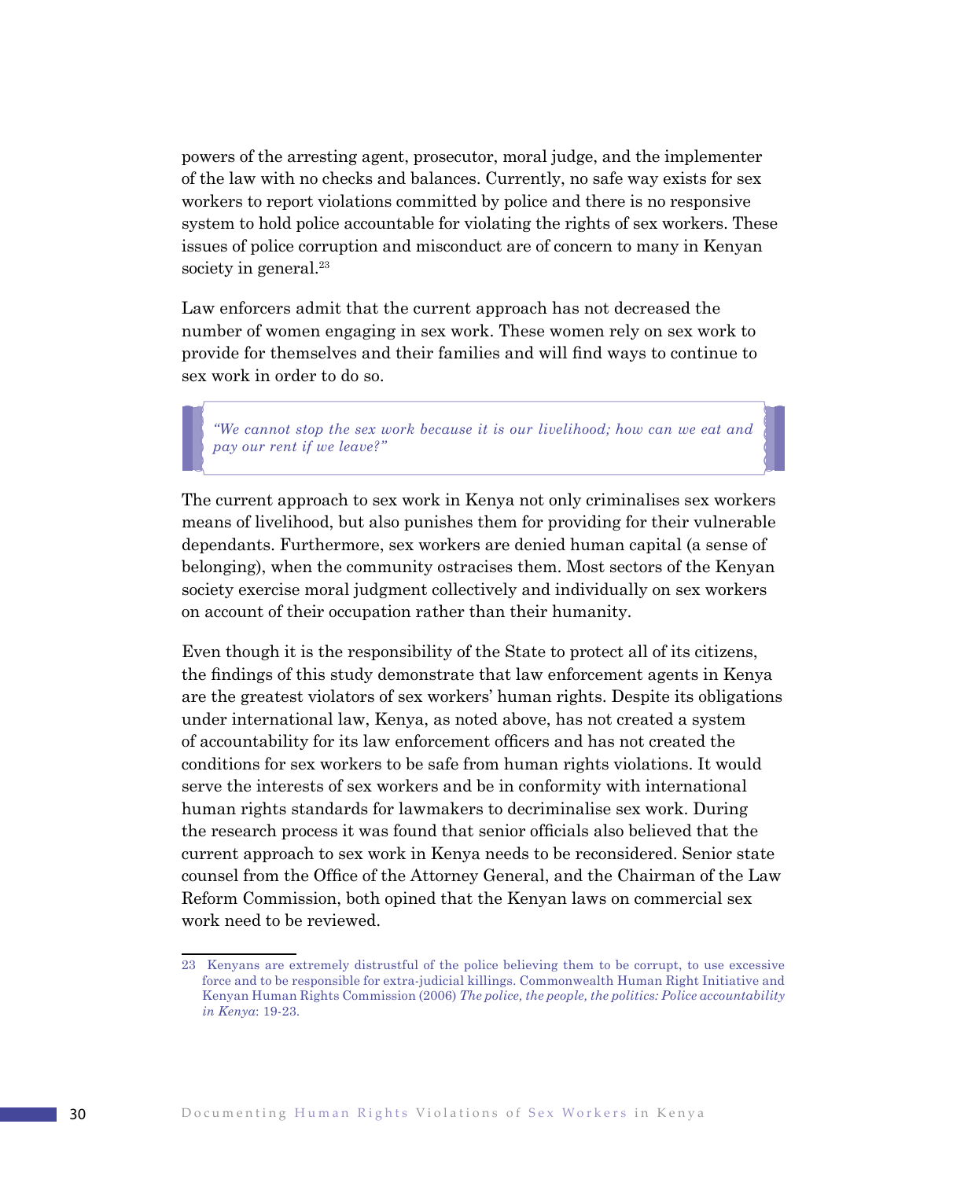powers of the arresting agent, prosecutor, moral judge, and the implementer of the law with no checks and balances. Currently, no safe way exists for sex workers to report violations committed by police and there is no responsive system to hold police accountable for violating the rights of sex workers. These issues of police corruption and misconduct are of concern to many in Kenyan society in general.[23]

Law enforcers admit that the current approach has not decreased the number of women engaging in sex work. These women rely on sex work to provide for themselves and their families and will find ways to continue to sex work in order to do so.

> *"We cannot stop the sex work because it is our livelihood; how can we eat and pay our rent if we leave?"*

The current approach to sex work in Kenya not only criminalises sex workers means of livelihood, but also punishes them for providing for their vulnerable dependants. Furthermore, sex workers are denied human capital (a sense of belonging), when the community ostracises them. Most sectors of the Kenyan society exercise moral judgment collectively and individually on sex workers on account of their occupation rather than their humanity.

Even though it is the responsibility of the State to protect all of its citizens, the findings of this study demonstrate that law enforcement agents in Kenya are the greatest violators of sex workers' human rights. Despite its obligations under international law, Kenya, as noted above, has not created a system of accountability for its law enforcement officers and has not created the conditions for sex workers to be safe from human rights violations. It would serve the interests of sex workers and be in conformity with international human rights standards for lawmakers to decriminalise sex work. During the research process it was found that senior officials also believed that the current approach to sex work in Kenya needs to be reconsidered. Senior state counsel from the Office of the Attorney General, and the Chairman of the Law Reform Commission, both opined that the Kenyan laws on commercial sex work need to be reviewed.

---

23 Kenyans are extremely distrustful of the police believing them to be corrupt, to use excessive force and to be responsible for extra-judicial killings. Commonwealth Human Right Initiative and Kenyan Human Rights Commission (2006) *The police, the people, the politics: Police accountability in Kenya*: 19-23.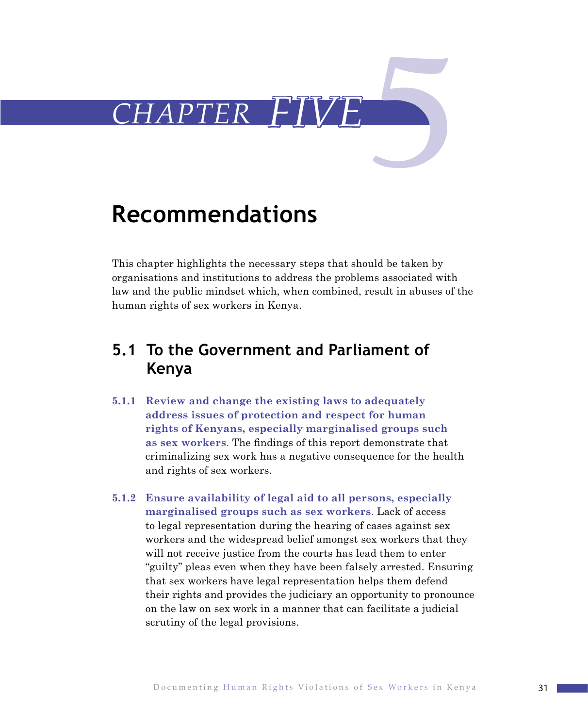# CHAPTER FIVE

## Recommendations

This chapter highlights the necessary steps that should be taken by organisations and institutions to address the problems associated with law and the public mindset which, when combined, result in abuses of the human rights of sex workers in Kenya.

### 5.1 To the Government and Parliament of Kenya

**5.1.1 Review and change the existing laws to adequately address issues of protection and respect for human rights of Kenyans, especially marginalised groups such as sex workers.** The findings of this report demonstrate that criminalizing sex work has a negative consequence for the health and rights of sex workers.

**5.1.2 Ensure availability of legal aid to all persons, especially marginalised groups such as sex workers.** Lack of access to legal representation during the hearing of cases against sex workers and the widespread belief amongst sex workers that they will not receive justice from the courts has lead them to enter "guilty" pleas even when they have been falsely arrested. Ensuring that sex workers have legal representation helps them defend their rights and provides the judiciary an opportunity to pronounce on the law on sex work in a manner that can facilitate a judicial scrutiny of the legal provisions.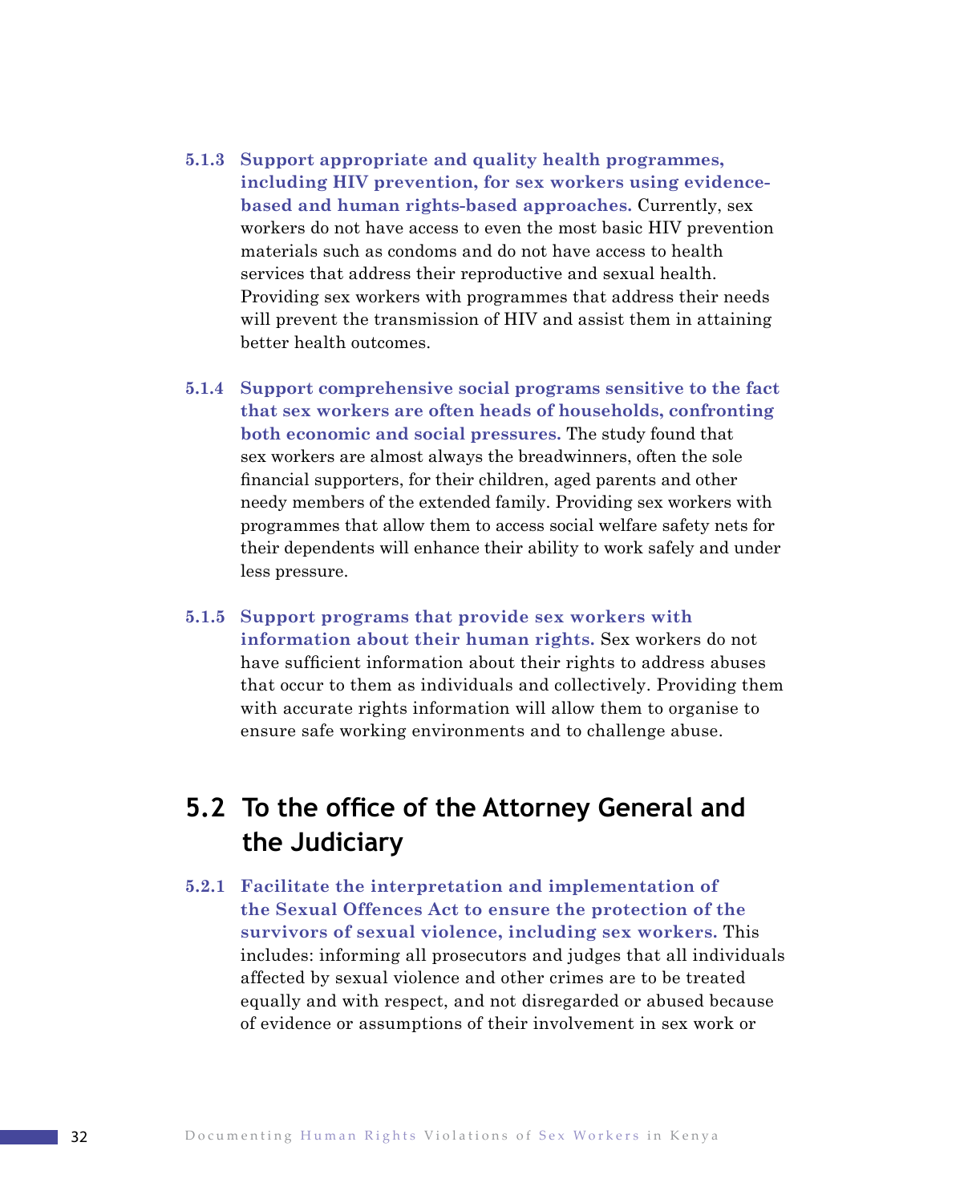**5.1.3 Support appropriate and quality health programmes, including HIV prevention, for sex workers using evidence-based and human rights-based approaches.** Currently, sex workers do not have access to even the most basic HIV prevention materials such as condoms and do not have access to health services that address their reproductive and sexual health. Providing sex workers with programmes that address their needs will prevent the transmission of HIV and assist them in attaining better health outcomes.

**5.1.4 Support comprehensive social programs sensitive to the fact that sex workers are often heads of households, confronting both economic and social pressures.** The study found that sex workers are almost always the breadwinners, often the sole financial supporters, for their children, aged parents and other needy members of the extended family. Providing sex workers with programmes that allow them to access social welfare safety nets for their dependents will enhance their ability to work safely and under less pressure.

**5.1.5 Support programs that provide sex workers with information about their human rights.** Sex workers do not have sufficient information about their rights to address abuses that occur to them as individuals and collectively. Providing them with accurate rights information will allow them to organise to ensure safe working environments and to challenge abuse.

## 5.2 To the office of the Attorney General and the Judiciary

**5.2.1 Facilitate the interpretation and implementation of the Sexual Offences Act to ensure the protection of the survivors of sexual violence, including sex workers.** This includes: informing all prosecutors and judges that all individuals affected by sexual violence and other crimes are to be treated equally and with respect, and not disregarded or abused because of evidence or assumptions of their involvement in sex work or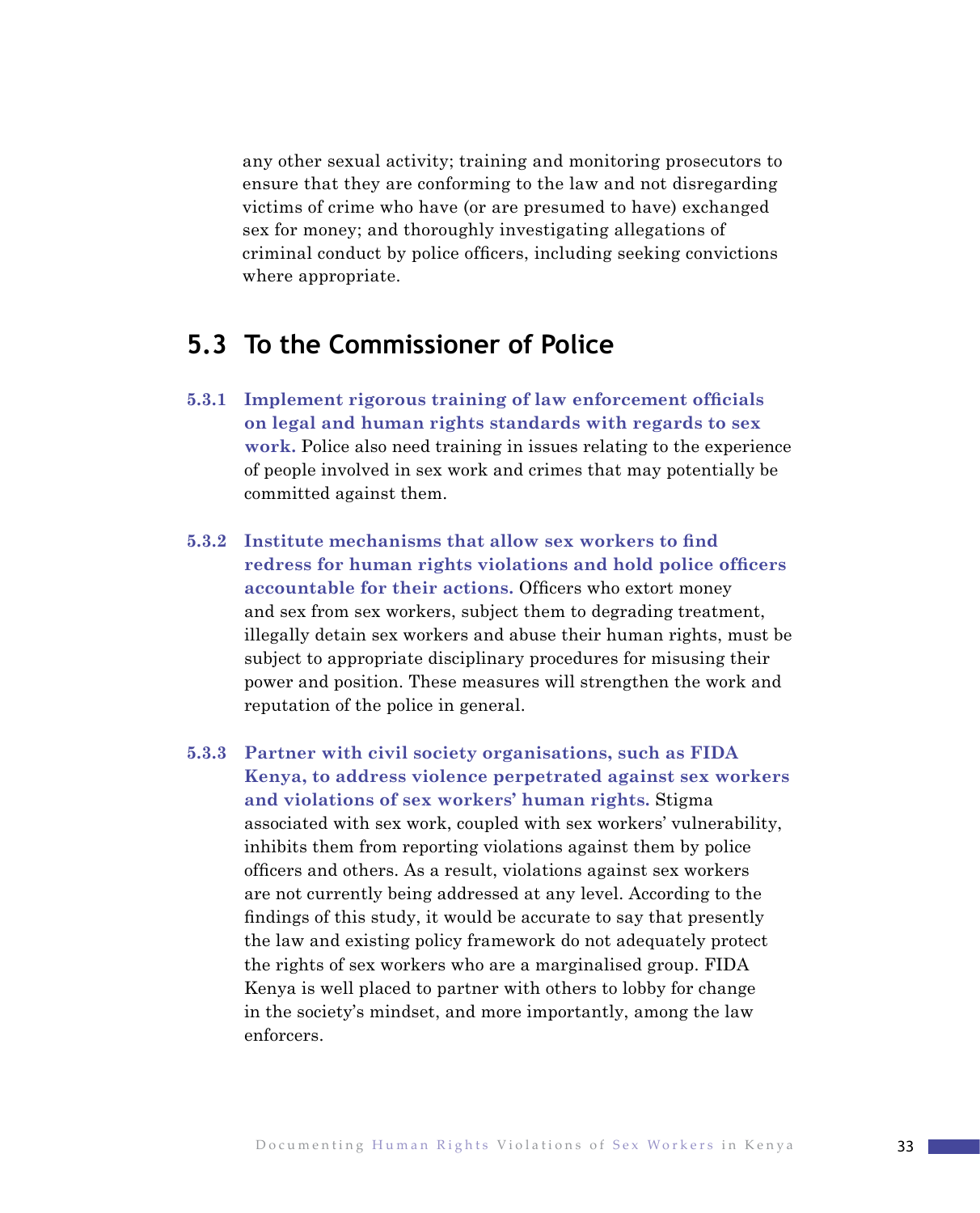any other sexual activity; training and monitoring prosecutors to ensure that they are conforming to the law and not disregarding victims of crime who have (or are presumed to have) exchanged sex for money; and thoroughly investigating allegations of criminal conduct by police officers, including seeking convictions where appropriate.

## 5.3 To the Commissioner of Police

**5.3.1 Implement rigorous training of law enforcement officials on legal and human rights standards with regards to sex work.** Police also need training in issues relating to the experience of people involved in sex work and crimes that may potentially be committed against them.

**5.3.2 Institute mechanisms that allow sex workers to find redress for human rights violations and hold police officers accountable for their actions.** Officers who extort money and sex from sex workers, subject them to degrading treatment, illegally detain sex workers and abuse their human rights, must be subject to appropriate disciplinary procedures for misusing their power and position. These measures will strengthen the work and reputation of the police in general.

**5.3.3 Partner with civil society organisations, such as FIDA Kenya, to address violence perpetrated against sex workers and violations of sex workers' human rights.** Stigma associated with sex work, coupled with sex workers' vulnerability, inhibits them from reporting violations against them by police officers and others. As a result, violations against sex workers are not currently being addressed at any level. According to the findings of this study, it would be accurate to say that presently the law and existing policy framework do not adequately protect the rights of sex workers who are a marginalised group. FIDA Kenya is well placed to partner with others to lobby for change in the society's mindset, and more importantly, among the law enforcers.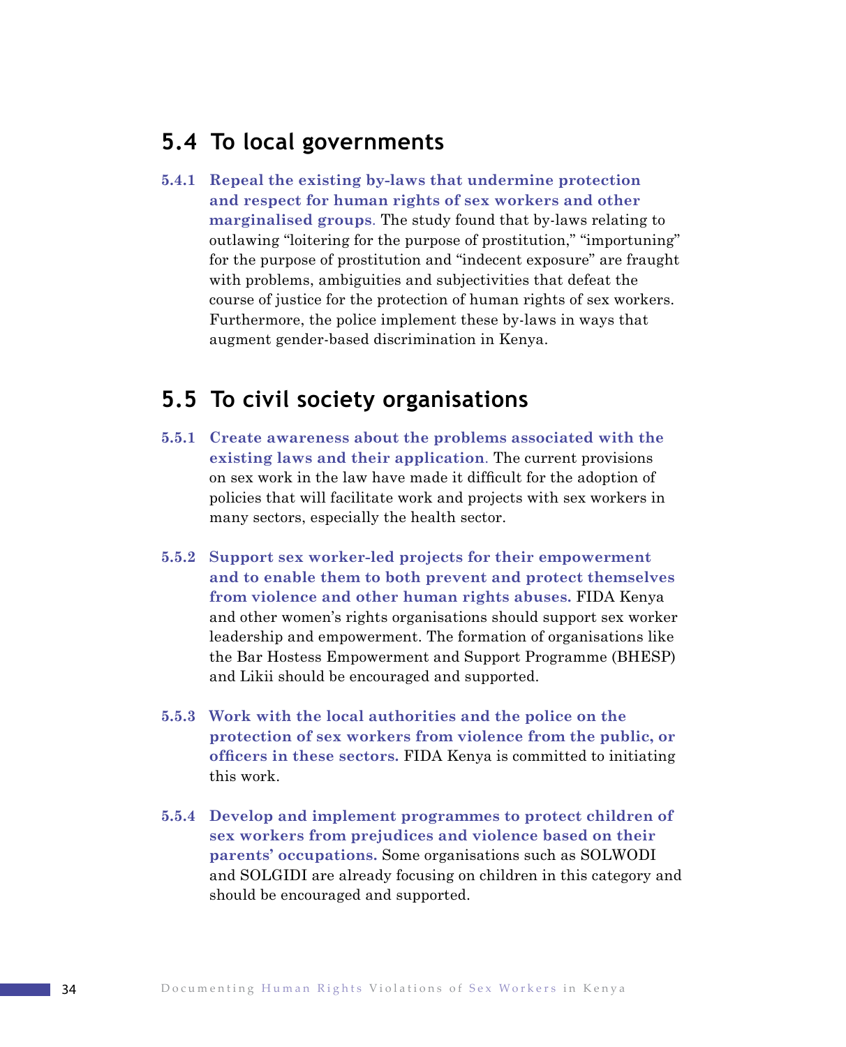## 5.4 To local governments

**5.4.1 Repeal the existing by-laws that undermine protection and respect for human rights of sex workers and other marginalised groups**. The study found that by-laws relating to outlawing "loitering for the purpose of prostitution," "importuning" for the purpose of prostitution and "indecent exposure" are fraught with problems, ambiguities and subjectivities that defeat the course of justice for the protection of human rights of sex workers. Furthermore, the police implement these by-laws in ways that augment gender-based discrimination in Kenya.

## 5.5 To civil society organisations

**5.5.1 Create awareness about the problems associated with the existing laws and their application**. The current provisions on sex work in the law have made it difficult for the adoption of policies that will facilitate work and projects with sex workers in many sectors, especially the health sector.

**5.5.2 Support sex worker-led projects for their empowerment and to enable them to both prevent and protect themselves from violence and other human rights abuses.** FIDA Kenya and other women's rights organisations should support sex worker leadership and empowerment. The formation of organisations like the Bar Hostess Empowerment and Support Programme (BHESP) and Likii should be encouraged and supported.

**5.5.3 Work with the local authorities and the police on the protection of sex workers from violence from the public, or officers in these sectors.** FIDA Kenya is committed to initiating this work.

**5.5.4 Develop and implement programmes to protect children of sex workers from prejudices and violence based on their parents' occupations.** Some organisations such as SOLWODI and SOLGIDI are already focusing on children in this category and should be encouraged and supported.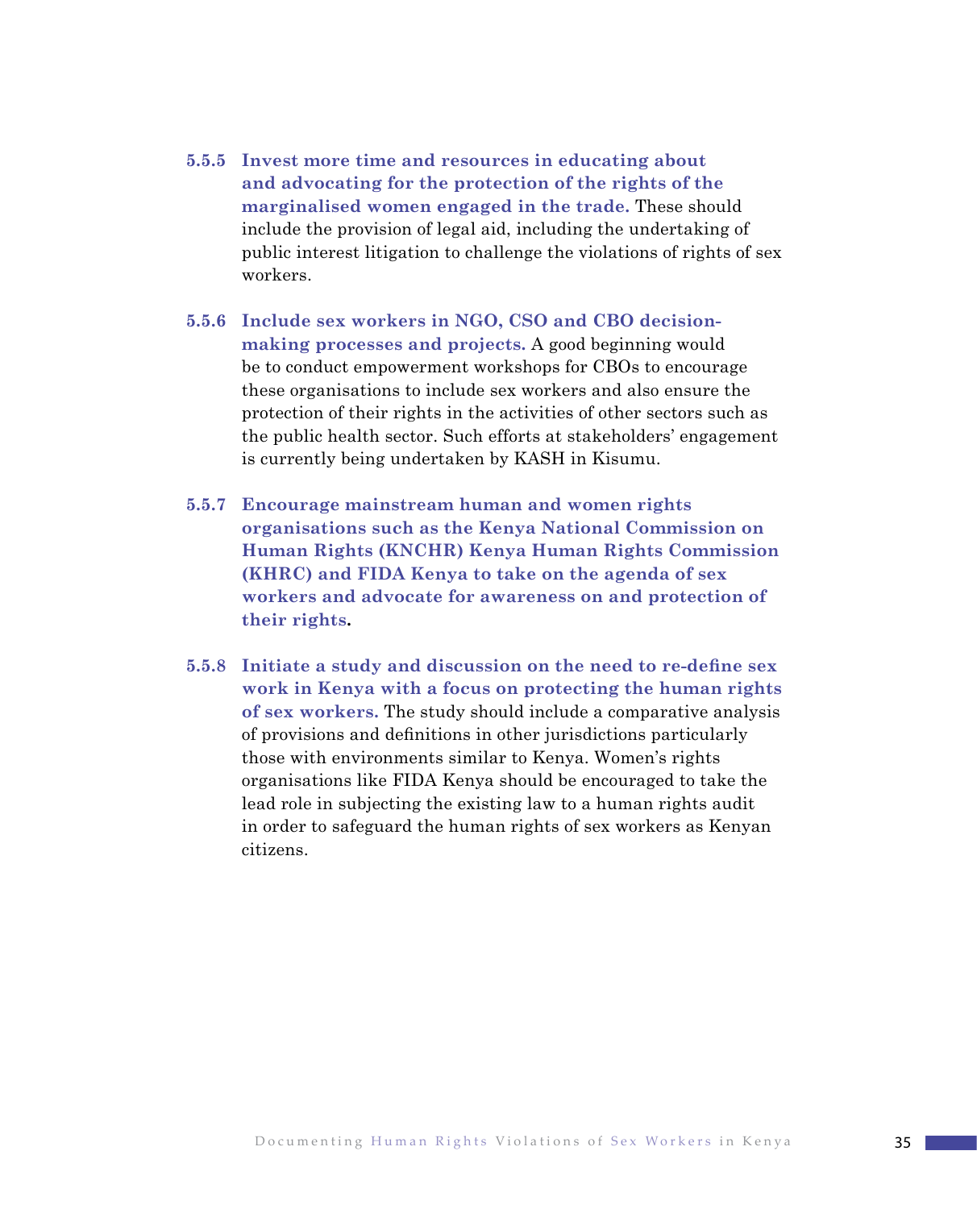**5.5.5 Invest more time and resources in educating about and advocating for the protection of the rights of the marginalised women engaged in the trade.** These should include the provision of legal aid, including the undertaking of public interest litigation to challenge the violations of rights of sex workers.

**5.5.6 Include sex workers in NGO, CSO and CBO decision-making processes and projects.** A good beginning would be to conduct empowerment workshops for CBOs to encourage these organisations to include sex workers and also ensure the protection of their rights in the activities of other sectors such as the public health sector. Such efforts at stakeholders' engagement is currently being undertaken by KASH in Kisumu.

**5.5.7 Encourage mainstream human and women rights organisations such as the Kenya National Commission on Human Rights (KNCHR) Kenya Human Rights Commission (KHRC) and FIDA Kenya to take on the agenda of sex workers and advocate for awareness on and protection of their rights.**

**5.5.8 Initiate a study and discussion on the need to re-define sex work in Kenya with a focus on protecting the human rights of sex workers.** The study should include a comparative analysis of provisions and definitions in other jurisdictions particularly those with environments similar to Kenya. Women's rights organisations like FIDA Kenya should be encouraged to take the lead role in subjecting the existing law to a human rights audit in order to safeguard the human rights of sex workers as Kenyan citizens.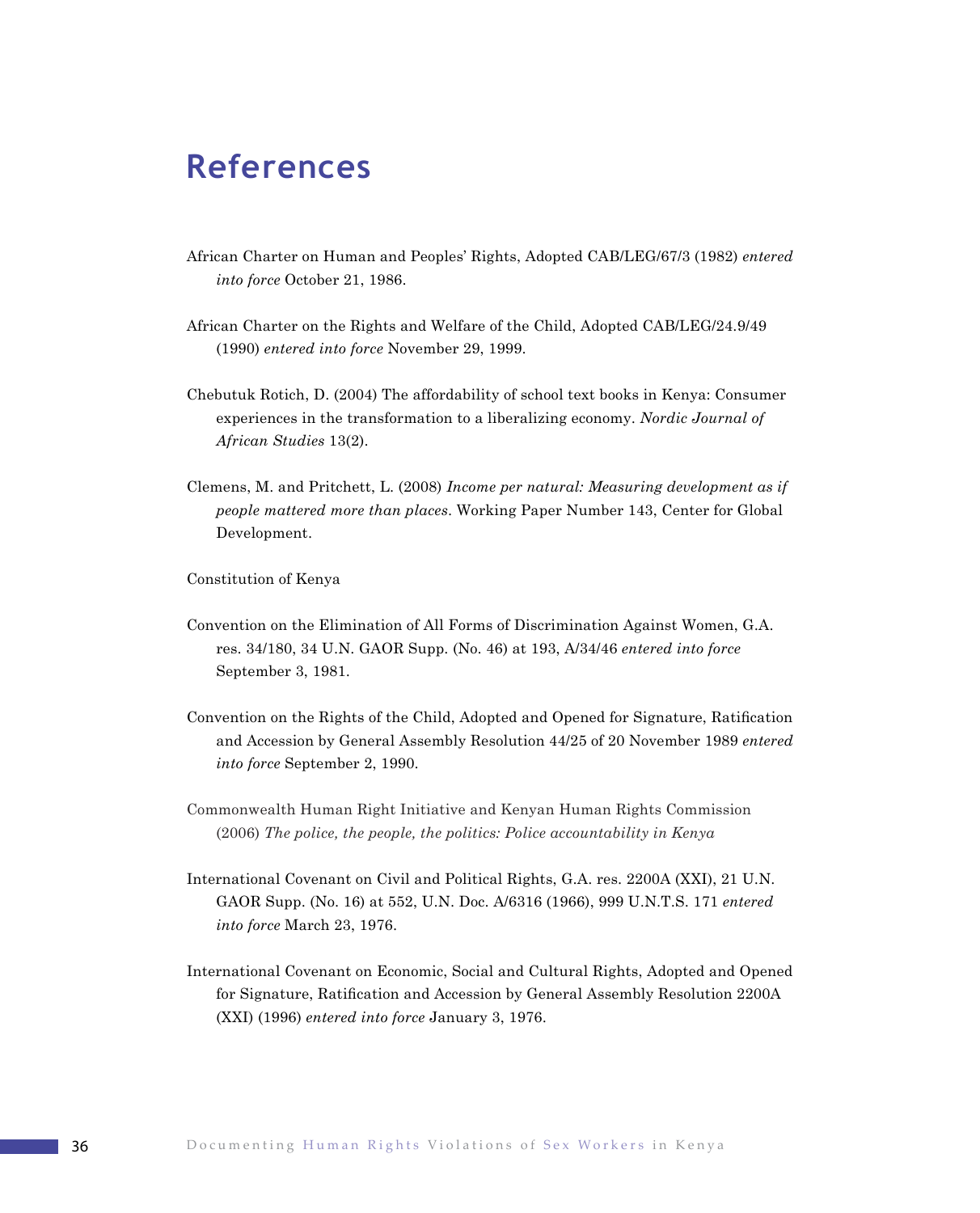# References

African Charter on Human and Peoples' Rights, Adopted CAB/LEG/67/3 (1982) *entered into force* October 21, 1986.

African Charter on the Rights and Welfare of the Child, Adopted CAB/LEG/24.9/49 (1990) *entered into force* November 29, 1999.

Chebutuk Rotich, D. (2004) The affordability of school text books in Kenya: Consumer experiences in the transformation to a liberalizing economy. *Nordic Journal of African Studies* 13(2).

Clemens, M. and Pritchett, L. (2008) *Income per natural: Measuring development as if people mattered more than places*. Working Paper Number 143, Center for Global Development.

Constitution of Kenya

Convention on the Elimination of All Forms of Discrimination Against Women, G.A. res. 34/180, 34 U.N. GAOR Supp. (No. 46) at 193, A/34/46 *entered into force* September 3, 1981.

Convention on the Rights of the Child, Adopted and Opened for Signature, Ratification and Accession by General Assembly Resolution 44/25 of 20 November 1989 *entered into force* September 2, 1990.

Commonwealth Human Right Initiative and Kenyan Human Rights Commission (2006) *The police, the people, the politics: Police accountability in Kenya*

International Covenant on Civil and Political Rights, G.A. res. 2200A (XXI), 21 U.N. GAOR Supp. (No. 16) at 552, U.N. Doc. A/6316 (1966), 999 U.N.T.S. 171 *entered into force* March 23, 1976.

International Covenant on Economic, Social and Cultural Rights, Adopted and Opened for Signature, Ratification and Accession by General Assembly Resolution 2200A (XXI) (1996) *entered into force* January 3, 1976.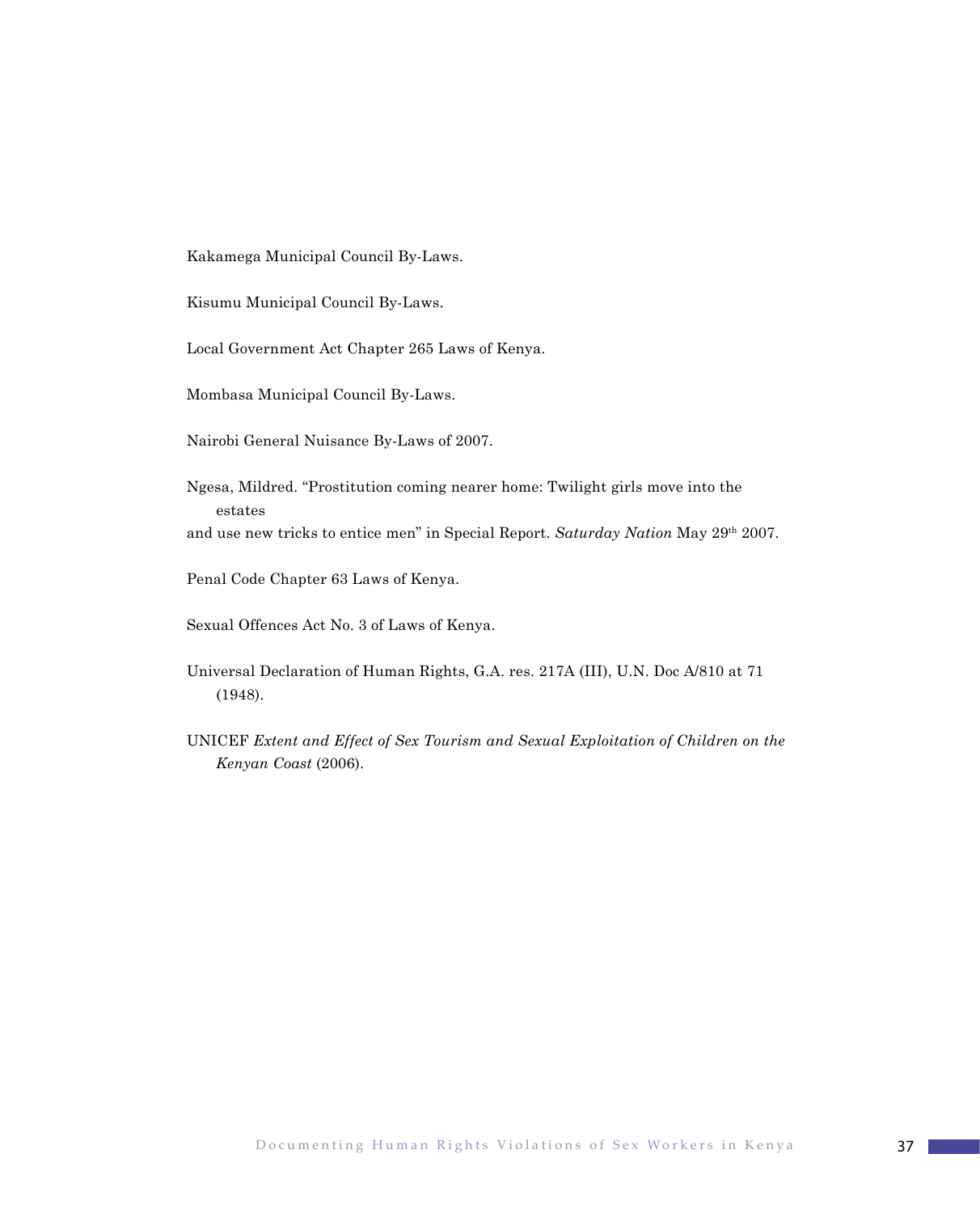Kakamega Municipal Council By-Laws.

Kisumu Municipal Council By-Laws.

Local Government Act Chapter 265 Laws of Kenya.

Mombasa Municipal Council By-Laws.

Nairobi General Nuisance By-Laws of 2007.

Ngesa, Mildred. "Prostitution coming nearer home: Twilight girls move into the estates and use new tricks to entice men" in Special Report. *Saturday Nation* May 29th 2007.

Penal Code Chapter 63 Laws of Kenya.

Sexual Offences Act No. 3 of Laws of Kenya.

Universal Declaration of Human Rights, G.A. res. 217A (III), U.N. Doc A/810 at 71 (1948).

UNICEF *Extent and Effect of Sex Tourism and Sexual Exploitation of Children on the Kenyan Coast* (2006).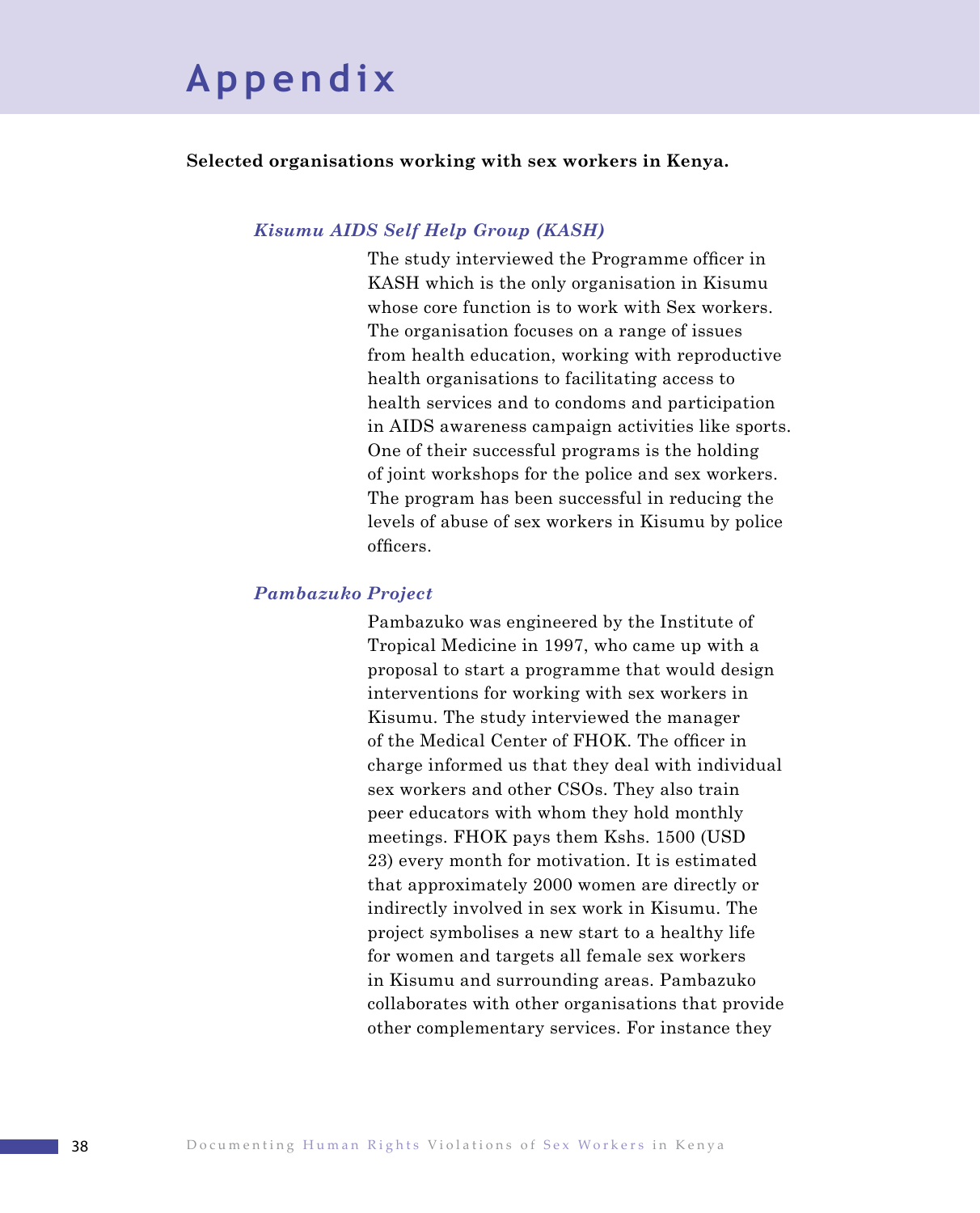# Appendix

**Selected organisations working with sex workers in Kenya.**

***Kisumu AIDS Self Help Group (KASH)***

The study interviewed the Programme officer in KASH which is the only organisation in Kisumu whose core function is to work with Sex workers. The organisation focuses on a range of issues from health education, working with reproductive health organisations to facilitating access to health services and to condoms and participation in AIDS awareness campaign activities like sports. One of their successful programs is the holding of joint workshops for the police and sex workers. The program has been successful in reducing the levels of abuse of sex workers in Kisumu by police officers.

***Pambazuko Project***

Pambazuko was engineered by the Institute of Tropical Medicine in 1997, who came up with a proposal to start a programme that would design interventions for working with sex workers in Kisumu. The study interviewed the manager of the Medical Center of FHOK. The officer in charge informed us that they deal with individual sex workers and other CSOs. They also train peer educators with whom they hold monthly meetings. FHOK pays them Kshs. 1500 (USD 23) every month for motivation. It is estimated that approximately 2000 women are directly or indirectly involved in sex work in Kisumu. The project symbolises a new start to a healthy life for women and targets all female sex workers in Kisumu and surrounding areas. Pambazuko collaborates with other organisations that provide other complementary services. For instance they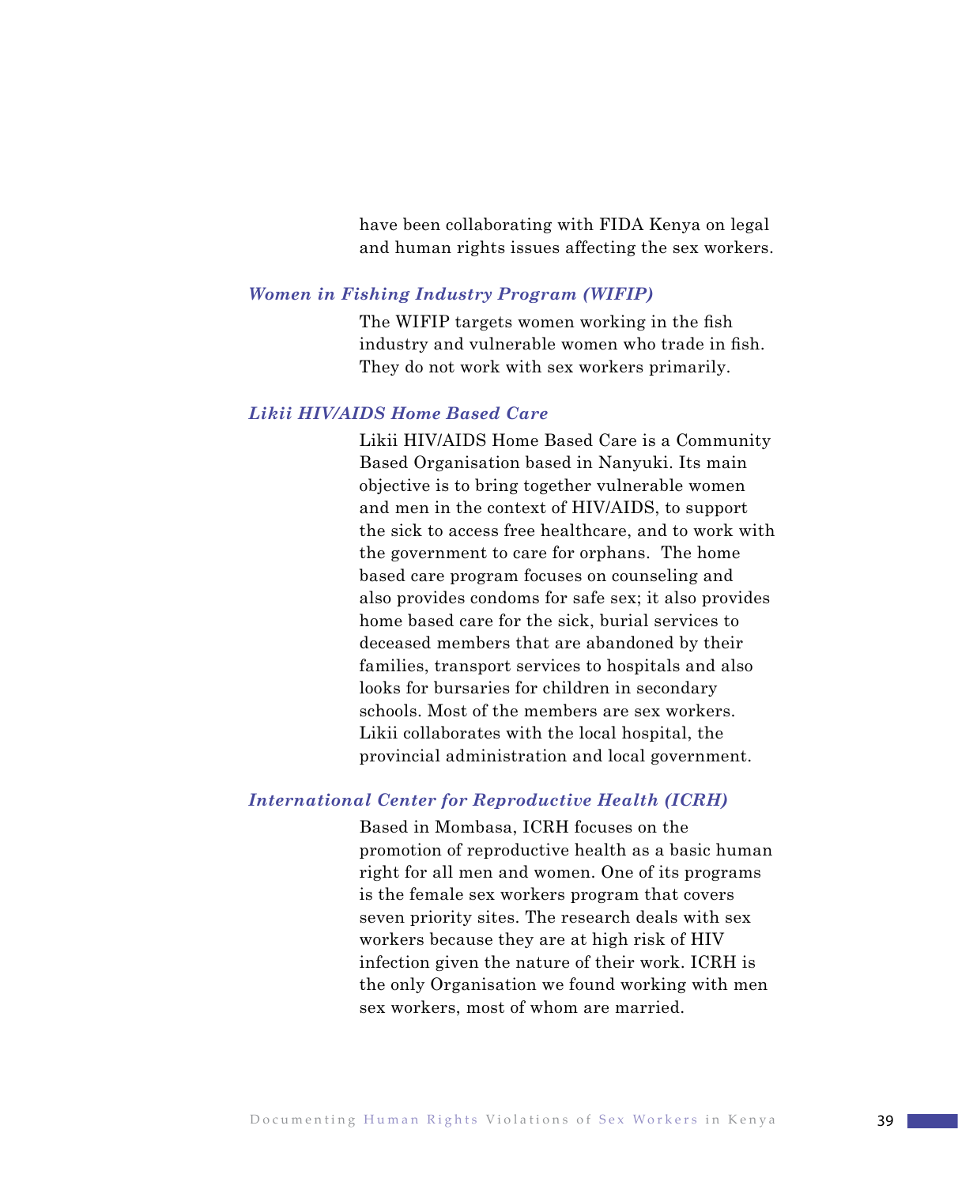have been collaborating with FIDA Kenya on legal and human rights issues affecting the sex workers.

### *Women in Fishing Industry Program (WIFIP)*

The WIFIP targets women working in the fish industry and vulnerable women who trade in fish. They do not work with sex workers primarily.

### *Likii HIV/AIDS Home Based Care*

Likii HIV/AIDS Home Based Care is a Community Based Organisation based in Nanyuki. Its main objective is to bring together vulnerable women and men in the context of HIV/AIDS, to support the sick to access free healthcare, and to work with the government to care for orphans. The home based care program focuses on counseling and also provides condoms for safe sex; it also provides home based care for the sick, burial services to deceased members that are abandoned by their families, transport services to hospitals and also looks for bursaries for children in secondary schools. Most of the members are sex workers. Likii collaborates with the local hospital, the provincial administration and local government.

### *International Center for Reproductive Health (ICRH)*

Based in Mombasa, ICRH focuses on the promotion of reproductive health as a basic human right for all men and women. One of its programs is the female sex workers program that covers seven priority sites. The research deals with sex workers because they are at high risk of HIV infection given the nature of their work. ICRH is the only Organisation we found working with men sex workers, most of whom are married.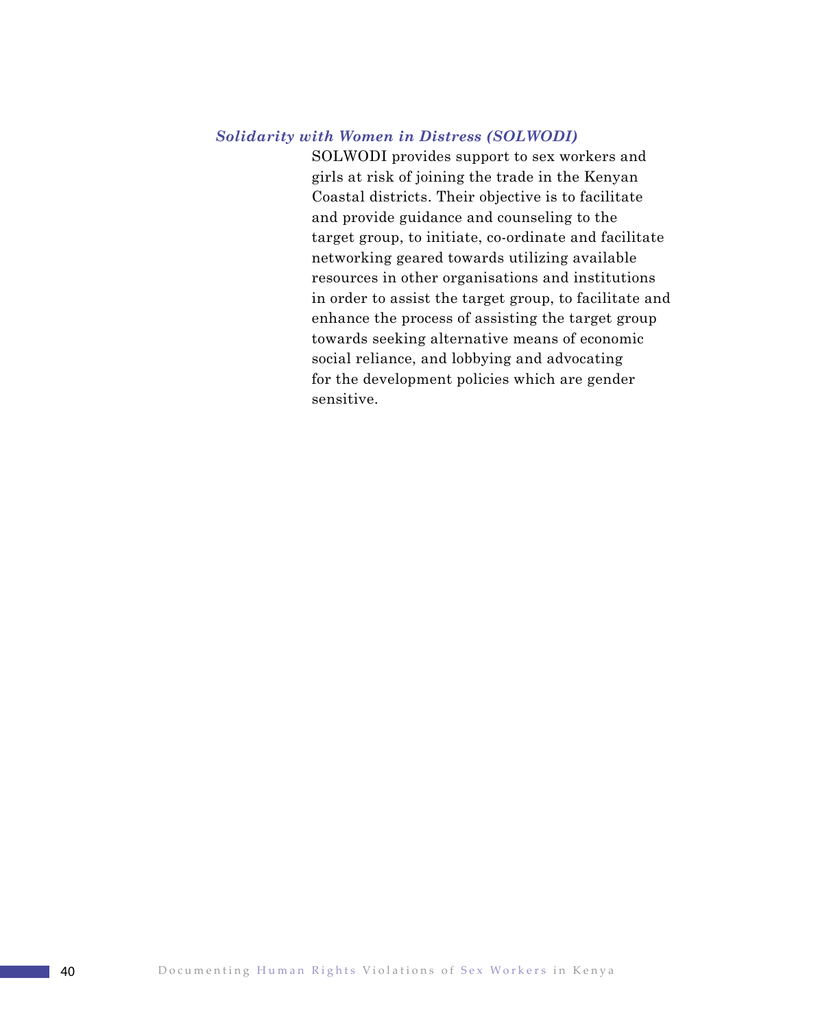### *Solidarity with Women in Distress (SOLWODI)*

SOLWODI provides support to sex workers and girls at risk of joining the trade in the Kenyan Coastal districts. Their objective is to facilitate and provide guidance and counseling to the target group, to initiate, co-ordinate and facilitate networking geared towards utilizing available resources in other organisations and institutions in order to assist the target group, to facilitate and enhance the process of assisting the target group towards seeking alternative means of economic social reliance, and lobbying and advocating for the development policies which are gender sensitive.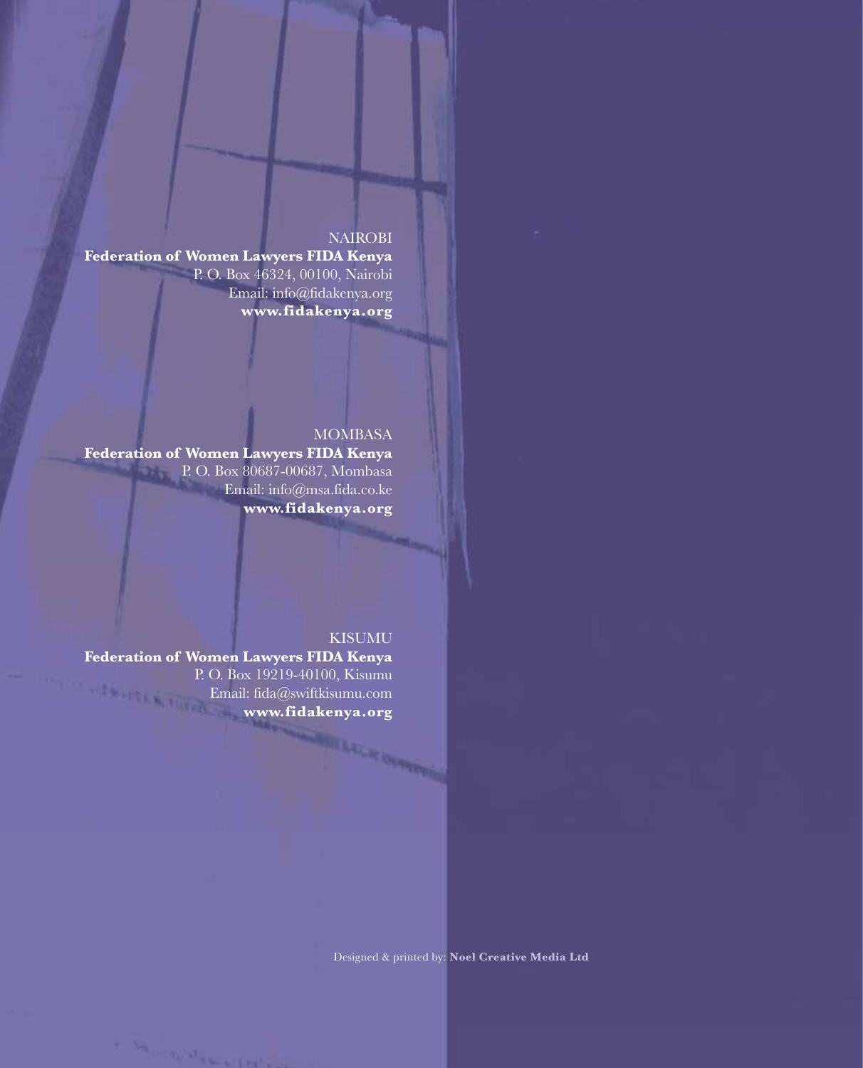NAIROBI

**Federation of Women Lawyers FIDA Kenya**

P. O. Box 46324, 00100, Nairobi

Email: info@fidakenya.org

**www.fidakenya.org**

MOMBASA

**Federation of Women Lawyers FIDA Kenya**

P. O. Box 80687-00687, Mombasa

Email: info@msa.fida.co.ke

**www.fidakenya.org**

KISUMU

**Federation of Women Lawyers FIDA Kenya**

P. O. Box 19219-40100, Kisumu

Email: fida@swiftkisumu.com

**www.fidakenya.org**

Designed & printed by: **Noel Creative Media Ltd**